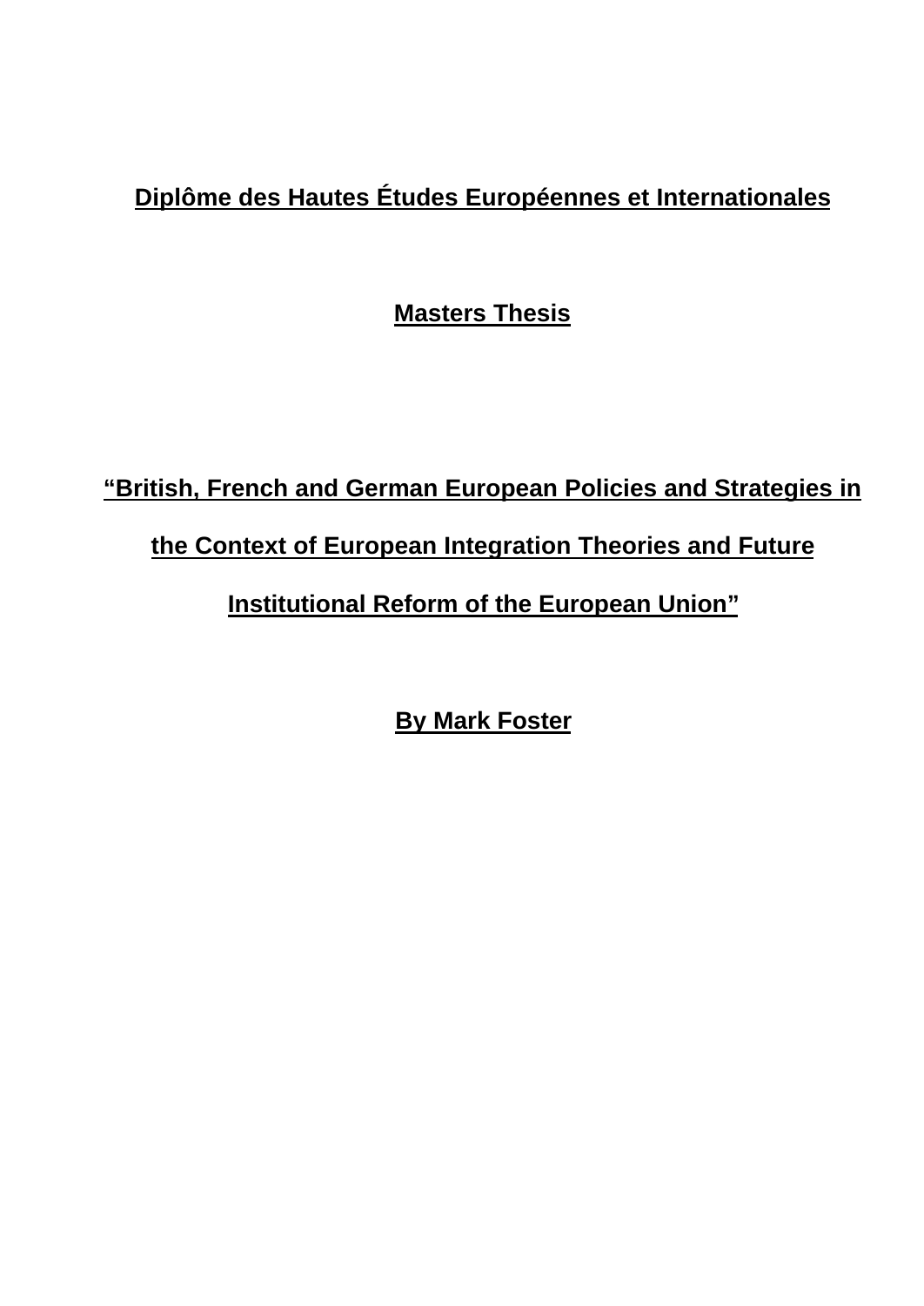**Diplôme des Hautes Études Européennes et Internationales**

**Masters Thesis**

# "British, French and German European Policies and Strategies in the Context of European Integration Theories and Future Institutional Reform of the European Union"

**By Mark Foster**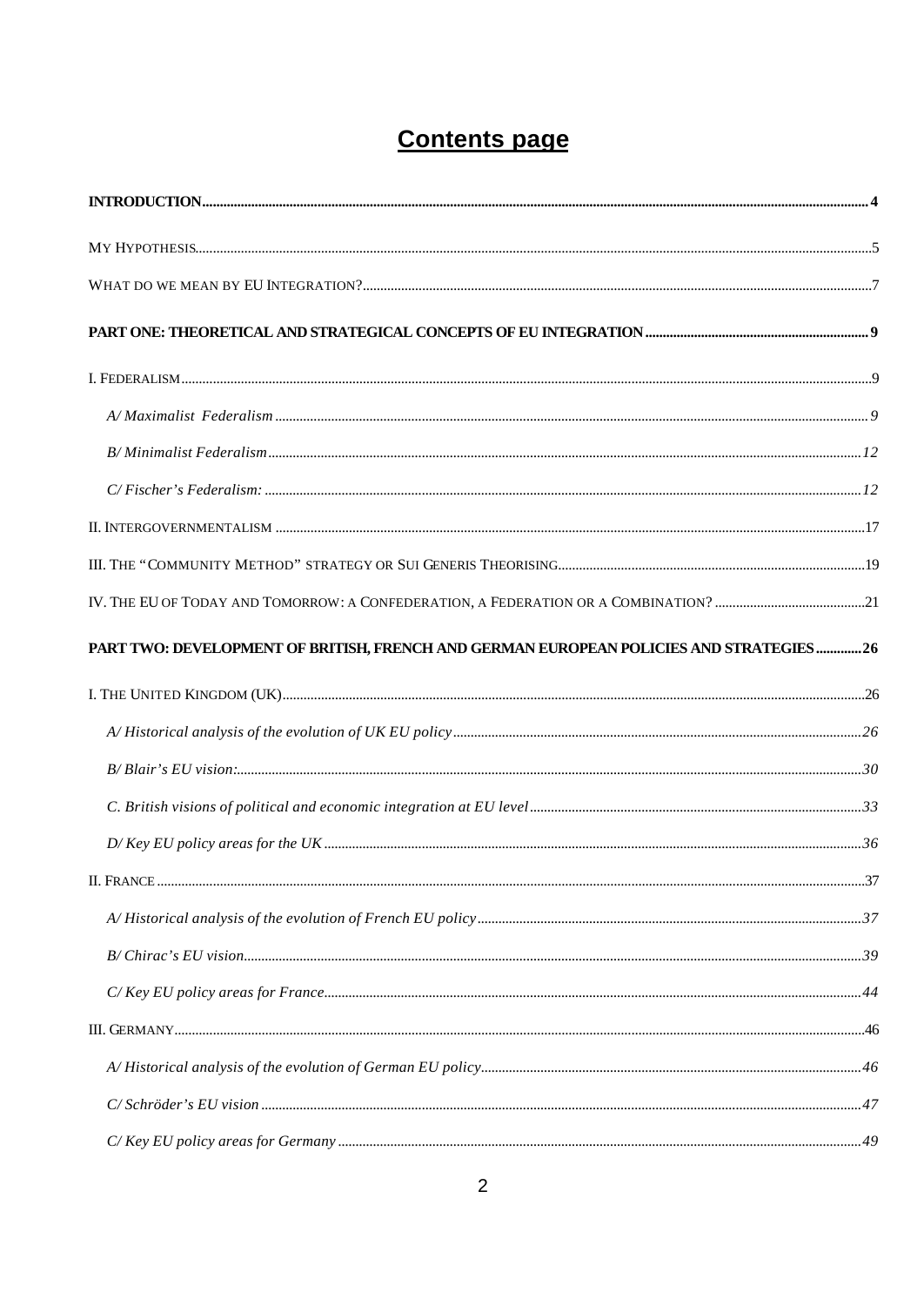# Contents page

**INTRODUCTION** .......... **4**

MY HYPOTHESIS .......... 5

WHAT DO WE MEAN BY EU INTEGRATION? .......... 7

**PART ONE: THEORETICAL AND STRATEGICAL CONCEPTS OF EU INTEGRATION** .......... **9**

I. FEDERALISM .......... 9

*A/ Maximalist Federalism* .......... *9*

*B/ Minimalist Federalism* .......... *12*

*C/ Fischer's Federalism:* .......... *12*

II. INTERGOVERNMENTALISM .......... 17

III. THE "COMMUNITY METHOD" STRATEGY OR SUI GENERIS THEORISING .......... 19

IV. THE EU OF TODAY AND TOMORROW: A CONFEDERATION, A FEDERATION OR A COMBINATION? .......... 21

**PART TWO: DEVELOPMENT OF BRITISH, FRENCH AND GERMAN EUROPEAN POLICIES AND STRATEGIES** .......... **26**

I. THE UNITED KINGDOM (UK) .......... 26

*A/ Historical analysis of the evolution of UK EU policy* .......... *26*

*B/ Blair's EU vision:* .......... *30*

*C. British visions of political and economic integration at EU level* .......... *33*

*D/ Key EU policy areas for the UK* .......... *36*

II. FRANCE .......... 37

*A/ Historical analysis of the evolution of French EU policy* .......... *37*

*B/ Chirac's EU vision* .......... *39*

*C/ Key EU policy areas for France* .......... *44*

III. GERMANY .......... 46

*A/ Historical analysis of the evolution of German EU policy* .......... *46*

*C/ Schröder's EU vision* .......... *47*

*C/ Key EU policy areas for Germany* .......... *49*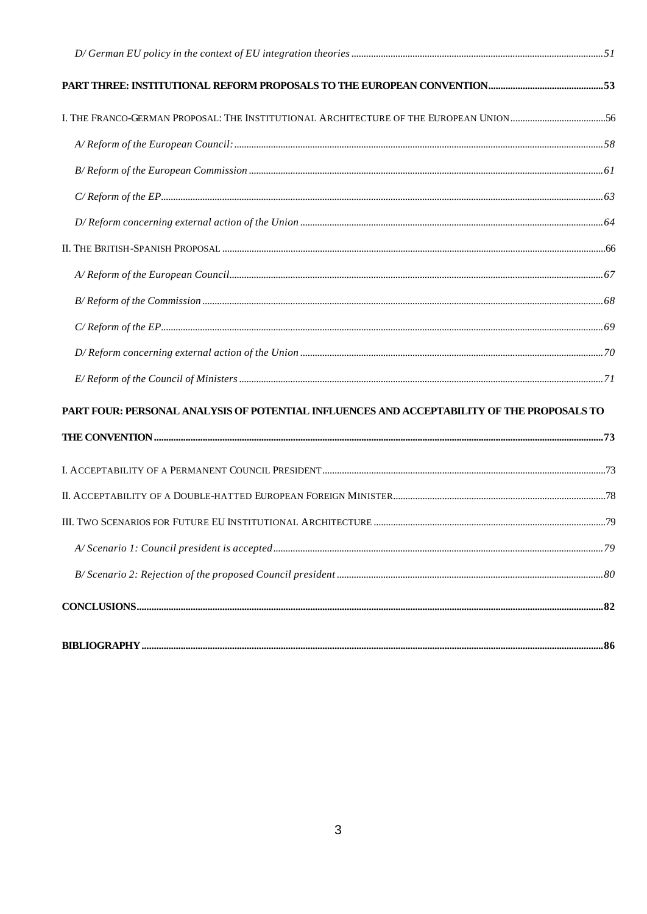*D/ German EU policy in the context of EU integration theories* ..... *51*

**PART THREE: INSTITUTIONAL REFORM PROPOSALS TO THE EUROPEAN CONVENTION ..... 53**

I. THE FRANCO-GERMAN PROPOSAL: THE INSTITUTIONAL ARCHITECTURE OF THE EUROPEAN UNION ..... 56

*A/ Reform of the European Council:* ..... *58*

*B/ Reform of the European Commission* ..... *61*

*C/ Reform of the EP* ..... *63*

*D/ Reform concerning external action of the Union* ..... *64*

II. THE BRITISH-SPANISH PROPOSAL ..... 66

*A/ Reform of the European Council* ..... *67*

*B/ Reform of the Commission* ..... *68*

*C/ Reform of the EP* ..... *69*

*D/ Reform concerning external action of the Union* ..... *70*

*E/ Reform of the Council of Ministers* ..... *71*

**PART FOUR: PERSONAL ANALYSIS OF POTENTIAL INFLUENCES AND ACCEPTABILITY OF THE PROPOSALS TO THE CONVENTION ..... 73**

I. ACCEPTABILITY OF A PERMANENT COUNCIL PRESIDENT ..... 73

II. ACCEPTABILITY OF A DOUBLE-HATTED EUROPEAN FOREIGN MINISTER ..... 78

III. TWO SCENARIOS FOR FUTURE EU INSTITUTIONAL ARCHITECTURE ..... 79

*A/ Scenario 1: Council president is accepted* ..... *79*

*B/ Scenario 2: Rejection of the proposed Council president* ..... *80*

**CONCLUSIONS ..... 82**

**BIBLIOGRAPHY ..... 86**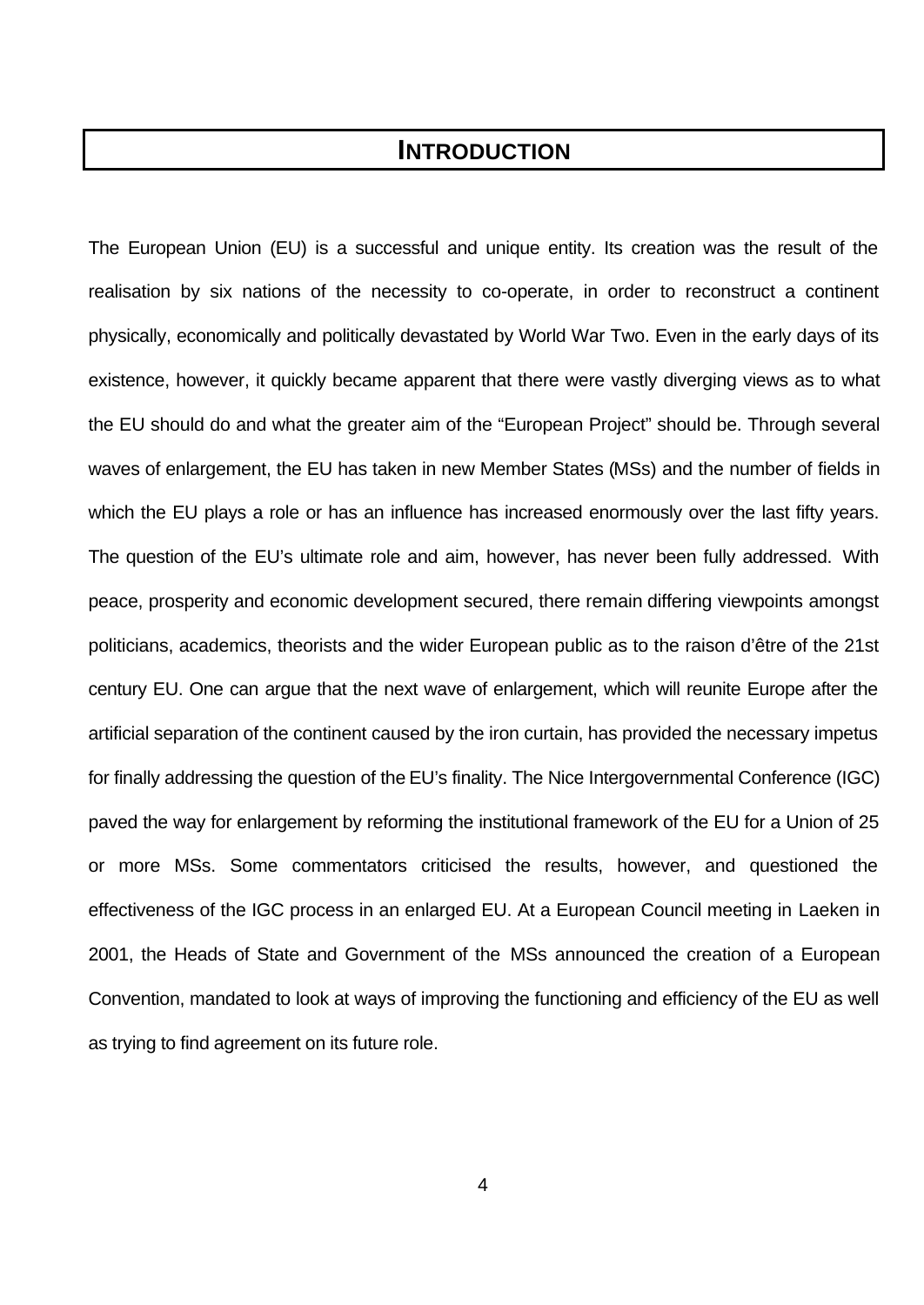# INTRODUCTION

The European Union (EU) is a successful and unique entity. Its creation was the result of the realisation by six nations of the necessity to co-operate, in order to reconstruct a continent physically, economically and politically devastated by World War Two. Even in the early days of its existence, however, it quickly became apparent that there were vastly diverging views as to what the EU should do and what the greater aim of the "European Project" should be. Through several waves of enlargement, the EU has taken in new Member States (MSs) and the number of fields in which the EU plays a role or has an influence has increased enormously over the last fifty years. The question of the EU's ultimate role and aim, however, has never been fully addressed. With peace, prosperity and economic development secured, there remain differing viewpoints amongst politicians, academics, theorists and the wider European public as to the raison d'être of the 21st century EU. One can argue that the next wave of enlargement, which will reunite Europe after the artificial separation of the continent caused by the iron curtain, has provided the necessary impetus for finally addressing the question of the EU's finality. The Nice Intergovernmental Conference (IGC) paved the way for enlargement by reforming the institutional framework of the EU for a Union of 25 or more MSs. Some commentators criticised the results, however, and questioned the effectiveness of the IGC process in an enlarged EU. At a European Council meeting in Laeken in 2001, the Heads of State and Government of the MSs announced the creation of a European Convention, mandated to look at ways of improving the functioning and efficiency of the EU as well as trying to find agreement on its future role.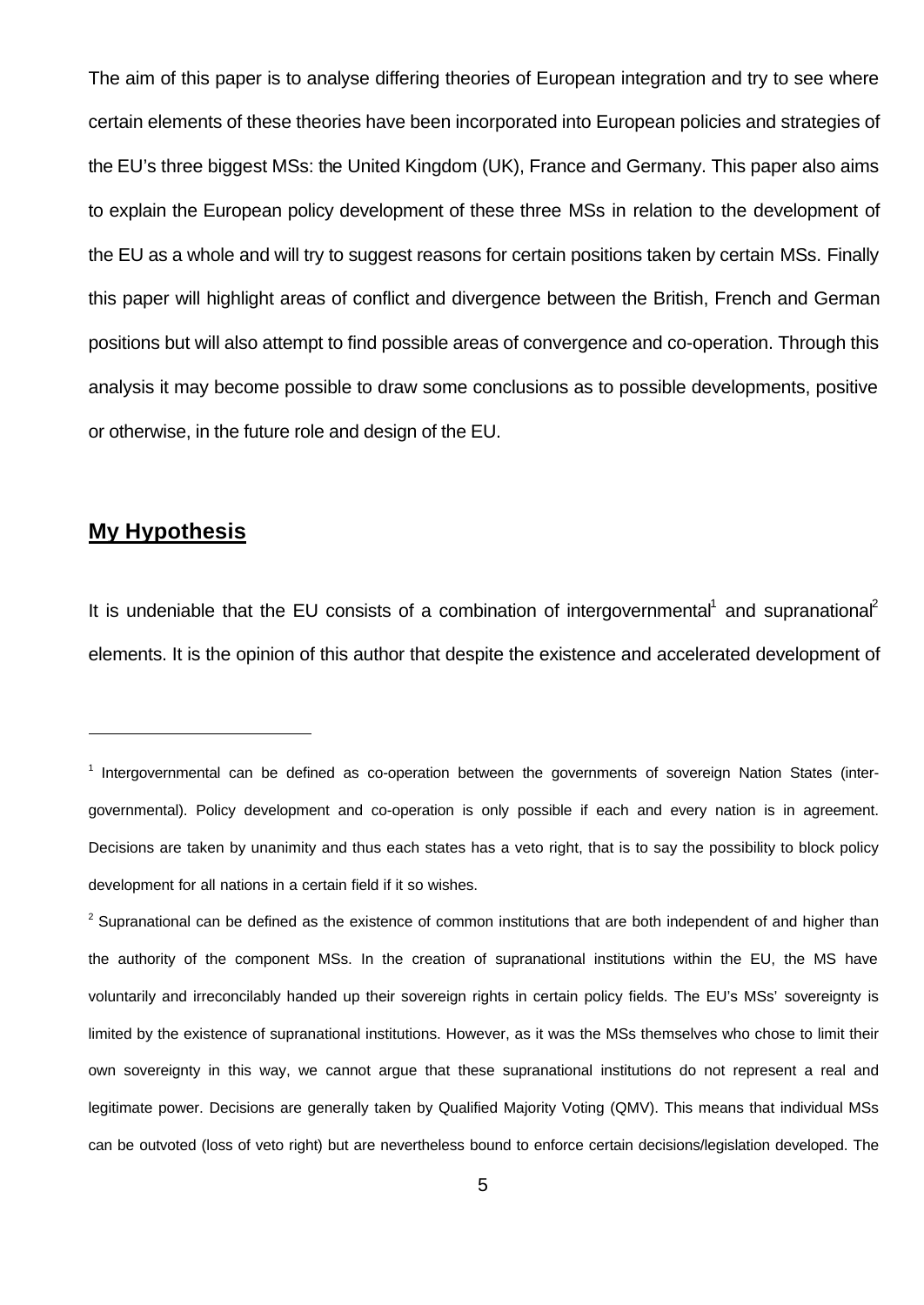The aim of this paper is to analyse differing theories of European integration and try to see where certain elements of these theories have been incorporated into European policies and strategies of the EU's three biggest MSs: the United Kingdom (UK), France and Germany. This paper also aims to explain the European policy development of these three MSs in relation to the development of the EU as a whole and will try to suggest reasons for certain positions taken by certain MSs. Finally this paper will highlight areas of conflict and divergence between the British, French and German positions but will also attempt to find possible areas of convergence and co-operation. Through this analysis it may become possible to draw some conclusions as to possible developments, positive or otherwise, in the future role and design of the EU.

## **My Hypothesis**

It is undeniable that the EU consists of a combination of intergovernmental[1] and supranational[2] elements. It is the opinion of this author that despite the existence and accelerated development of

---

[1] Intergovernmental can be defined as co-operation between the governments of sovereign Nation States (inter-governmental). Policy development and co-operation is only possible if each and every nation is in agreement. Decisions are taken by unanimity and thus each states has a veto right, that is to say the possibility to block policy development for all nations in a certain field if it so wishes.

[2] Supranational can be defined as the existence of common institutions that are both independent of and higher than the authority of the component MSs. In the creation of supranational institutions within the EU, the MS have voluntarily and irreconcilably handed up their sovereign rights in certain policy fields. The EU's MSs' sovereignty is limited by the existence of supranational institutions. However, as it was the MSs themselves who chose to limit their own sovereignty in this way, we cannot argue that these supranational institutions do not represent a real and legitimate power. Decisions are generally taken by Qualified Majority Voting (QMV). This means that individual MSs can be outvoted (loss of veto right) but are nevertheless bound to enforce certain decisions/legislation developed. The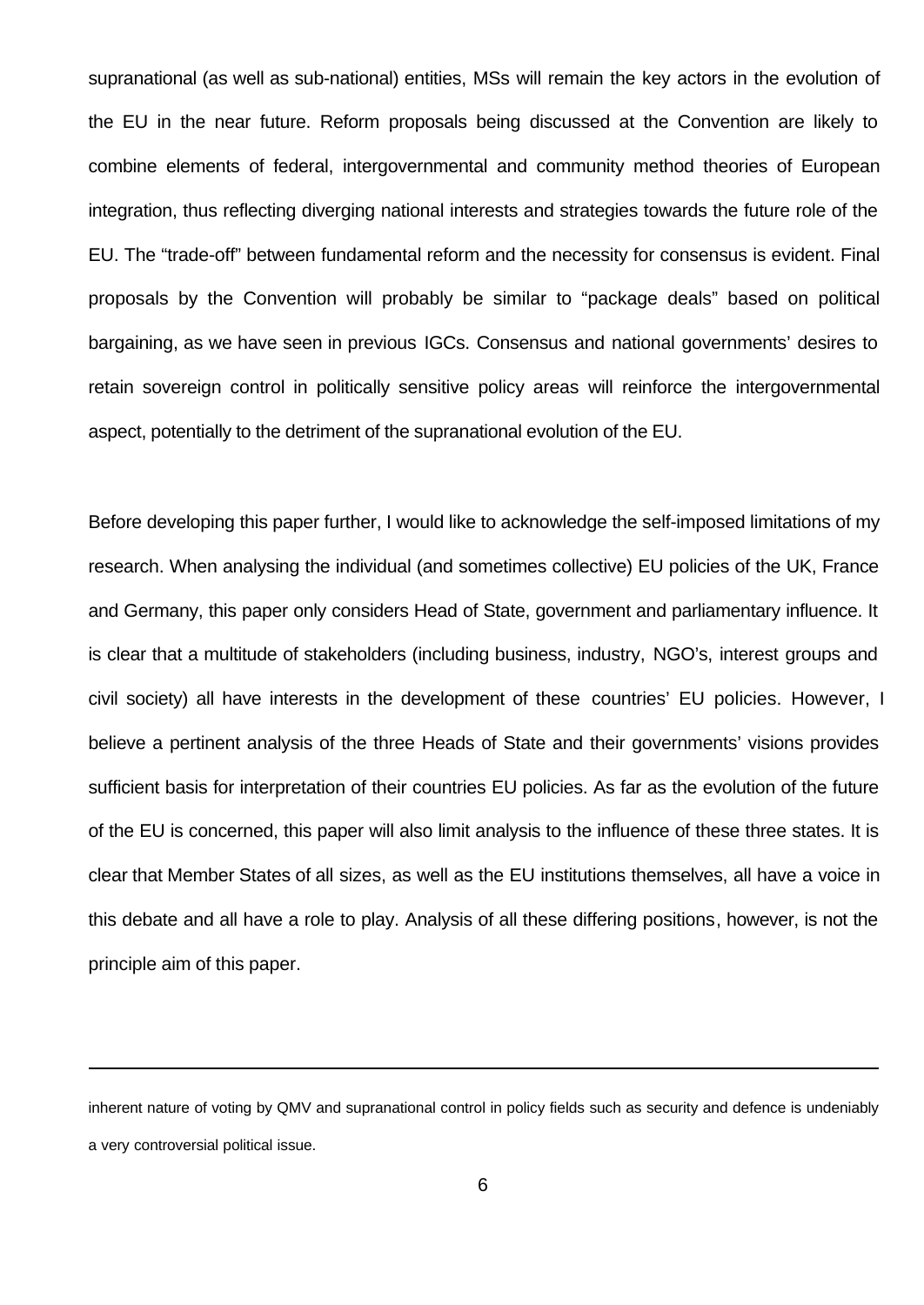supranational (as well as sub-national) entities, MSs will remain the key actors in the evolution of the EU in the near future. Reform proposals being discussed at the Convention are likely to combine elements of federal, intergovernmental and community method theories of European integration, thus reflecting diverging national interests and strategies towards the future role of the EU. The "trade-off" between fundamental reform and the necessity for consensus is evident. Final proposals by the Convention will probably be similar to "package deals" based on political bargaining, as we have seen in previous IGCs. Consensus and national governments' desires to retain sovereign control in politically sensitive policy areas will reinforce the intergovernmental aspect, potentially to the detriment of the supranational evolution of the EU.

Before developing this paper further, I would like to acknowledge the self-imposed limitations of my research. When analysing the individual (and sometimes collective) EU policies of the UK, France and Germany, this paper only considers Head of State, government and parliamentary influence. It is clear that a multitude of stakeholders (including business, industry, NGO's, interest groups and civil society) all have interests in the development of these countries' EU policies. However, I believe a pertinent analysis of the three Heads of State and their governments' visions provides sufficient basis for interpretation of their countries EU policies. As far as the evolution of the future of the EU is concerned, this paper will also limit analysis to the influence of these three states. It is clear that Member States of all sizes, as well as the EU institutions themselves, all have a voice in this debate and all have a role to play. Analysis of all these differing positions, however, is not the principle aim of this paper.

---

inherent nature of voting by QMV and supranational control in policy fields such as security and defence is undeniably a very controversial political issue.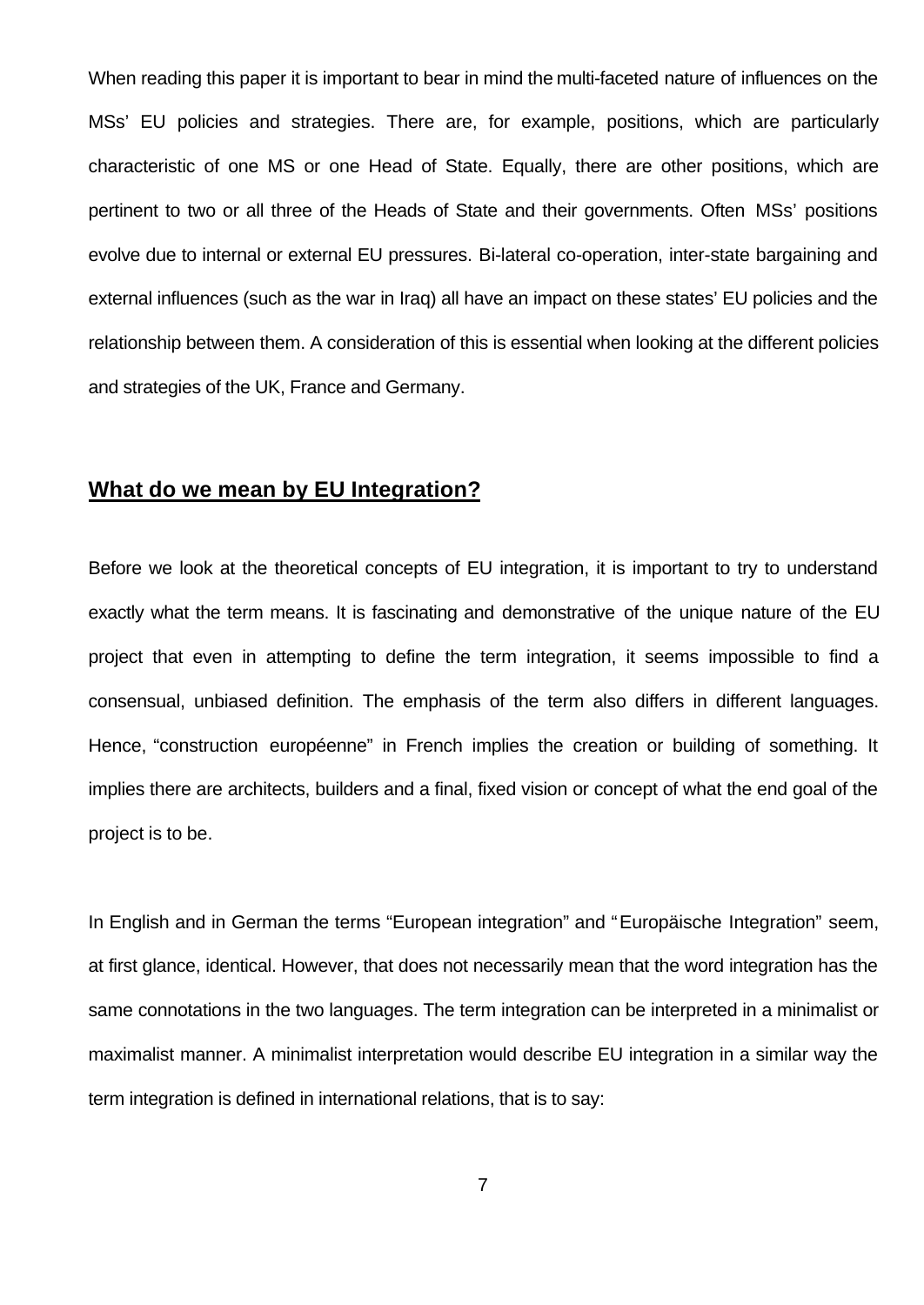When reading this paper it is important to bear in mind the multi-faceted nature of influences on the MSs' EU policies and strategies. There are, for example, positions, which are particularly characteristic of one MS or one Head of State. Equally, there are other positions, which are pertinent to two or all three of the Heads of State and their governments. Often MSs' positions evolve due to internal or external EU pressures. Bi-lateral co-operation, inter-state bargaining and external influences (such as the war in Iraq) all have an impact on these states' EU policies and the relationship between them. A consideration of this is essential when looking at the different policies and strategies of the UK, France and Germany.

## What do we mean by EU Integration?

Before we look at the theoretical concepts of EU integration, it is important to try to understand exactly what the term means. It is fascinating and demonstrative of the unique nature of the EU project that even in attempting to define the term integration, it seems impossible to find a consensual, unbiased definition. The emphasis of the term also differs in different languages. Hence, "construction européenne" in French implies the creation or building of something. It implies there are architects, builders and a final, fixed vision or concept of what the end goal of the project is to be.

In English and in German the terms "European integration" and "Europäische Integration" seem, at first glance, identical. However, that does not necessarily mean that the word integration has the same connotations in the two languages. The term integration can be interpreted in a minimalist or maximalist manner. A minimalist interpretation would describe EU integration in a similar way the term integration is defined in international relations, that is to say: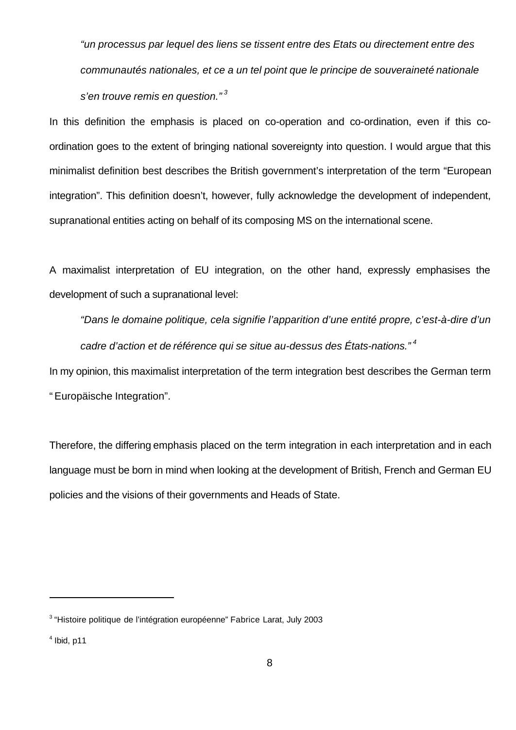*"un processus par lequel des liens se tissent entre des Etats ou directement entre des communautés nationales, et ce a un tel point que le principe de souveraineté nationale s'en trouve remis en question."* [3]

In this definition the emphasis is placed on co-operation and co-ordination, even if this co-ordination goes to the extent of bringing national sovereignty into question. I would argue that this minimalist definition best describes the British government's interpretation of the term "European integration". This definition doesn't, however, fully acknowledge the development of independent, supranational entities acting on behalf of its composing MS on the international scene.

A maximalist interpretation of EU integration, on the other hand, expressly emphasises the development of such a supranational level:

*"Dans le domaine politique, cela signifie l'apparition d'une entité propre, c'est-à-dire d'un cadre d'action et de référence qui se situe au-dessus des États-nations."* [4]

In my opinion, this maximalist interpretation of the term integration best describes the German term "Europäische Integration".

Therefore, the differing emphasis placed on the term integration in each interpretation and in each language must be born in mind when looking at the development of British, French and German EU policies and the visions of their governments and Heads of State.

---

[3] "Histoire politique de l'intégration européenne" Fabrice Larat, July 2003

[4] Ibid, p11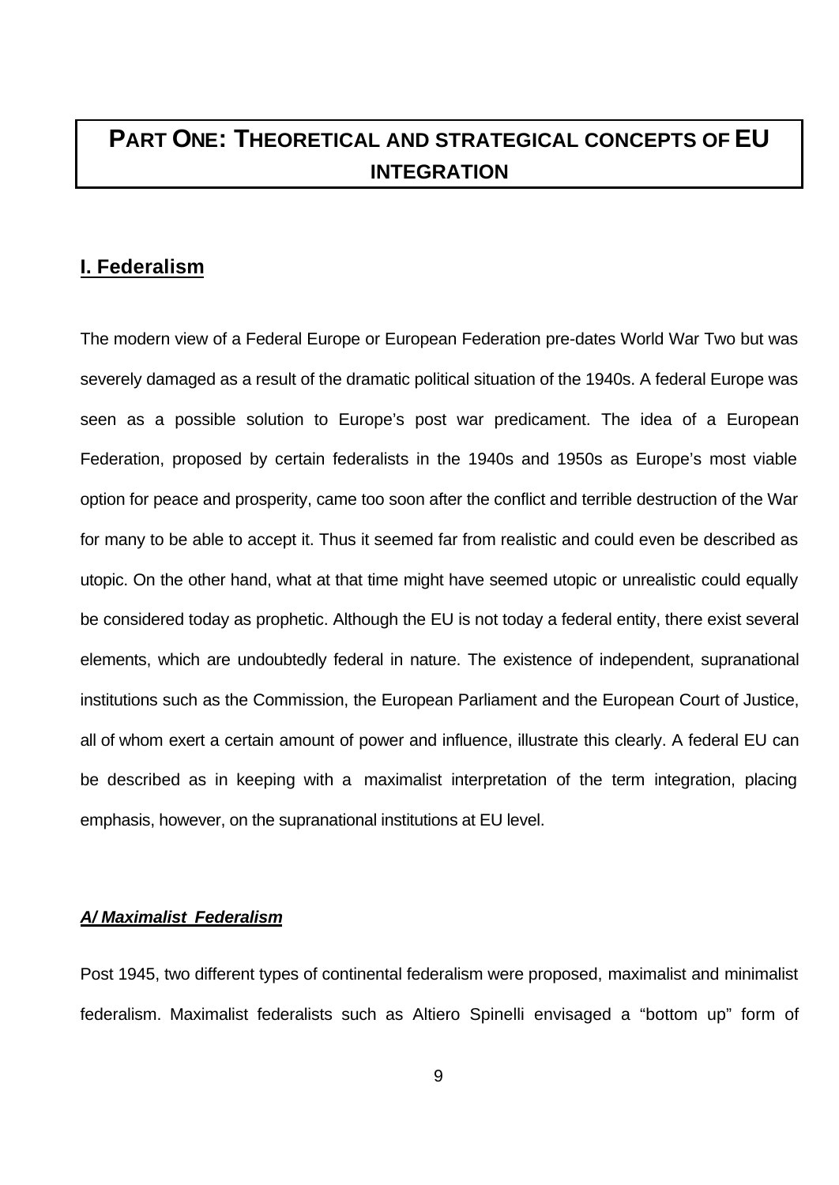# PART ONE: THEORETICAL AND STRATEGICAL CONCEPTS OF EU INTEGRATION

## I. Federalism

The modern view of a Federal Europe or European Federation pre-dates World War Two but was severely damaged as a result of the dramatic political situation of the 1940s. A federal Europe was seen as a possible solution to Europe's post war predicament. The idea of a European Federation, proposed by certain federalists in the 1940s and 1950s as Europe's most viable option for peace and prosperity, came too soon after the conflict and terrible destruction of the War for many to be able to accept it. Thus it seemed far from realistic and could even be described as utopic. On the other hand, what at that time might have seemed utopic or unrealistic could equally be considered today as prophetic. Although the EU is not today a federal entity, there exist several elements, which are undoubtedly federal in nature. The existence of independent, supranational institutions such as the Commission, the European Parliament and the European Court of Justice, all of whom exert a certain amount of power and influence, illustrate this clearly. A federal EU can be described as in keeping with a maximalist interpretation of the term integration, placing emphasis, however, on the supranational institutions at EU level.

### ***A/ Maximalist Federalism***

Post 1945, two different types of continental federalism were proposed, maximalist and minimalist federalism. Maximalist federalists such as Altiero Spinelli envisaged a "bottom up" form of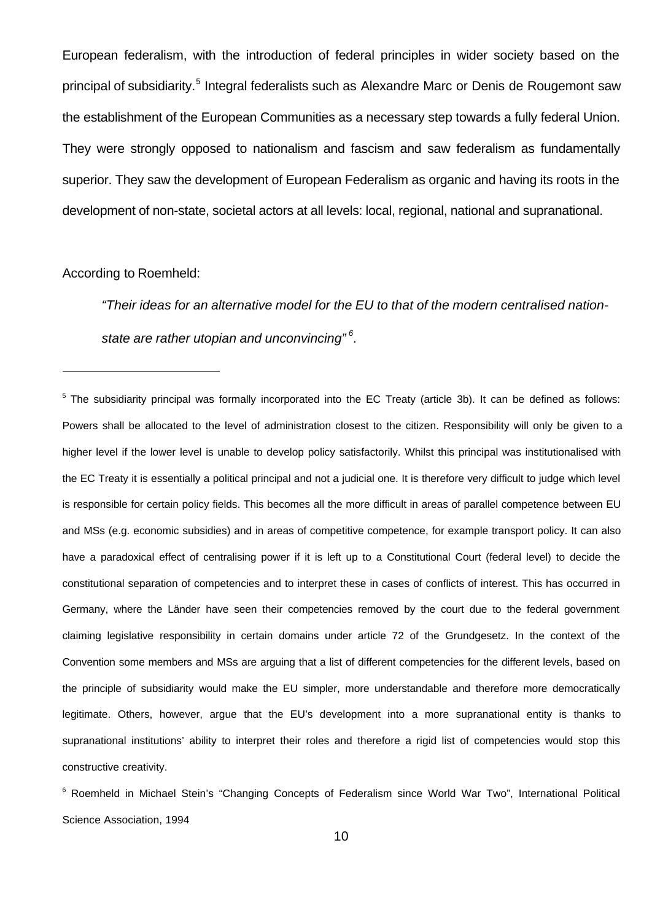European federalism, with the introduction of federal principles in wider society based on the principal of subsidiarity.[5] Integral federalists such as Alexandre Marc or Denis de Rougemont saw the establishment of the European Communities as a necessary step towards a fully federal Union. They were strongly opposed to nationalism and fascism and saw federalism as fundamentally superior. They saw the development of European Federalism as organic and having its roots in the development of non-state, societal actors at all levels: local, regional, national and supranational.

According to Roemheld:

> *"Their ideas for an alternative model for the EU to that of the modern centralised nation-state are rather utopian and unconvincing"[6].*

---

[5] The subsidiarity principal was formally incorporated into the EC Treaty (article 3b). It can be defined as follows: Powers shall be allocated to the level of administration closest to the citizen. Responsibility will only be given to a higher level if the lower level is unable to develop policy satisfactorily. Whilst this principal was institutionalised with the EC Treaty it is essentially a political principal and not a judicial one. It is therefore very difficult to judge which level is responsible for certain policy fields. This becomes all the more difficult in areas of parallel competence between EU and MSs (e.g. economic subsidies) and in areas of competitive competence, for example transport policy. It can also have a paradoxical effect of centralising power if it is left up to a Constitutional Court (federal level) to decide the constitutional separation of competencies and to interpret these in cases of conflicts of interest. This has occurred in Germany, where the Länder have seen their competencies removed by the court due to the federal government claiming legislative responsibility in certain domains under article 72 of the Grundgesetz. In the context of the Convention some members and MSs are arguing that a list of different competencies for the different levels, based on the principle of subsidiarity would make the EU simpler, more understandable and therefore more democratically legitimate. Others, however, argue that the EU's development into a more supranational entity is thanks to supranational institutions' ability to interpret their roles and therefore a rigid list of competencies would stop this constructive creativity.

[6] Roemheld in Michael Stein's "Changing Concepts of Federalism since World War Two", International Political Science Association, 1994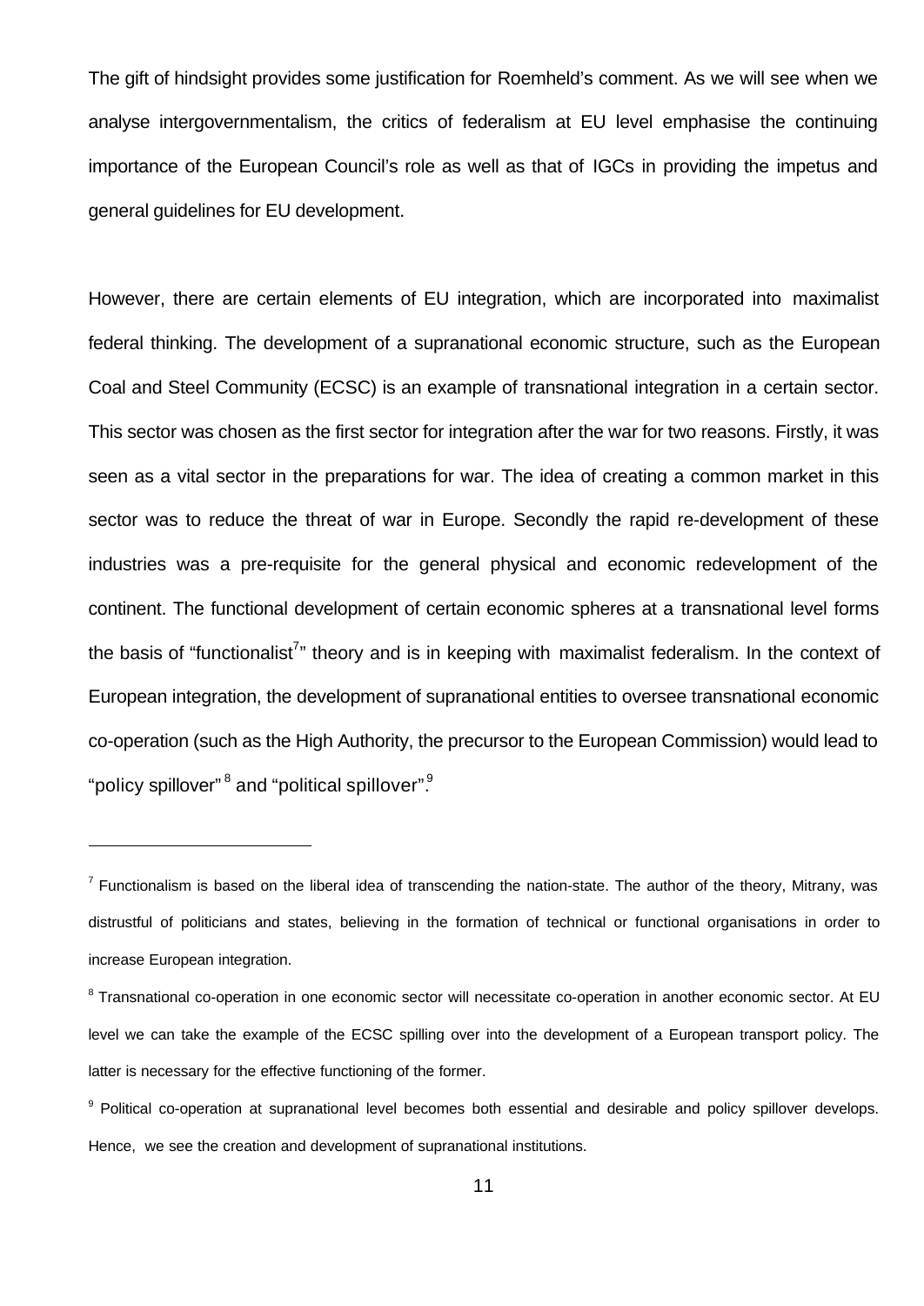The gift of hindsight provides some justification for Roemheld's comment. As we will see when we analyse intergovernmentalism, the critics of federalism at EU level emphasise the continuing importance of the European Council's role as well as that of IGCs in providing the impetus and general guidelines for EU development.

However, there are certain elements of EU integration, which are incorporated into maximalist federal thinking. The development of a supranational economic structure, such as the European Coal and Steel Community (ECSC) is an example of transnational integration in a certain sector. This sector was chosen as the first sector for integration after the war for two reasons. Firstly, it was seen as a vital sector in the preparations for war. The idea of creating a common market in this sector was to reduce the threat of war in Europe. Secondly the rapid re-development of these industries was a pre-requisite for the general physical and economic redevelopment of the continent. The functional development of certain economic spheres at a transnational level forms the basis of "functionalist[7]" theory and is in keeping with maximalist federalism. In the context of European integration, the development of supranational entities to oversee transnational economic co-operation (such as the High Authority, the precursor to the European Commission) would lead to "policy spillover"[8] and "political spillover".[9]

---

[7] Functionalism is based on the liberal idea of transcending the nation-state. The author of the theory, Mitrany, was distrustful of politicians and states, believing in the formation of technical or functional organisations in order to increase European integration.

[8] Transnational co-operation in one economic sector will necessitate co-operation in another economic sector. At EU level we can take the example of the ECSC spilling over into the development of a European transport policy. The latter is necessary for the effective functioning of the former.

[9] Political co-operation at supranational level becomes both essential and desirable and policy spillover develops. Hence, we see the creation and development of supranational institutions.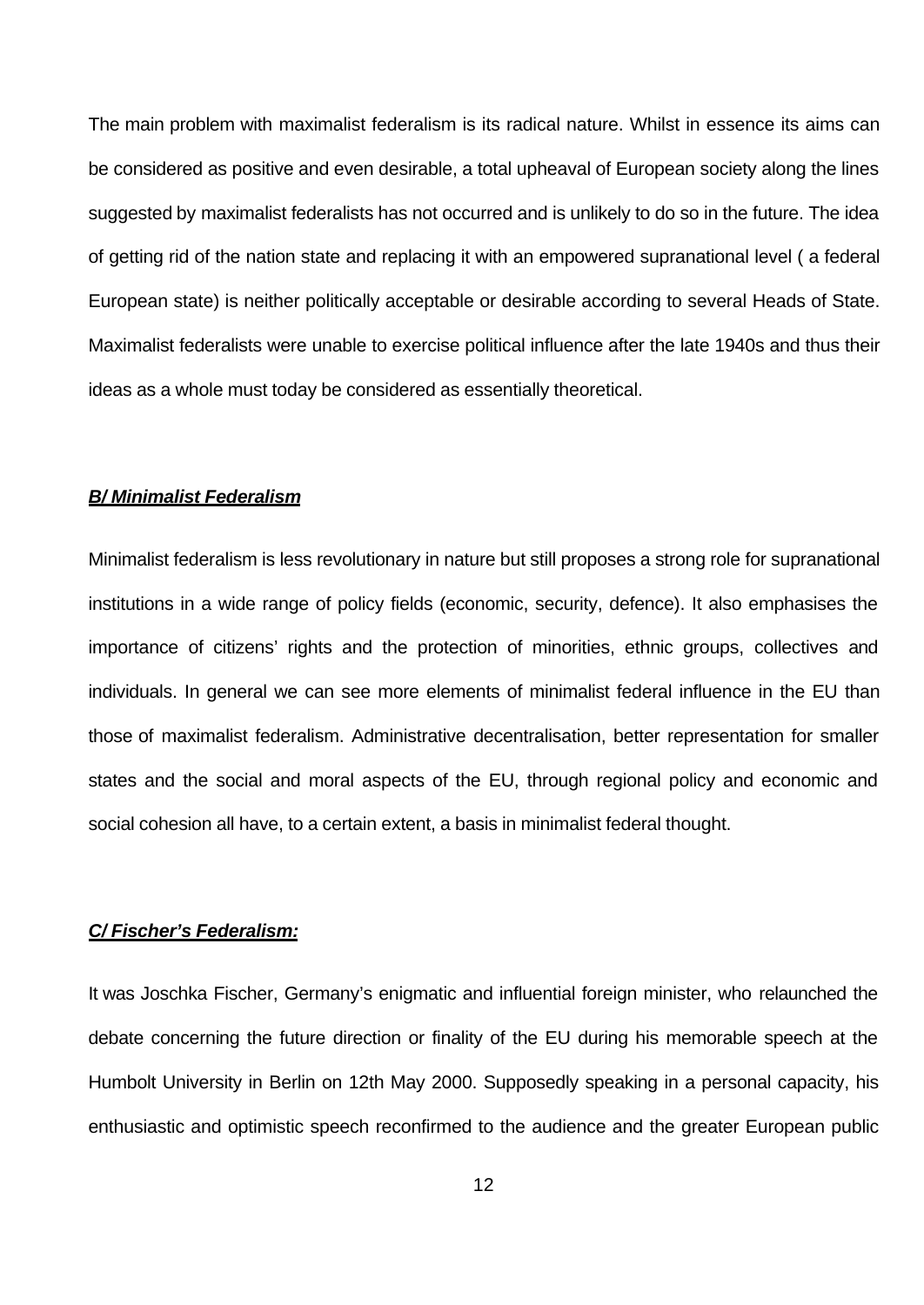The main problem with maximalist federalism is its radical nature. Whilst in essence its aims can be considered as positive and even desirable, a total upheaval of European society along the lines suggested by maximalist federalists has not occurred and is unlikely to do so in the future. The idea of getting rid of the nation state and replacing it with an empowered supranational level ( a federal European state) is neither politically acceptable or desirable according to several Heads of State. Maximalist federalists were unable to exercise political influence after the late 1940s and thus their ideas as a whole must today be considered as essentially theoretical.

### ***B/ Minimalist Federalism***

Minimalist federalism is less revolutionary in nature but still proposes a strong role for supranational institutions in a wide range of policy fields (economic, security, defence). It also emphasises the importance of citizens' rights and the protection of minorities, ethnic groups, collectives and individuals. In general we can see more elements of minimalist federal influence in the EU than those of maximalist federalism. Administrative decentralisation, better representation for smaller states and the social and moral aspects of the EU, through regional policy and economic and social cohesion all have, to a certain extent, a basis in minimalist federal thought.

### ***C/ Fischer's Federalism:***

It was Joschka Fischer, Germany's enigmatic and influential foreign minister, who relaunched the debate concerning the future direction or finality of the EU during his memorable speech at the Humbolt University in Berlin on 12th May 2000. Supposedly speaking in a personal capacity, his enthusiastic and optimistic speech reconfirmed to the audience and the greater European public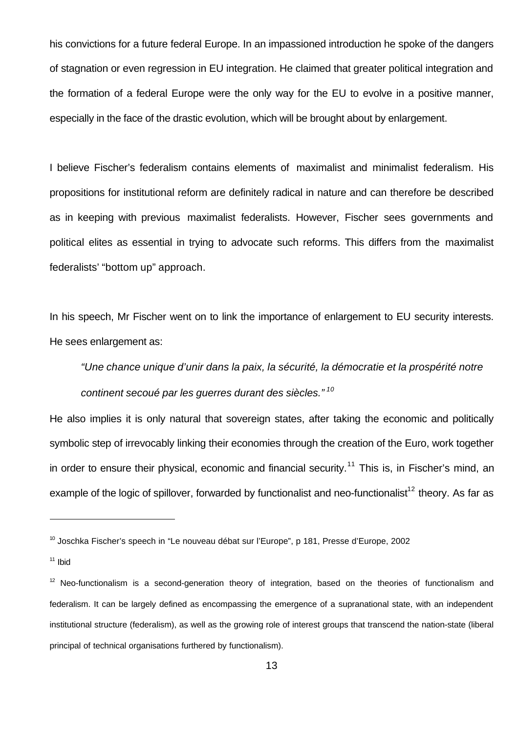his convictions for a future federal Europe. In an impassioned introduction he spoke of the dangers of stagnation or even regression in EU integration. He claimed that greater political integration and the formation of a federal Europe were the only way for the EU to evolve in a positive manner, especially in the face of the drastic evolution, which will be brought about by enlargement.

I believe Fischer's federalism contains elements of maximalist and minimalist federalism. His propositions for institutional reform are definitely radical in nature and can therefore be described as in keeping with previous maximalist federalists. However, Fischer sees governments and political elites as essential in trying to advocate such reforms. This differs from the maximalist federalists' "bottom up" approach.

In his speech, Mr Fischer went on to link the importance of enlargement to EU security interests. He sees enlargement as:

> *"Une chance unique d'unir dans la paix, la sécurité, la démocratie et la prospérité notre continent secoué par les guerres durant des siècles."* [10]

He also implies it is only natural that sovereign states, after taking the economic and politically symbolic step of irrevocably linking their economies through the creation of the Euro, work together in order to ensure their physical, economic and financial security.[11] This is, in Fischer's mind, an example of the logic of spillover, forwarded by functionalist and neo-functionalist[12] theory. As far as

---

[10] Joschka Fischer's speech in "Le nouveau débat sur l'Europe", p 181, Presse d'Europe, 2002

[11] Ibid

[12] Neo-functionalism is a second-generation theory of integration, based on the theories of functionalism and federalism. It can be largely defined as encompassing the emergence of a supranational state, with an independent institutional structure (federalism), as well as the growing role of interest groups that transcend the nation-state (liberal principal of technical organisations furthered by functionalism).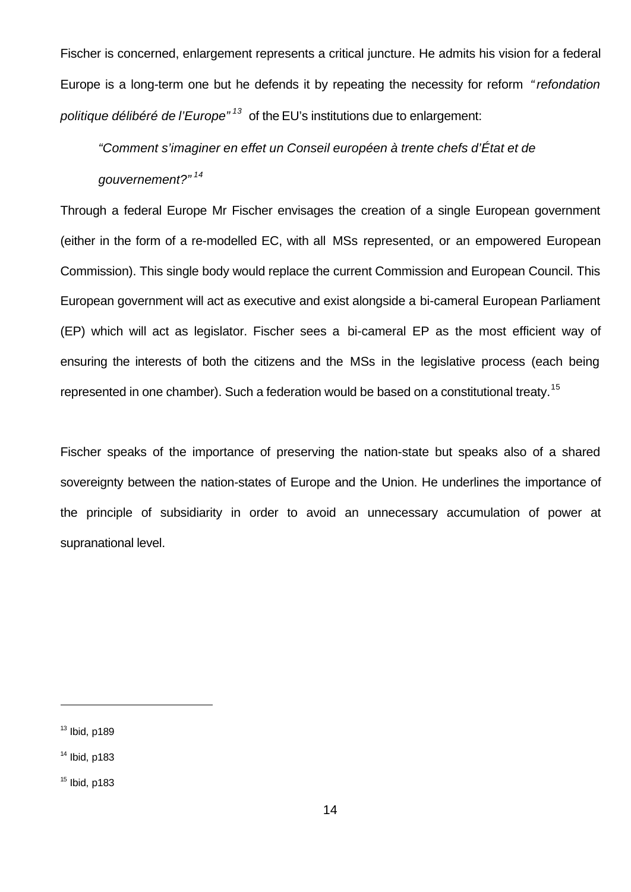Fischer is concerned, enlargement represents a critical juncture. He admits his vision for a federal Europe is a long-term one but he defends it by repeating the necessity for reform *"refondation politique délibéré de l'Europe"*[13] of the EU's institutions due to enlargement:

> *"Comment s'imaginer en effet un Conseil européen à trente chefs d'État et de gouvernement?"*[14]

Through a federal Europe Mr Fischer envisages the creation of a single European government (either in the form of a re-modelled EC, with all MSs represented, or an empowered European Commission). This single body would replace the current Commission and European Council. This European government will act as executive and exist alongside a bi-cameral European Parliament (EP) which will act as legislator. Fischer sees a bi-cameral EP as the most efficient way of ensuring the interests of both the citizens and the MSs in the legislative process (each being represented in one chamber). Such a federation would be based on a constitutional treaty.[15]

Fischer speaks of the importance of preserving the nation-state but speaks also of a shared sovereignty between the nation-states of Europe and the Union. He underlines the importance of the principle of subsidiarity in order to avoid an unnecessary accumulation of power at supranational level.

---

[13] Ibid, p189

[14] Ibid, p183

[15] Ibid, p183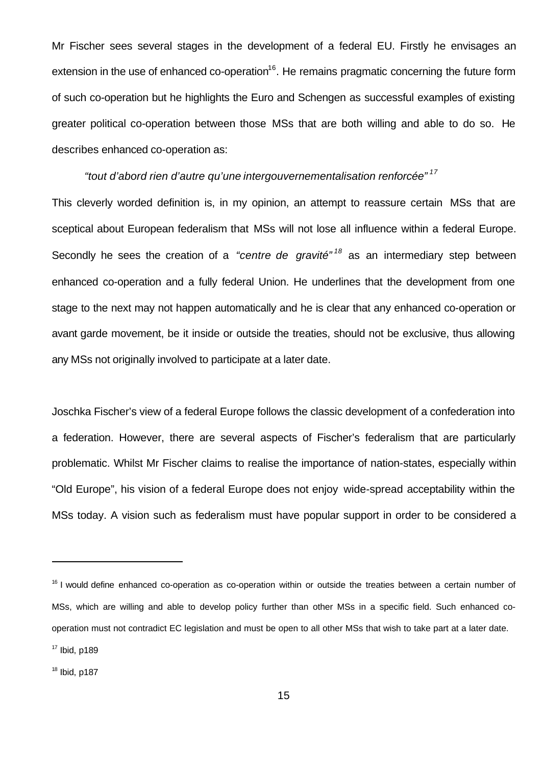Mr Fischer sees several stages in the development of a federal EU. Firstly he envisages an extension in the use of enhanced co-operation[16]. He remains pragmatic concerning the future form of such co-operation but he highlights the Euro and Schengen as successful examples of existing greater political co-operation between those MSs that are both willing and able to do so. He describes enhanced co-operation as:

> *"tout d'abord rien d'autre qu'une intergouvernementalisation renforcée"*[17]

This cleverly worded definition is, in my opinion, an attempt to reassure certain MSs that are sceptical about European federalism that MSs will not lose all influence within a federal Europe. Secondly he sees the creation of a *"centre de gravité"*[18] as an intermediary step between enhanced co-operation and a fully federal Union. He underlines that the development from one stage to the next may not happen automatically and he is clear that any enhanced co-operation or avant garde movement, be it inside or outside the treaties, should not be exclusive, thus allowing any MSs not originally involved to participate at a later date.

Joschka Fischer's view of a federal Europe follows the classic development of a confederation into a federation. However, there are several aspects of Fischer's federalism that are particularly problematic. Whilst Mr Fischer claims to realise the importance of nation-states, especially within "Old Europe", his vision of a federal Europe does not enjoy wide-spread acceptability within the MSs today. A vision such as federalism must have popular support in order to be considered a

---

[16] I would define enhanced co-operation as co-operation within or outside the treaties between a certain number of MSs, which are willing and able to develop policy further than other MSs in a specific field. Such enhanced co-operation must not contradict EC legislation and must be open to all other MSs that wish to take part at a later date.

[17] Ibid, p189

[18] Ibid, p187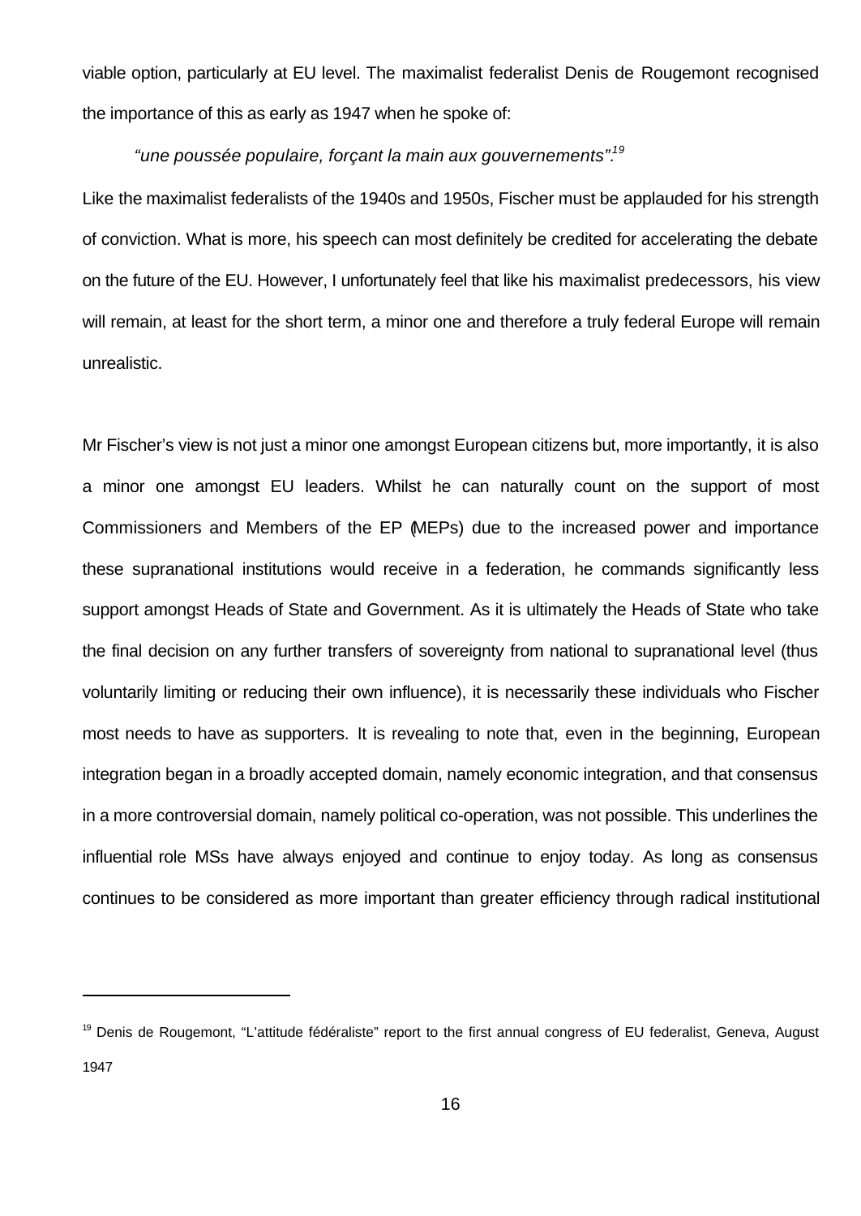viable option, particularly at EU level. The maximalist federalist Denis de Rougemont recognised the importance of this as early as 1947 when he spoke of:

> *"une poussée populaire, forçant la main aux gouvernements".*[19]

Like the maximalist federalists of the 1940s and 1950s, Fischer must be applauded for his strength of conviction. What is more, his speech can most definitely be credited for accelerating the debate on the future of the EU. However, I unfortunately feel that like his maximalist predecessors, his view will remain, at least for the short term, a minor one and therefore a truly federal Europe will remain unrealistic.

Mr Fischer's view is not just a minor one amongst European citizens but, more importantly, it is also a minor one amongst EU leaders. Whilst he can naturally count on the support of most Commissioners and Members of the EP (MEPs) due to the increased power and importance these supranational institutions would receive in a federation, he commands significantly less support amongst Heads of State and Government. As it is ultimately the Heads of State who take the final decision on any further transfers of sovereignty from national to supranational level (thus voluntarily limiting or reducing their own influence), it is necessarily these individuals who Fischer most needs to have as supporters. It is revealing to note that, even in the beginning, European integration began in a broadly accepted domain, namely economic integration, and that consensus in a more controversial domain, namely political co-operation, was not possible. This underlines the influential role MSs have always enjoyed and continue to enjoy today. As long as consensus continues to be considered as more important than greater efficiency through radical institutional

---

[19] Denis de Rougemont, "L'attitude fédéraliste" report to the first annual congress of EU federalist, Geneva, August 1947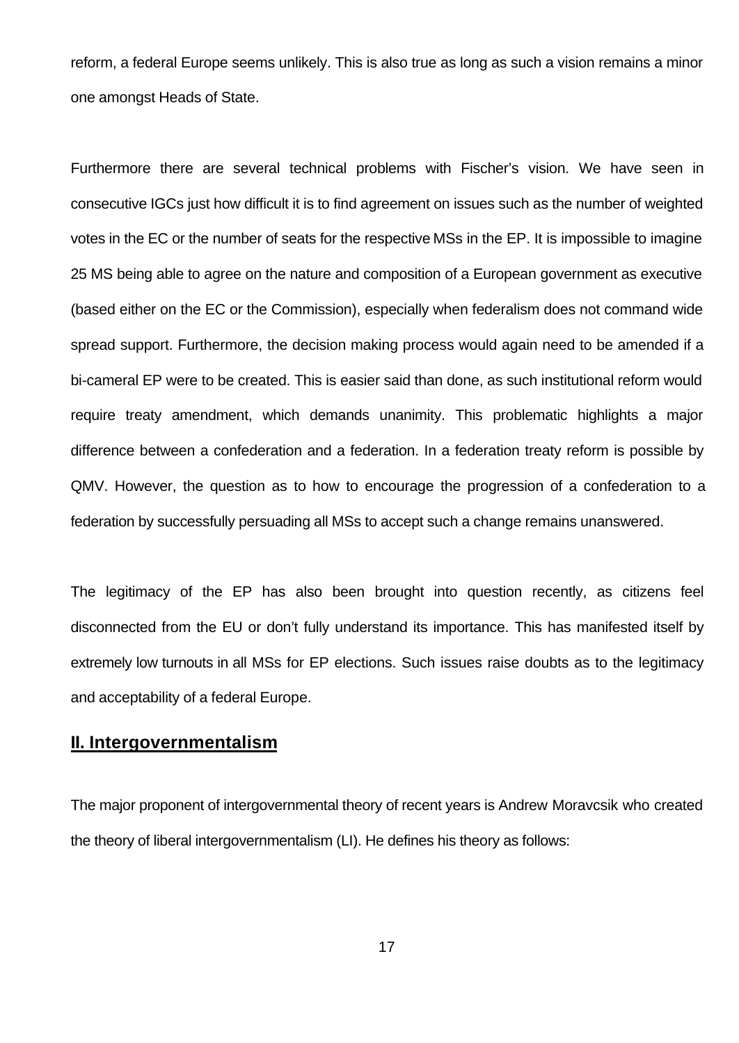reform, a federal Europe seems unlikely. This is also true as long as such a vision remains a minor one amongst Heads of State.

Furthermore there are several technical problems with Fischer's vision. We have seen in consecutive IGCs just how difficult it is to find agreement on issues such as the number of weighted votes in the EC or the number of seats for the respective MSs in the EP. It is impossible to imagine 25 MS being able to agree on the nature and composition of a European government as executive (based either on the EC or the Commission), especially when federalism does not command wide spread support. Furthermore, the decision making process would again need to be amended if a bi-cameral EP were to be created. This is easier said than done, as such institutional reform would require treaty amendment, which demands unanimity. This problematic highlights a major difference between a confederation and a federation. In a federation treaty reform is possible by QMV. However, the question as to how to encourage the progression of a confederation to a federation by successfully persuading all MSs to accept such a change remains unanswered.

The legitimacy of the EP has also been brought into question recently, as citizens feel disconnected from the EU or don't fully understand its importance. This has manifested itself by extremely low turnouts in all MSs for EP elections. Such issues raise doubts as to the legitimacy and acceptability of a federal Europe.

## **II. Intergovernmentalism**

The major proponent of intergovernmental theory of recent years is Andrew Moravcsik who created the theory of liberal intergovernmentalism (LI). He defines his theory as follows: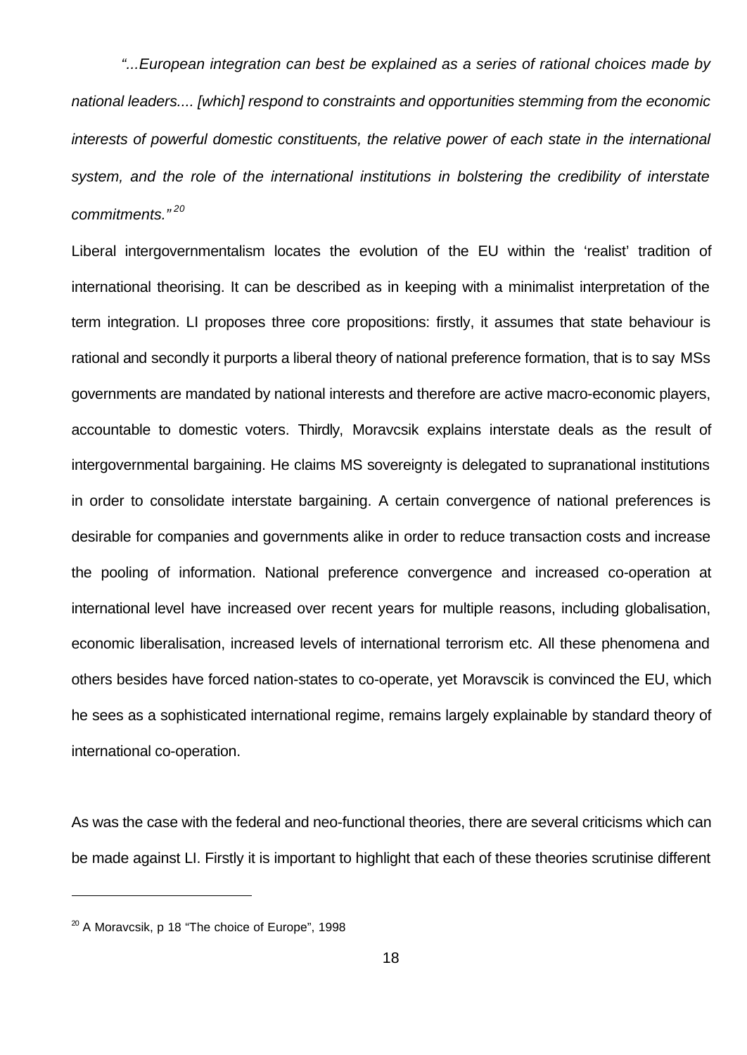*"...European integration can best be explained as a series of rational choices made by national leaders.... [which] respond to constraints and opportunities stemming from the economic interests of powerful domestic constituents, the relative power of each state in the international system, and the role of the international institutions in bolstering the credibility of interstate commitments."*[20]

Liberal intergovernmentalism locates the evolution of the EU within the 'realist' tradition of international theorising. It can be described as in keeping with a minimalist interpretation of the term integration. LI proposes three core propositions: firstly, it assumes that state behaviour is rational and secondly it purports a liberal theory of national preference formation, that is to say MSs governments are mandated by national interests and therefore are active macro-economic players, accountable to domestic voters. Thirdly, Moravcsik explains interstate deals as the result of intergovernmental bargaining. He claims MS sovereignty is delegated to supranational institutions in order to consolidate interstate bargaining. A certain convergence of national preferences is desirable for companies and governments alike in order to reduce transaction costs and increase the pooling of information. National preference convergence and increased co-operation at international level have increased over recent years for multiple reasons, including globalisation, economic liberalisation, increased levels of international terrorism etc. All these phenomena and others besides have forced nation-states to co-operate, yet Moravscik is convinced the EU, which he sees as a sophisticated international regime, remains largely explainable by standard theory of international co-operation.

As was the case with the federal and neo-functional theories, there are several criticisms which can be made against LI. Firstly it is important to highlight that each of these theories scrutinise different

[20] A Moravcsik, p 18 "The choice of Europe", 1998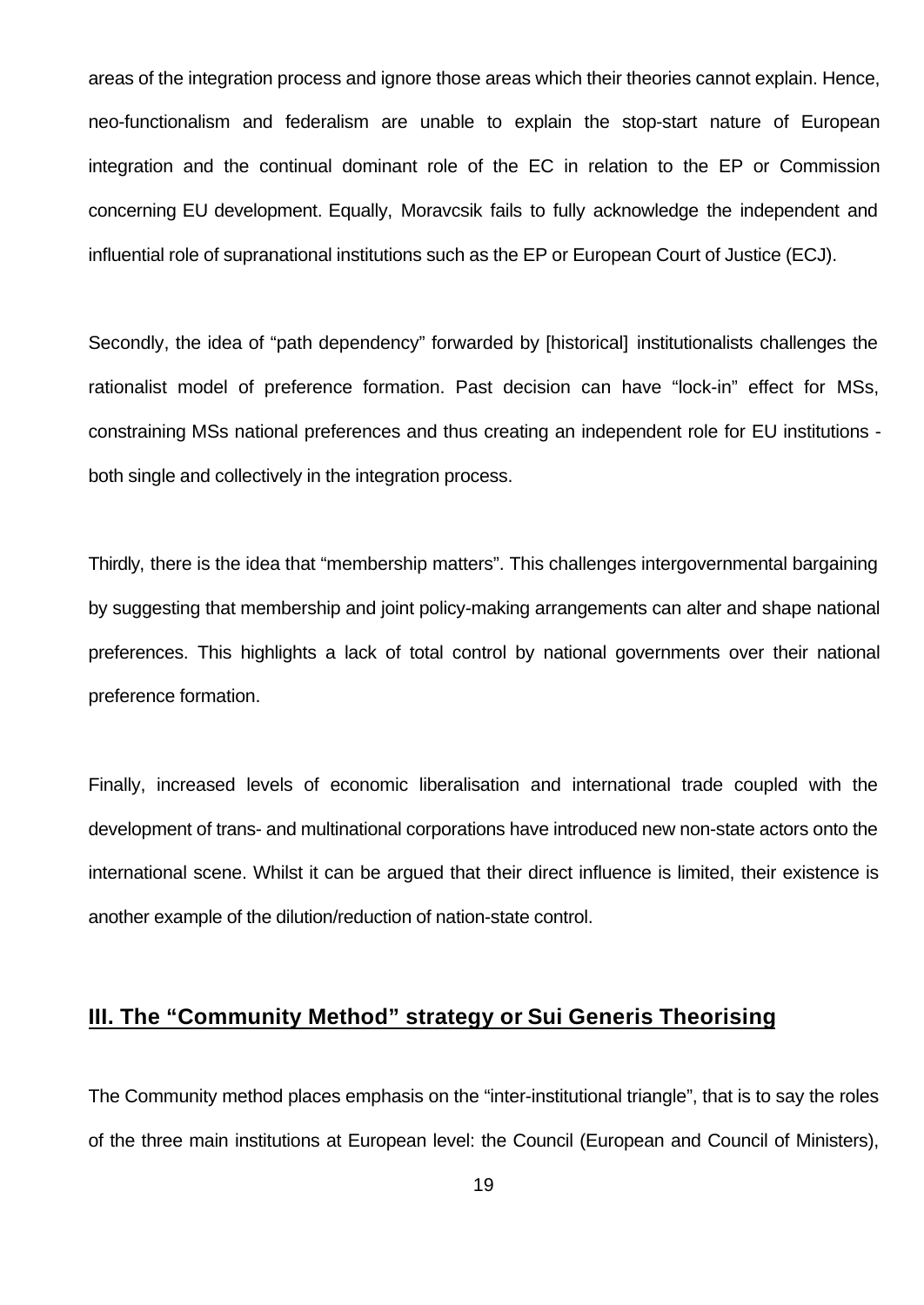areas of the integration process and ignore those areas which their theories cannot explain. Hence, neo-functionalism and federalism are unable to explain the stop-start nature of European integration and the continual dominant role of the EC in relation to the EP or Commission concerning EU development. Equally, Moravcsik fails to fully acknowledge the independent and influential role of supranational institutions such as the EP or European Court of Justice (ECJ).

Secondly, the idea of "path dependency" forwarded by [historical] institutionalists challenges the rationalist model of preference formation. Past decision can have "lock-in" effect for MSs, constraining MSs national preferences and thus creating an independent role for EU institutions - both single and collectively in the integration process.

Thirdly, there is the idea that "membership matters". This challenges intergovernmental bargaining by suggesting that membership and joint policy-making arrangements can alter and shape national preferences. This highlights a lack of total control by national governments over their national preference formation.

Finally, increased levels of economic liberalisation and international trade coupled with the development of trans- and multinational corporations have introduced new non-state actors onto the international scene. Whilst it can be argued that their direct influence is limited, their existence is another example of the dilution/reduction of nation-state control.

## III. The "Community Method" strategy or Sui Generis Theorising

The Community method places emphasis on the "inter-institutional triangle", that is to say the roles of the three main institutions at European level: the Council (European and Council of Ministers),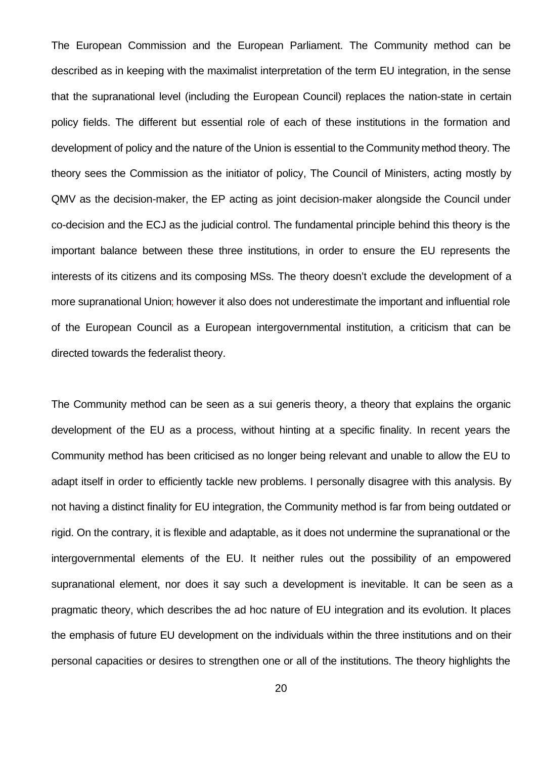The European Commission and the European Parliament. The Community method can be described as in keeping with the maximalist interpretation of the term EU integration, in the sense that the supranational level (including the European Council) replaces the nation-state in certain policy fields. The different but essential role of each of these institutions in the formation and development of policy and the nature of the Union is essential to the Community method theory. The theory sees the Commission as the initiator of policy, The Council of Ministers, acting mostly by QMV as the decision-maker, the EP acting as joint decision-maker alongside the Council under co-decision and the ECJ as the judicial control. The fundamental principle behind this theory is the important balance between these three institutions, in order to ensure the EU represents the interests of its citizens and its composing MSs. The theory doesn't exclude the development of a more supranational Union; however it also does not underestimate the important and influential role of the European Council as a European intergovernmental institution, a criticism that can be directed towards the federalist theory.

The Community method can be seen as a sui generis theory, a theory that explains the organic development of the EU as a process, without hinting at a specific finality. In recent years the Community method has been criticised as no longer being relevant and unable to allow the EU to adapt itself in order to efficiently tackle new problems. I personally disagree with this analysis. By not having a distinct finality for EU integration, the Community method is far from being outdated or rigid. On the contrary, it is flexible and adaptable, as it does not undermine the supranational or the intergovernmental elements of the EU. It neither rules out the possibility of an empowered supranational element, nor does it say such a development is inevitable. It can be seen as a pragmatic theory, which describes the ad hoc nature of EU integration and its evolution. It places the emphasis of future EU development on the individuals within the three institutions and on their personal capacities or desires to strengthen one or all of the institutions. The theory highlights the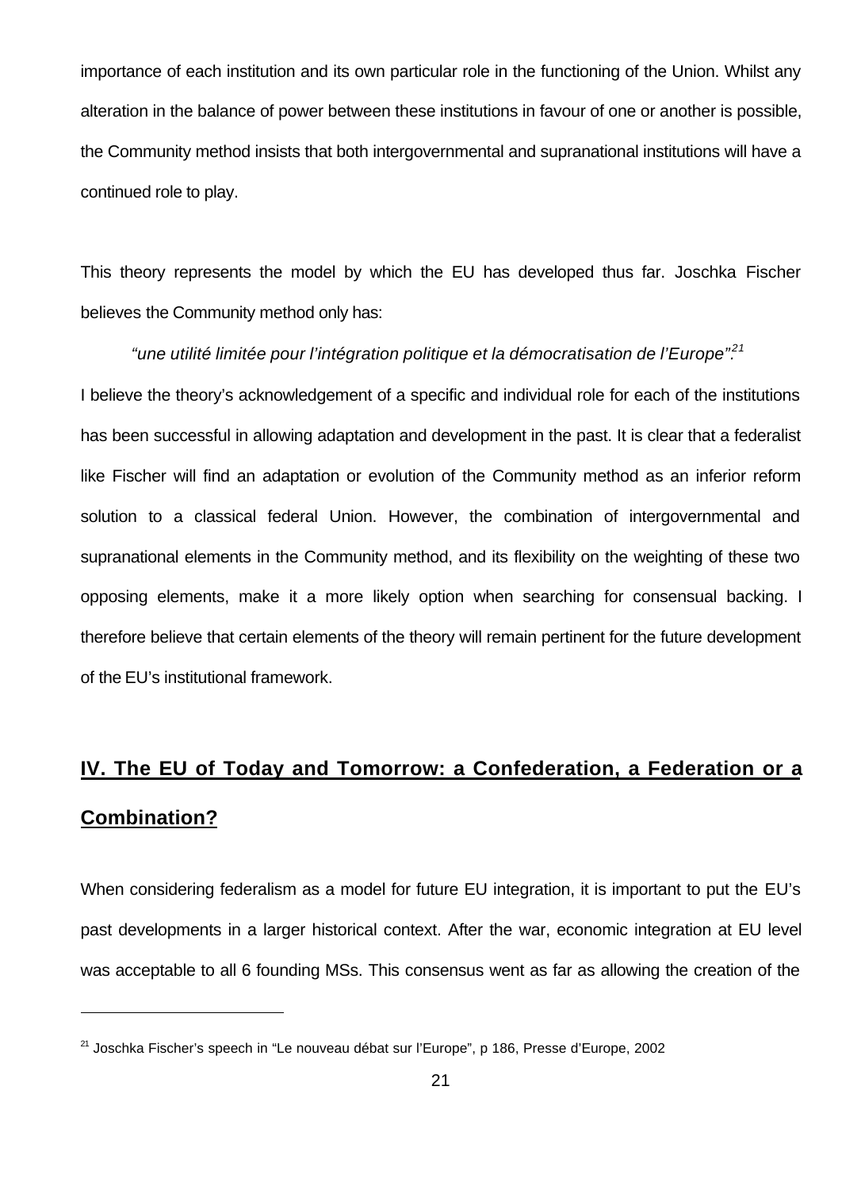importance of each institution and its own particular role in the functioning of the Union. Whilst any alteration in the balance of power between these institutions in favour of one or another is possible, the Community method insists that both intergovernmental and supranational institutions will have a continued role to play.

This theory represents the model by which the EU has developed thus far. Joschka Fischer believes the Community method only has:

> *"une utilité limitée pour l'intégration politique et la démocratisation de l'Europe".*[21]

I believe the theory's acknowledgement of a specific and individual role for each of the institutions has been successful in allowing adaptation and development in the past. It is clear that a federalist like Fischer will find an adaptation or evolution of the Community method as an inferior reform solution to a classical federal Union. However, the combination of intergovernmental and supranational elements in the Community method, and its flexibility on the weighting of these two opposing elements, make it a more likely option when searching for consensual backing. I therefore believe that certain elements of the theory will remain pertinent for the future development of the EU's institutional framework.

## IV. The EU of Today and Tomorrow: a Confederation, a Federation or a Combination?

When considering federalism as a model for future EU integration, it is important to put the EU's past developments in a larger historical context. After the war, economic integration at EU level was acceptable to all 6 founding MSs. This consensus went as far as allowing the creation of the

---

[21] Joschka Fischer's speech in "Le nouveau débat sur l'Europe", p 186, Presse d'Europe, 2002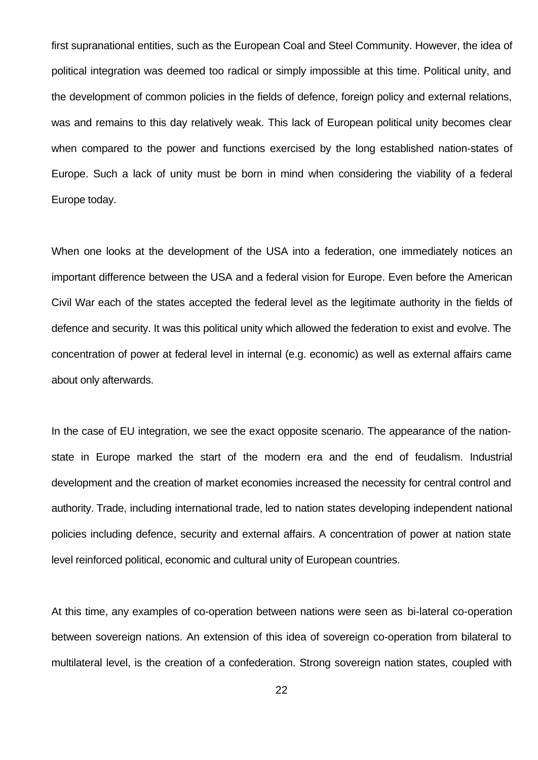first supranational entities, such as the European Coal and Steel Community. However, the idea of political integration was deemed too radical or simply impossible at this time. Political unity, and the development of common policies in the fields of defence, foreign policy and external relations, was and remains to this day relatively weak. This lack of European political unity becomes clear when compared to the power and functions exercised by the long established nation-states of Europe. Such a lack of unity must be born in mind when considering the viability of a federal Europe today.

When one looks at the development of the USA into a federation, one immediately notices an important difference between the USA and a federal vision for Europe. Even before the American Civil War each of the states accepted the federal level as the legitimate authority in the fields of defence and security. It was this political unity which allowed the federation to exist and evolve. The concentration of power at federal level in internal (e.g. economic) as well as external affairs came about only afterwards.

In the case of EU integration, we see the exact opposite scenario. The appearance of the nation-state in Europe marked the start of the modern era and the end of feudalism. Industrial development and the creation of market economies increased the necessity for central control and authority. Trade, including international trade, led to nation states developing independent national policies including defence, security and external affairs. A concentration of power at nation state level reinforced political, economic and cultural unity of European countries.

At this time, any examples of co-operation between nations were seen as bi-lateral co-operation between sovereign nations. An extension of this idea of sovereign co-operation from bilateral to multilateral level, is the creation of a confederation. Strong sovereign nation states, coupled with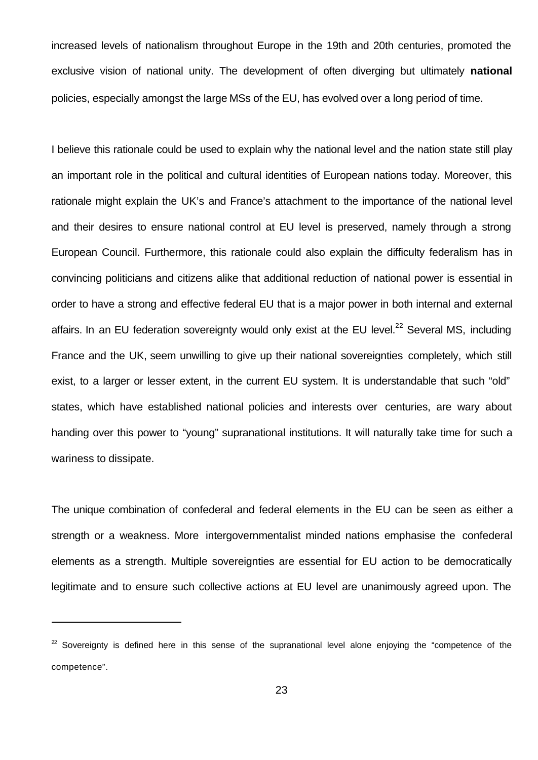increased levels of nationalism throughout Europe in the 19th and 20th centuries, promoted the exclusive vision of national unity. The development of often diverging but ultimately **national** policies, especially amongst the large MSs of the EU, has evolved over a long period of time.

I believe this rationale could be used to explain why the national level and the nation state still play an important role in the political and cultural identities of European nations today. Moreover, this rationale might explain the UK's and France's attachment to the importance of the national level and their desires to ensure national control at EU level is preserved, namely through a strong European Council. Furthermore, this rationale could also explain the difficulty federalism has in convincing politicians and citizens alike that additional reduction of national power is essential in order to have a strong and effective federal EU that is a major power in both internal and external affairs. In an EU federation sovereignty would only exist at the EU level.[22] Several MS, including France and the UK, seem unwilling to give up their national sovereignties completely, which still exist, to a larger or lesser extent, in the current EU system. It is understandable that such "old" states, which have established national policies and interests over centuries, are wary about handing over this power to "young" supranational institutions. It will naturally take time for such a wariness to dissipate.

The unique combination of confederal and federal elements in the EU can be seen as either a strength or a weakness. More intergovernmentalist minded nations emphasise the confederal elements as a strength. Multiple sovereignties are essential for EU action to be democratically legitimate and to ensure such collective actions at EU level are unanimously agreed upon. The

---

[22] Sovereignty is defined here in this sense of the supranational level alone enjoying the "competence of the competence".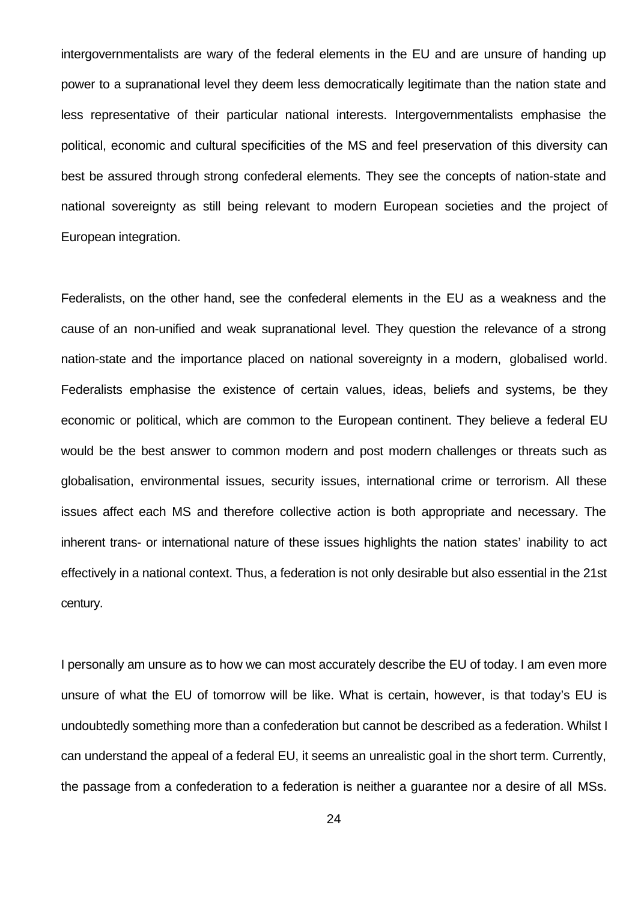intergovernmentalists are wary of the federal elements in the EU and are unsure of handing up power to a supranational level they deem less democratically legitimate than the nation state and less representative of their particular national interests. Intergovernmentalists emphasise the political, economic and cultural specificities of the MS and feel preservation of this diversity can best be assured through strong confederal elements. They see the concepts of nation-state and national sovereignty as still being relevant to modern European societies and the project of European integration.

Federalists, on the other hand, see the confederal elements in the EU as a weakness and the cause of an non-unified and weak supranational level. They question the relevance of a strong nation-state and the importance placed on national sovereignty in a modern, globalised world. Federalists emphasise the existence of certain values, ideas, beliefs and systems, be they economic or political, which are common to the European continent. They believe a federal EU would be the best answer to common modern and post modern challenges or threats such as globalisation, environmental issues, security issues, international crime or terrorism. All these issues affect each MS and therefore collective action is both appropriate and necessary. The inherent trans- or international nature of these issues highlights the nation states' inability to act effectively in a national context. Thus, a federation is not only desirable but also essential in the 21st century.

I personally am unsure as to how we can most accurately describe the EU of today. I am even more unsure of what the EU of tomorrow will be like. What is certain, however, is that today's EU is undoubtedly something more than a confederation but cannot be described as a federation. Whilst I can understand the appeal of a federal EU, it seems an unrealistic goal in the short term. Currently, the passage from a confederation to a federation is neither a guarantee nor a desire of all MSs.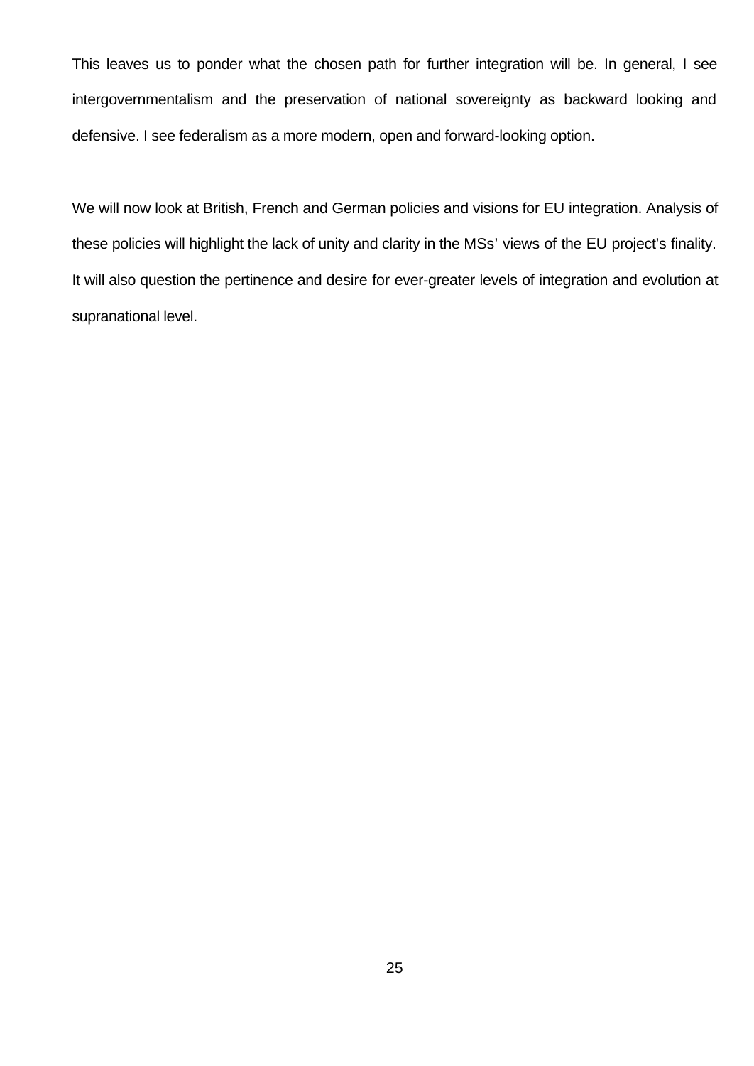This leaves us to ponder what the chosen path for further integration will be. In general, I see intergovernmentalism and the preservation of national sovereignty as backward looking and defensive. I see federalism as a more modern, open and forward-looking option.

We will now look at British, French and German policies and visions for EU integration. Analysis of these policies will highlight the lack of unity and clarity in the MSs' views of the EU project's finality. It will also question the pertinence and desire for ever-greater levels of integration and evolution at supranational level.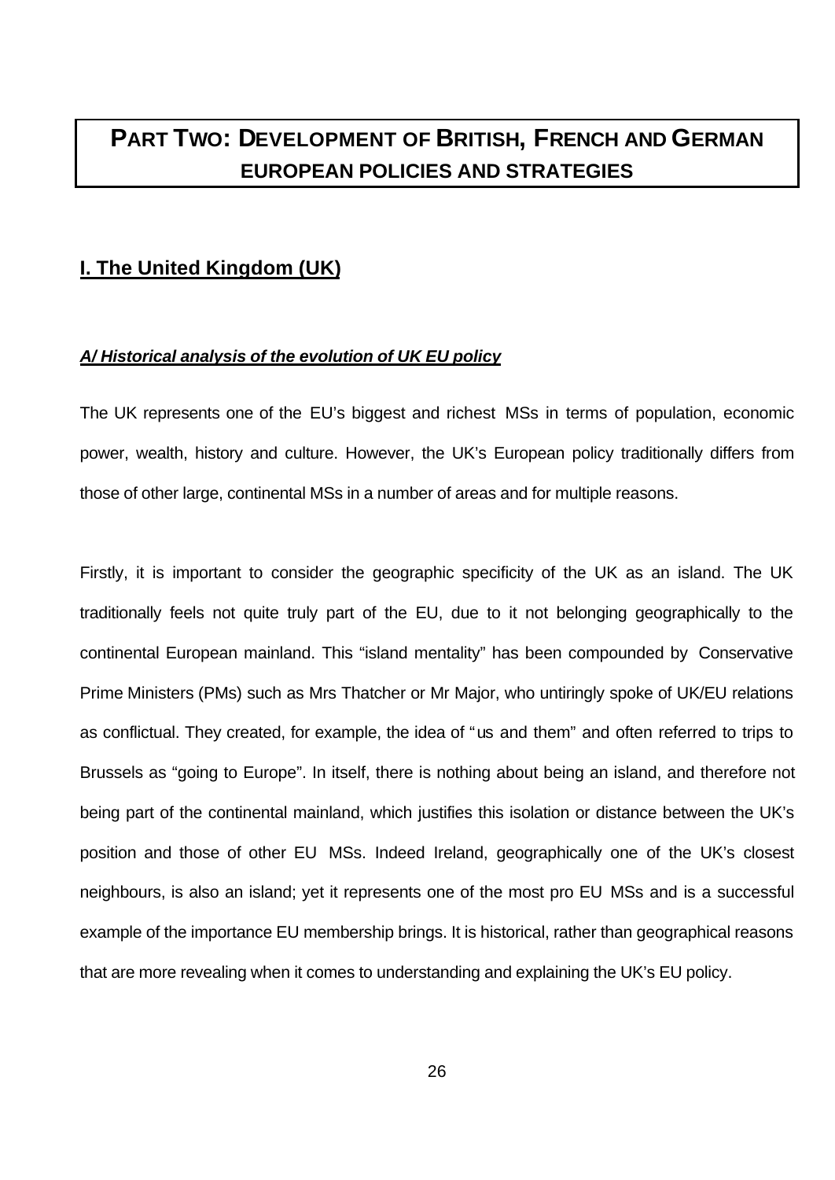# PART TWO: DEVELOPMENT OF BRITISH, FRENCH AND GERMAN EUROPEAN POLICIES AND STRATEGIES

## I. The United Kingdom (UK)

### *A/ Historical analysis of the evolution of UK EU policy*

The UK represents one of the EU's biggest and richest MSs in terms of population, economic power, wealth, history and culture. However, the UK's European policy traditionally differs from those of other large, continental MSs in a number of areas and for multiple reasons.

Firstly, it is important to consider the geographic specificity of the UK as an island. The UK traditionally feels not quite truly part of the EU, due to it not belonging geographically to the continental European mainland. This "island mentality" has been compounded by Conservative Prime Ministers (PMs) such as Mrs Thatcher or Mr Major, who untiringly spoke of UK/EU relations as conflictual. They created, for example, the idea of "us and them" and often referred to trips to Brussels as "going to Europe". In itself, there is nothing about being an island, and therefore not being part of the continental mainland, which justifies this isolation or distance between the UK's position and those of other EU MSs. Indeed Ireland, geographically one of the UK's closest neighbours, is also an island; yet it represents one of the most pro EU MSs and is a successful example of the importance EU membership brings. It is historical, rather than geographical reasons that are more revealing when it comes to understanding and explaining the UK's EU policy.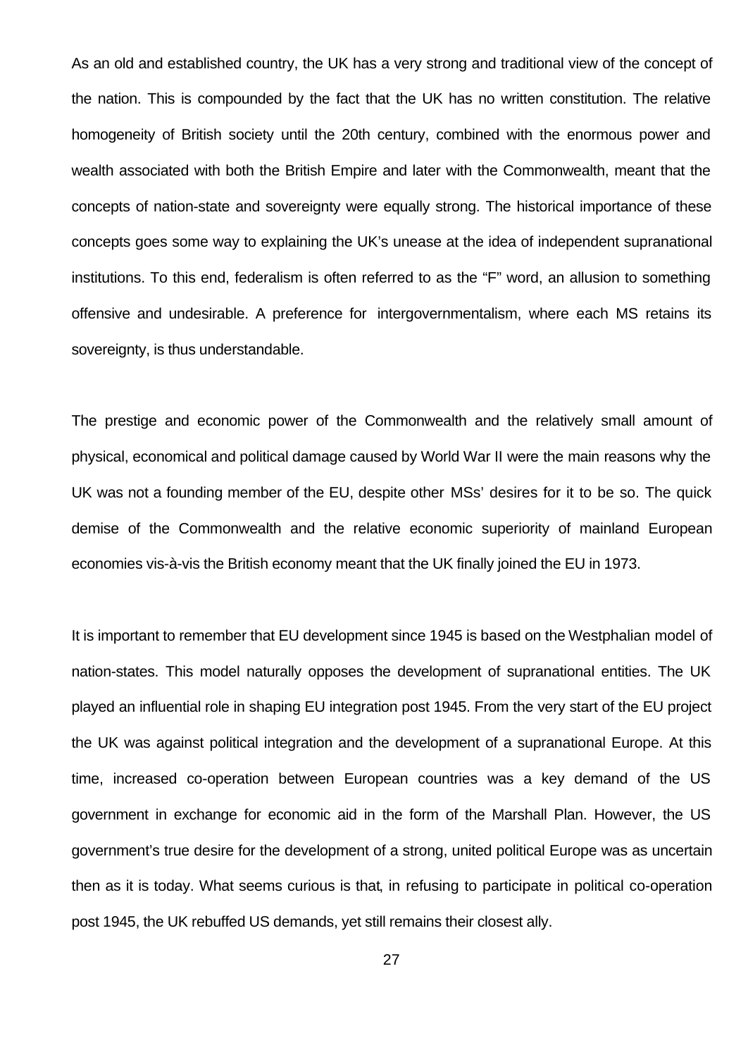As an old and established country, the UK has a very strong and traditional view of the concept of the nation. This is compounded by the fact that the UK has no written constitution. The relative homogeneity of British society until the 20th century, combined with the enormous power and wealth associated with both the British Empire and later with the Commonwealth, meant that the concepts of nation-state and sovereignty were equally strong. The historical importance of these concepts goes some way to explaining the UK's unease at the idea of independent supranational institutions. To this end, federalism is often referred to as the "F" word, an allusion to something offensive and undesirable. A preference for intergovernmentalism, where each MS retains its sovereignty, is thus understandable.

The prestige and economic power of the Commonwealth and the relatively small amount of physical, economical and political damage caused by World War II were the main reasons why the UK was not a founding member of the EU, despite other MSs' desires for it to be so. The quick demise of the Commonwealth and the relative economic superiority of mainland European economies vis-à-vis the British economy meant that the UK finally joined the EU in 1973.

It is important to remember that EU development since 1945 is based on the Westphalian model of nation-states. This model naturally opposes the development of supranational entities. The UK played an influential role in shaping EU integration post 1945. From the very start of the EU project the UK was against political integration and the development of a supranational Europe. At this time, increased co-operation between European countries was a key demand of the US government in exchange for economic aid in the form of the Marshall Plan. However, the US government's true desire for the development of a strong, united political Europe was as uncertain then as it is today. What seems curious is that, in refusing to participate in political co-operation post 1945, the UK rebuffed US demands, yet still remains their closest ally.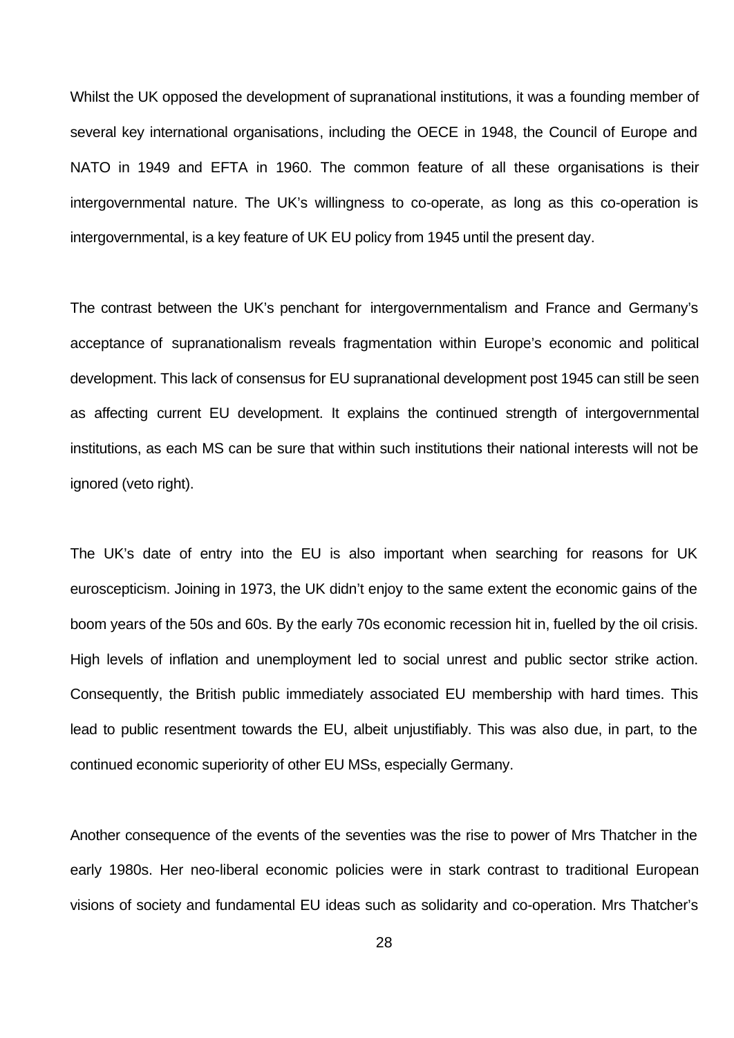Whilst the UK opposed the development of supranational institutions, it was a founding member of several key international organisations, including the OECE in 1948, the Council of Europe and NATO in 1949 and EFTA in 1960. The common feature of all these organisations is their intergovernmental nature. The UK's willingness to co-operate, as long as this co-operation is intergovernmental, is a key feature of UK EU policy from 1945 until the present day.

The contrast between the UK's penchant for intergovernmentalism and France and Germany's acceptance of supranationalism reveals fragmentation within Europe's economic and political development. This lack of consensus for EU supranational development post 1945 can still be seen as affecting current EU development. It explains the continued strength of intergovernmental institutions, as each MS can be sure that within such institutions their national interests will not be ignored (veto right).

The UK's date of entry into the EU is also important when searching for reasons for UK euroscepticism. Joining in 1973, the UK didn't enjoy to the same extent the economic gains of the boom years of the 50s and 60s. By the early 70s economic recession hit in, fuelled by the oil crisis. High levels of inflation and unemployment led to social unrest and public sector strike action. Consequently, the British public immediately associated EU membership with hard times. This lead to public resentment towards the EU, albeit unjustifiably. This was also due, in part, to the continued economic superiority of other EU MSs, especially Germany.

Another consequence of the events of the seventies was the rise to power of Mrs Thatcher in the early 1980s. Her neo-liberal economic policies were in stark contrast to traditional European visions of society and fundamental EU ideas such as solidarity and co-operation. Mrs Thatcher's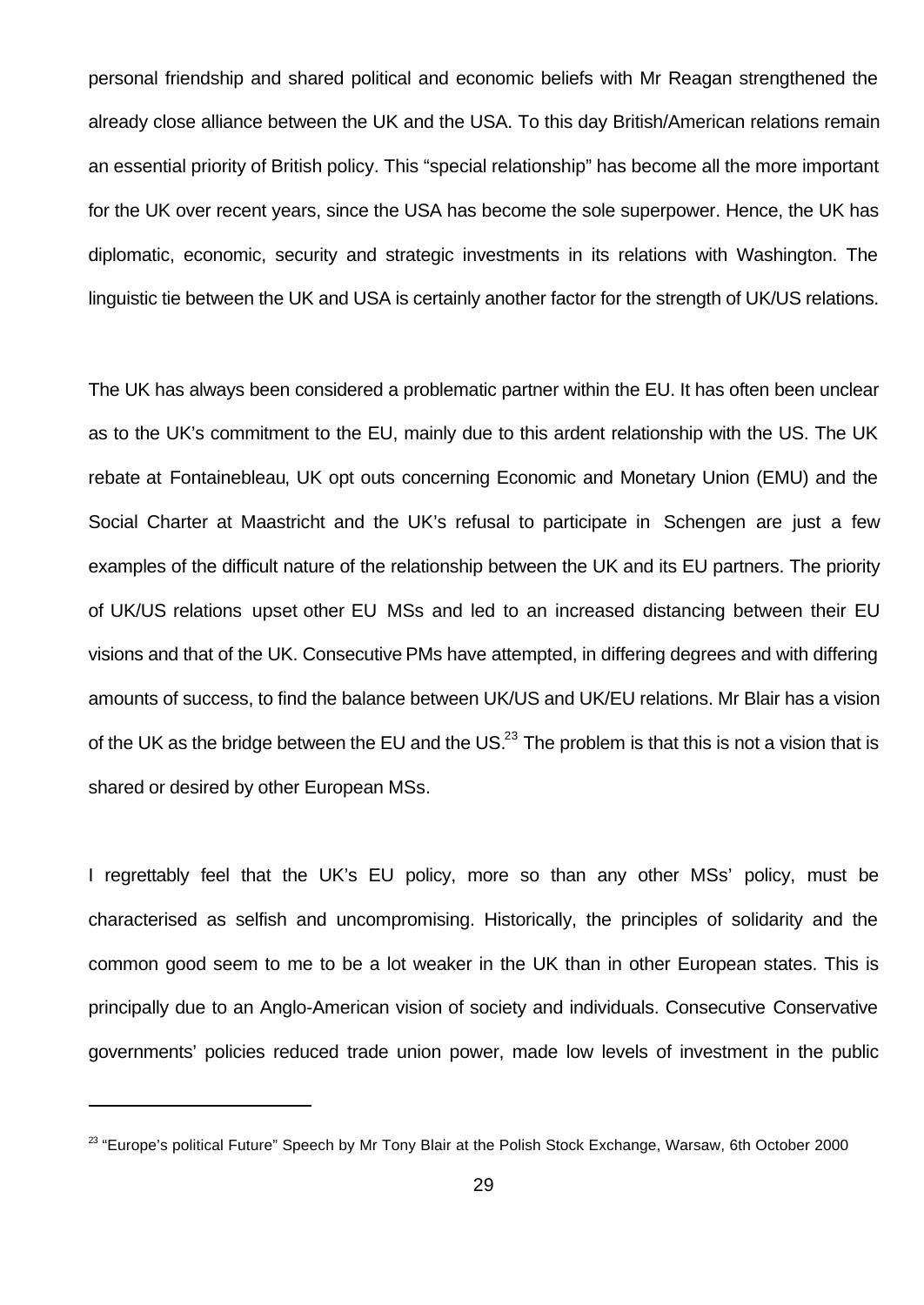personal friendship and shared political and economic beliefs with Mr Reagan strengthened the already close alliance between the UK and the USA. To this day British/American relations remain an essential priority of British policy. This "special relationship" has become all the more important for the UK over recent years, since the USA has become the sole superpower. Hence, the UK has diplomatic, economic, security and strategic investments in its relations with Washington. The linguistic tie between the UK and USA is certainly another factor for the strength of UK/US relations.

The UK has always been considered a problematic partner within the EU. It has often been unclear as to the UK's commitment to the EU, mainly due to this ardent relationship with the US. The UK rebate at Fontainebleau, UK opt outs concerning Economic and Monetary Union (EMU) and the Social Charter at Maastricht and the UK's refusal to participate in Schengen are just a few examples of the difficult nature of the relationship between the UK and its EU partners. The priority of UK/US relations upset other EU MSs and led to an increased distancing between their EU visions and that of the UK. Consecutive PMs have attempted, in differing degrees and with differing amounts of success, to find the balance between UK/US and UK/EU relations. Mr Blair has a vision of the UK as the bridge between the EU and the US.[23] The problem is that this is not a vision that is shared or desired by other European MSs.

I regrettably feel that the UK's EU policy, more so than any other MSs' policy, must be characterised as selfish and uncompromising. Historically, the principles of solidarity and the common good seem to me to be a lot weaker in the UK than in other European states. This is principally due to an Anglo-American vision of society and individuals. Consecutive Conservative governments' policies reduced trade union power, made low levels of investment in the public

---

[23] "Europe's political Future" Speech by Mr Tony Blair at the Polish Stock Exchange, Warsaw, 6th October 2000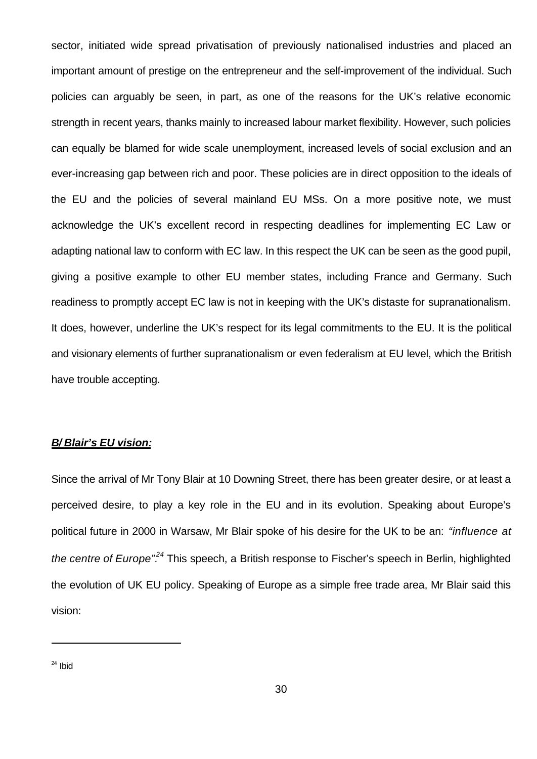sector, initiated wide spread privatisation of previously nationalised industries and placed an important amount of prestige on the entrepreneur and the self-improvement of the individual. Such policies can arguably be seen, in part, as one of the reasons for the UK's relative economic strength in recent years, thanks mainly to increased labour market flexibility. However, such policies can equally be blamed for wide scale unemployment, increased levels of social exclusion and an ever-increasing gap between rich and poor. These policies are in direct opposition to the ideals of the EU and the policies of several mainland EU MSs. On a more positive note, we must acknowledge the UK's excellent record in respecting deadlines for implementing EC Law or adapting national law to conform with EC law. In this respect the UK can be seen as the good pupil, giving a positive example to other EU member states, including France and Germany. Such readiness to promptly accept EC law is not in keeping with the UK's distaste for supranationalism. It does, however, underline the UK's respect for its legal commitments to the EU. It is the political and visionary elements of further supranationalism or even federalism at EU level, which the British have trouble accepting.

***B/ Blair's EU vision:***

Since the arrival of Mr Tony Blair at 10 Downing Street, there has been greater desire, or at least a perceived desire, to play a key role in the EU and in its evolution. Speaking about Europe's political future in 2000 in Warsaw, Mr Blair spoke of his desire for the UK to be an: *"influence at the centre of Europe".*[24] This speech, a British response to Fischer's speech in Berlin, highlighted the evolution of UK EU policy. Speaking of Europe as a simple free trade area, Mr Blair said this vision:

[24] Ibid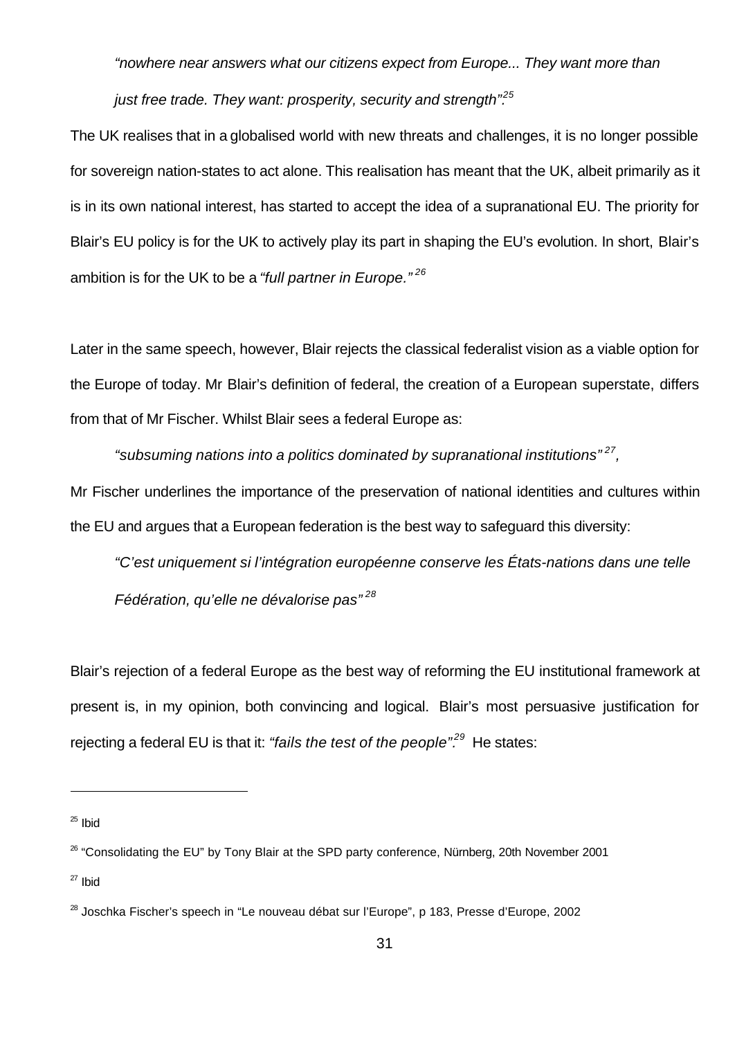*"nowhere near answers what our citizens expect from Europe... They want more than just free trade. They want: prosperity, security and strength".*[25]

The UK realises that in a globalised world with new threats and challenges, it is no longer possible for sovereign nation-states to act alone. This realisation has meant that the UK, albeit primarily as it is in its own national interest, has started to accept the idea of a supranational EU. The priority for Blair's EU policy is for the UK to actively play its part in shaping the EU's evolution. In short, Blair's ambition is for the UK to be a *"full partner in Europe."*[26]

Later in the same speech, however, Blair rejects the classical federalist vision as a viable option for the Europe of today. Mr Blair's definition of federal, the creation of a European superstate, differs from that of Mr Fischer. Whilst Blair sees a federal Europe as:

*"subsuming nations into a politics dominated by supranational institutions"*[27]*,*

Mr Fischer underlines the importance of the preservation of national identities and cultures within the EU and argues that a European federation is the best way to safeguard this diversity:

*"C'est uniquement si l'intégration européenne conserve les États-nations dans une telle Fédération, qu'elle ne dévalorise pas"*[28]

Blair's rejection of a federal Europe as the best way of reforming the EU institutional framework at present is, in my opinion, both convincing and logical. Blair's most persuasive justification for rejecting a federal EU is that it: *"fails the test of the people".*[29] He states:

---

[25] Ibid

[26] "Consolidating the EU" by Tony Blair at the SPD party conference, Nürnberg, 20th November 2001

[27] Ibid

[28] Joschka Fischer's speech in "Le nouveau débat sur l'Europe", p 183, Presse d'Europe, 2002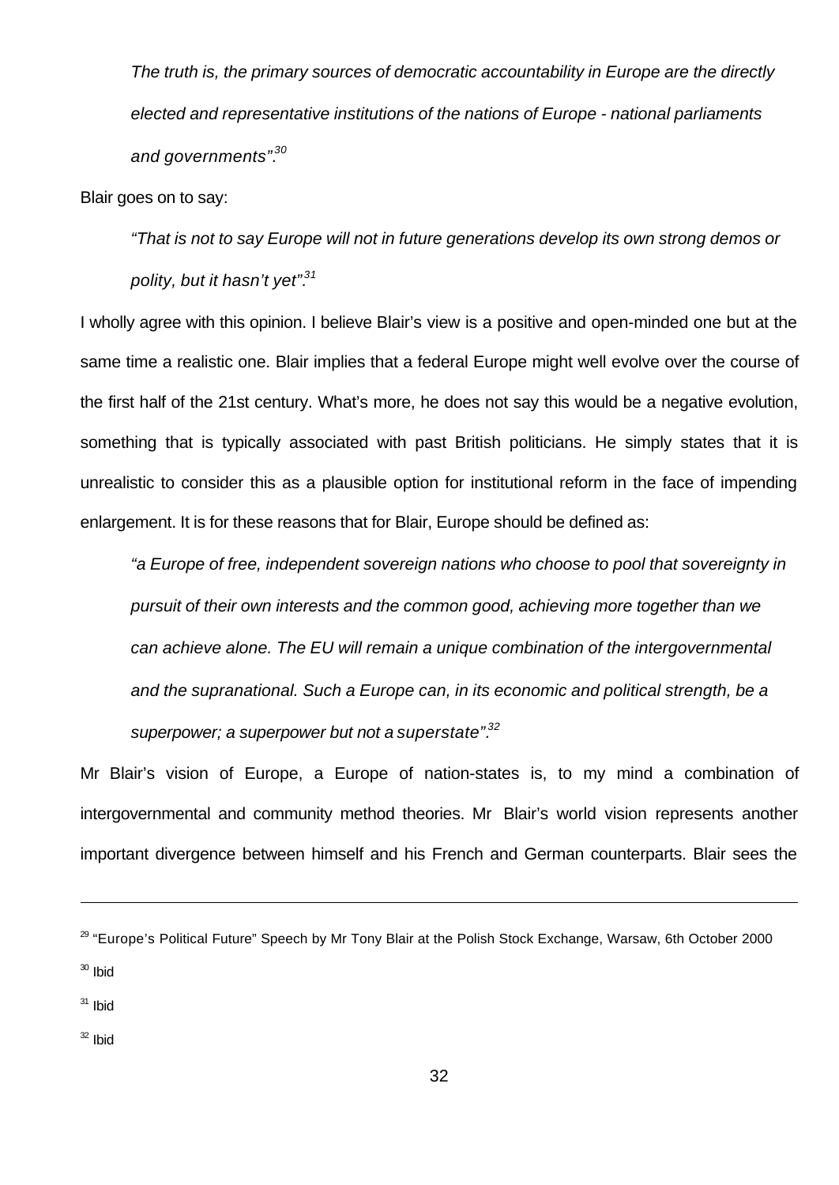> *The truth is, the primary sources of democratic accountability in Europe are the directly elected and representative institutions of the nations of Europe - national parliaments and governments".*[30]

Blair goes on to say:

> *"That is not to say Europe will not in future generations develop its own strong demos or polity, but it hasn't yet".*[31]

I wholly agree with this opinion. I believe Blair's view is a positive and open-minded one but at the same time a realistic one. Blair implies that a federal Europe might well evolve over the course of the first half of the 21st century. What's more, he does not say this would be a negative evolution, something that is typically associated with past British politicians. He simply states that it is unrealistic to consider this as a plausible option for institutional reform in the face of impending enlargement. It is for these reasons that for Blair, Europe should be defined as:

> *"a Europe of free, independent sovereign nations who choose to pool that sovereignty in pursuit of their own interests and the common good, achieving more together than we can achieve alone. The EU will remain a unique combination of the intergovernmental and the supranational. Such a Europe can, in its economic and political strength, be a superpower; a superpower but not a superstate".*[32]

Mr Blair's vision of Europe, a Europe of nation-states is, to my mind a combination of intergovernmental and community method theories. Mr Blair's world vision represents another important divergence between himself and his French and German counterparts. Blair sees the

---

[29] "Europe's Political Future" Speech by Mr Tony Blair at the Polish Stock Exchange, Warsaw, 6th October 2000

[30] Ibid

[31] Ibid

[32] Ibid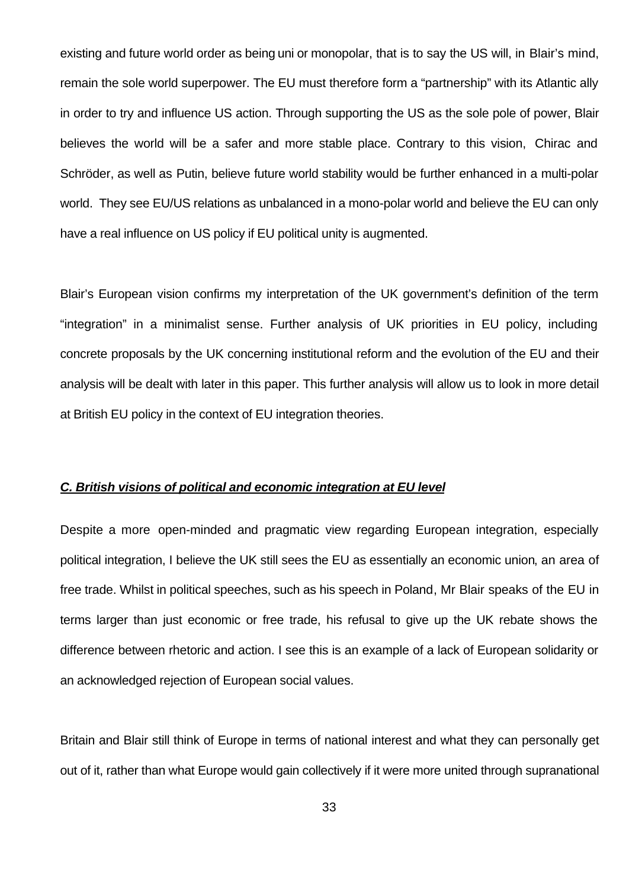existing and future world order as being uni or monopolar, that is to say the US will, in Blair's mind, remain the sole world superpower. The EU must therefore form a "partnership" with its Atlantic ally in order to try and influence US action. Through supporting the US as the sole pole of power, Blair believes the world will be a safer and more stable place. Contrary to this vision, Chirac and Schröder, as well as Putin, believe future world stability would be further enhanced in a multi-polar world. They see EU/US relations as unbalanced in a mono-polar world and believe the EU can only have a real influence on US policy if EU political unity is augmented.

Blair's European vision confirms my interpretation of the UK government's definition of the term "integration" in a minimalist sense. Further analysis of UK priorities in EU policy, including concrete proposals by the UK concerning institutional reform and the evolution of the EU and their analysis will be dealt with later in this paper. This further analysis will allow us to look in more detail at British EU policy in the context of EU integration theories.

### ***C. British visions of political and economic integration at EU level***

Despite a more open-minded and pragmatic view regarding European integration, especially political integration, I believe the UK still sees the EU as essentially an economic union, an area of free trade. Whilst in political speeches, such as his speech in Poland, Mr Blair speaks of the EU in terms larger than just economic or free trade, his refusal to give up the UK rebate shows the difference between rhetoric and action. I see this is an example of a lack of European solidarity or an acknowledged rejection of European social values.

Britain and Blair still think of Europe in terms of national interest and what they can personally get out of it, rather than what Europe would gain collectively if it were more united through supranational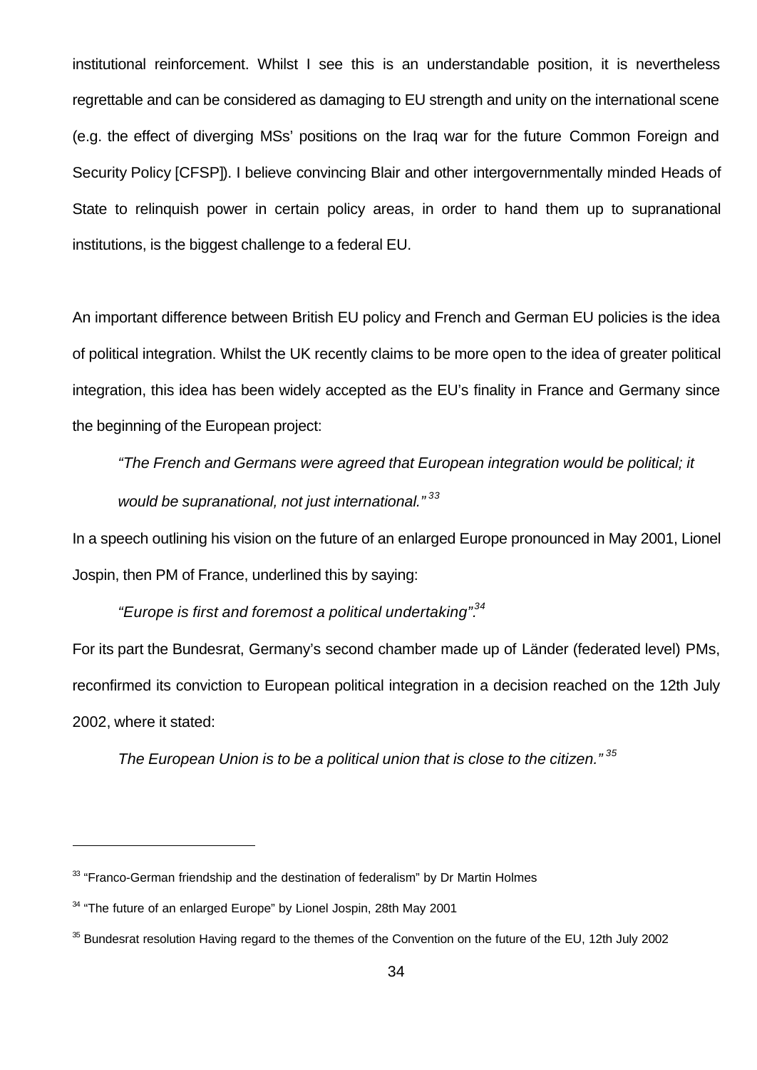institutional reinforcement. Whilst I see this is an understandable position, it is nevertheless regrettable and can be considered as damaging to EU strength and unity on the international scene (e.g. the effect of diverging MSs' positions on the Iraq war for the future Common Foreign and Security Policy [CFSP]). I believe convincing Blair and other intergovernmentally minded Heads of State to relinquish power in certain policy areas, in order to hand them up to supranational institutions, is the biggest challenge to a federal EU.

An important difference between British EU policy and French and German EU policies is the idea of political integration. Whilst the UK recently claims to be more open to the idea of greater political integration, this idea has been widely accepted as the EU's finality in France and Germany since the beginning of the European project:

> *"The French and Germans were agreed that European integration would be political; it would be supranational, not just international."* [33]

In a speech outlining his vision on the future of an enlarged Europe pronounced in May 2001, Lionel Jospin, then PM of France, underlined this by saying:

> *"Europe is first and foremost a political undertaking".*[34]

For its part the Bundesrat, Germany's second chamber made up of Länder (federated level) PMs, reconfirmed its conviction to European political integration in a decision reached on the 12th July 2002, where it stated:

> *The European Union is to be a political union that is close to the citizen."* [35]

---

[33] "Franco-German friendship and the destination of federalism" by Dr Martin Holmes

[34] "The future of an enlarged Europe" by Lionel Jospin, 28th May 2001

[35] Bundesrat resolution Having regard to the themes of the Convention on the future of the EU, 12th July 2002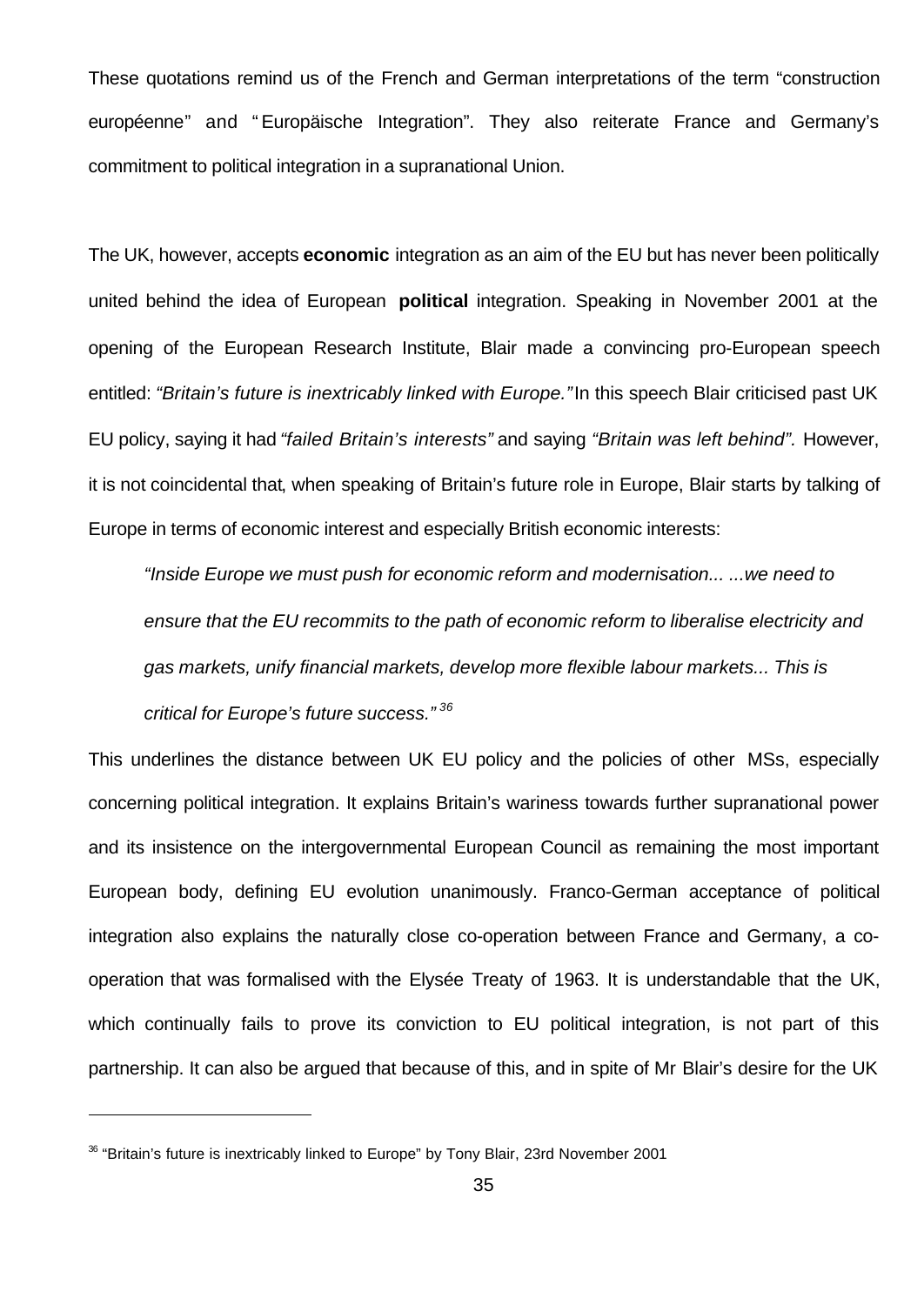These quotations remind us of the French and German interpretations of the term "construction européenne" and "Europäische Integration". They also reiterate France and Germany's commitment to political integration in a supranational Union.

The UK, however, accepts **economic** integration as an aim of the EU but has never been politically united behind the idea of European **political** integration. Speaking in November 2001 at the opening of the European Research Institute, Blair made a convincing pro-European speech entitled: *"Britain's future is inextricably linked with Europe."* In this speech Blair criticised past UK EU policy, saying it had *"failed Britain's interests"* and saying *"Britain was left behind".* However, it is not coincidental that, when speaking of Britain's future role in Europe, Blair starts by talking of Europe in terms of economic interest and especially British economic interests:

> *"Inside Europe we must push for economic reform and modernisation... ...we need to ensure that the EU recommits to the path of economic reform to liberalise electricity and gas markets, unify financial markets, develop more flexible labour markets... This is critical for Europe's future success."* [36]

This underlines the distance between UK EU policy and the policies of other MSs, especially concerning political integration. It explains Britain's wariness towards further supranational power and its insistence on the intergovernmental European Council as remaining the most important European body, defining EU evolution unanimously. Franco-German acceptance of political integration also explains the naturally close co-operation between France and Germany, a co-operation that was formalised with the Elysée Treaty of 1963. It is understandable that the UK, which continually fails to prove its conviction to EU political integration, is not part of this partnership. It can also be argued that because of this, and in spite of Mr Blair's desire for the UK

[36] "Britain's future is inextricably linked to Europe" by Tony Blair, 23rd November 2001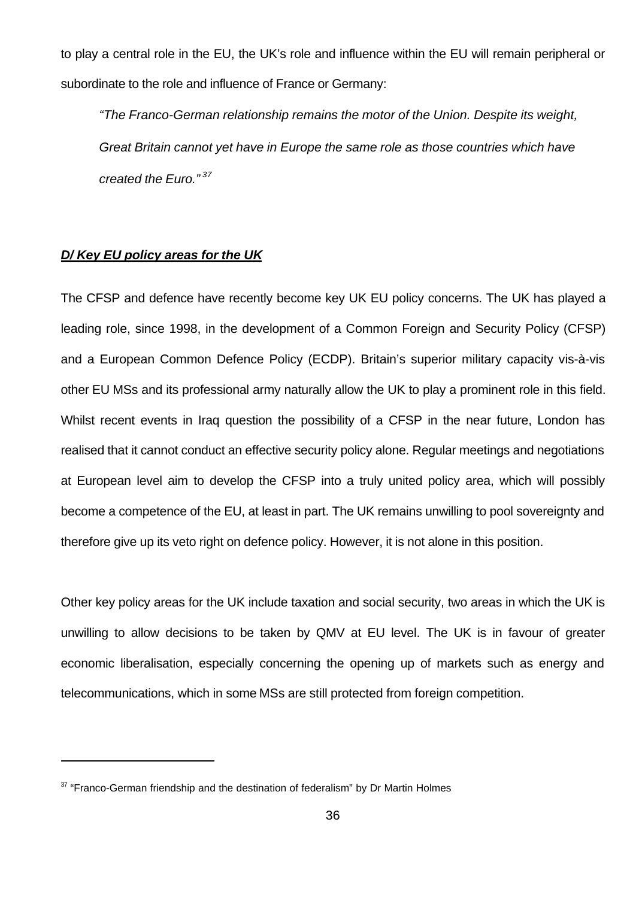to play a central role in the EU, the UK's role and influence within the EU will remain peripheral or subordinate to the role and influence of France or Germany:

> *"The Franco-German relationship remains the motor of the Union. Despite its weight, Great Britain cannot yet have in Europe the same role as those countries which have created the Euro."* [37]

### ***D/ Key EU policy areas for the UK***

The CFSP and defence have recently become key UK EU policy concerns. The UK has played a leading role, since 1998, in the development of a Common Foreign and Security Policy (CFSP) and a European Common Defence Policy (ECDP). Britain's superior military capacity vis-à-vis other EU MSs and its professional army naturally allow the UK to play a prominent role in this field. Whilst recent events in Iraq question the possibility of a CFSP in the near future, London has realised that it cannot conduct an effective security policy alone. Regular meetings and negotiations at European level aim to develop the CFSP into a truly united policy area, which will possibly become a competence of the EU, at least in part. The UK remains unwilling to pool sovereignty and therefore give up its veto right on defence policy. However, it is not alone in this position.

Other key policy areas for the UK include taxation and social security, two areas in which the UK is unwilling to allow decisions to be taken by QMV at EU level. The UK is in favour of greater economic liberalisation, especially concerning the opening up of markets such as energy and telecommunications, which in some MSs are still protected from foreign competition.

---

[37] "Franco-German friendship and the destination of federalism" by Dr Martin Holmes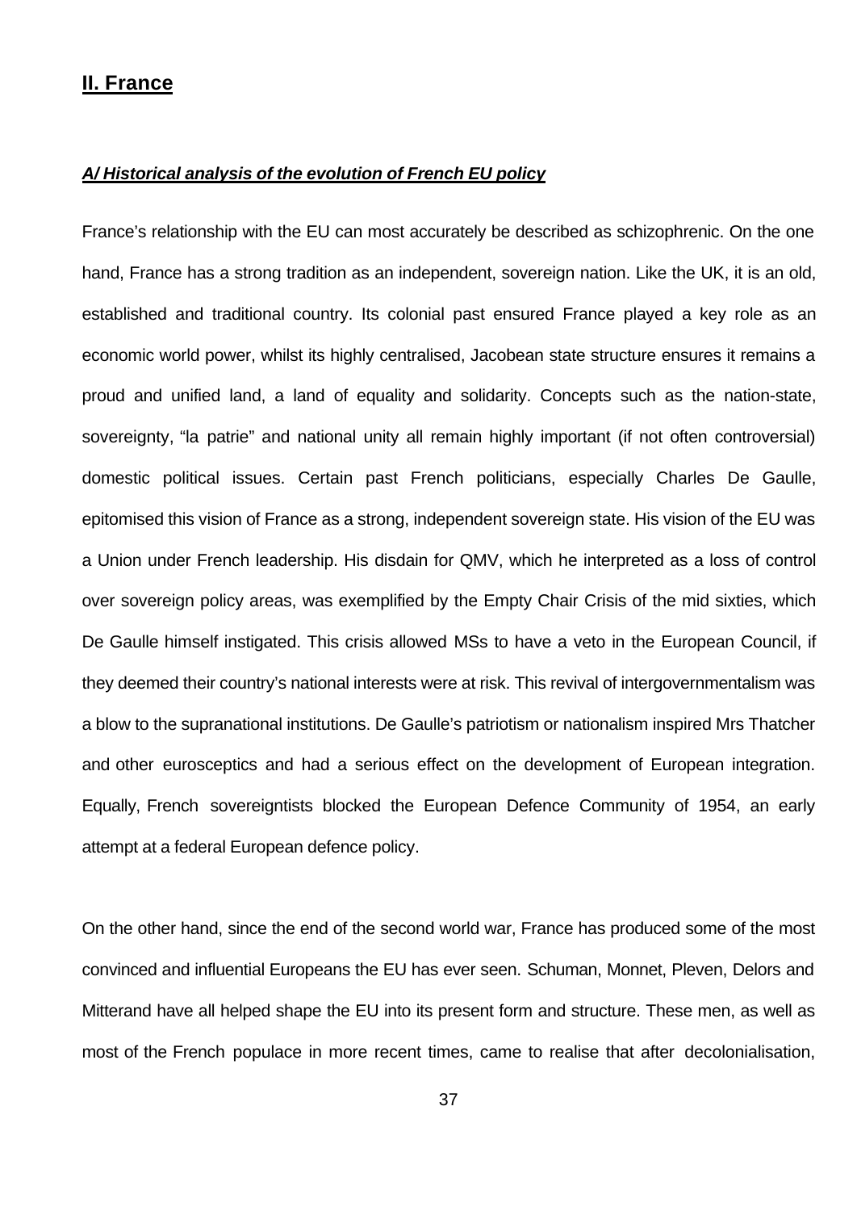## II. France

### *A/ Historical analysis of the evolution of French EU policy*

France's relationship with the EU can most accurately be described as schizophrenic. On the one hand, France has a strong tradition as an independent, sovereign nation. Like the UK, it is an old, established and traditional country. Its colonial past ensured France played a key role as an economic world power, whilst its highly centralised, Jacobean state structure ensures it remains a proud and unified land, a land of equality and solidarity. Concepts such as the nation-state, sovereignty, "la patrie" and national unity all remain highly important (if not often controversial) domestic political issues. Certain past French politicians, especially Charles De Gaulle, epitomised this vision of France as a strong, independent sovereign state. His vision of the EU was a Union under French leadership. His disdain for QMV, which he interpreted as a loss of control over sovereign policy areas, was exemplified by the Empty Chair Crisis of the mid sixties, which De Gaulle himself instigated. This crisis allowed MSs to have a veto in the European Council, if they deemed their country's national interests were at risk. This revival of intergovernmentalism was a blow to the supranational institutions. De Gaulle's patriotism or nationalism inspired Mrs Thatcher and other eurosceptics and had a serious effect on the development of European integration. Equally, French sovereigntists blocked the European Defence Community of 1954, an early attempt at a federal European defence policy.

On the other hand, since the end of the second world war, France has produced some of the most convinced and influential Europeans the EU has ever seen. Schuman, Monnet, Pleven, Delors and Mitterand have all helped shape the EU into its present form and structure. These men, as well as most of the French populace in more recent times, came to realise that after decolonialisation,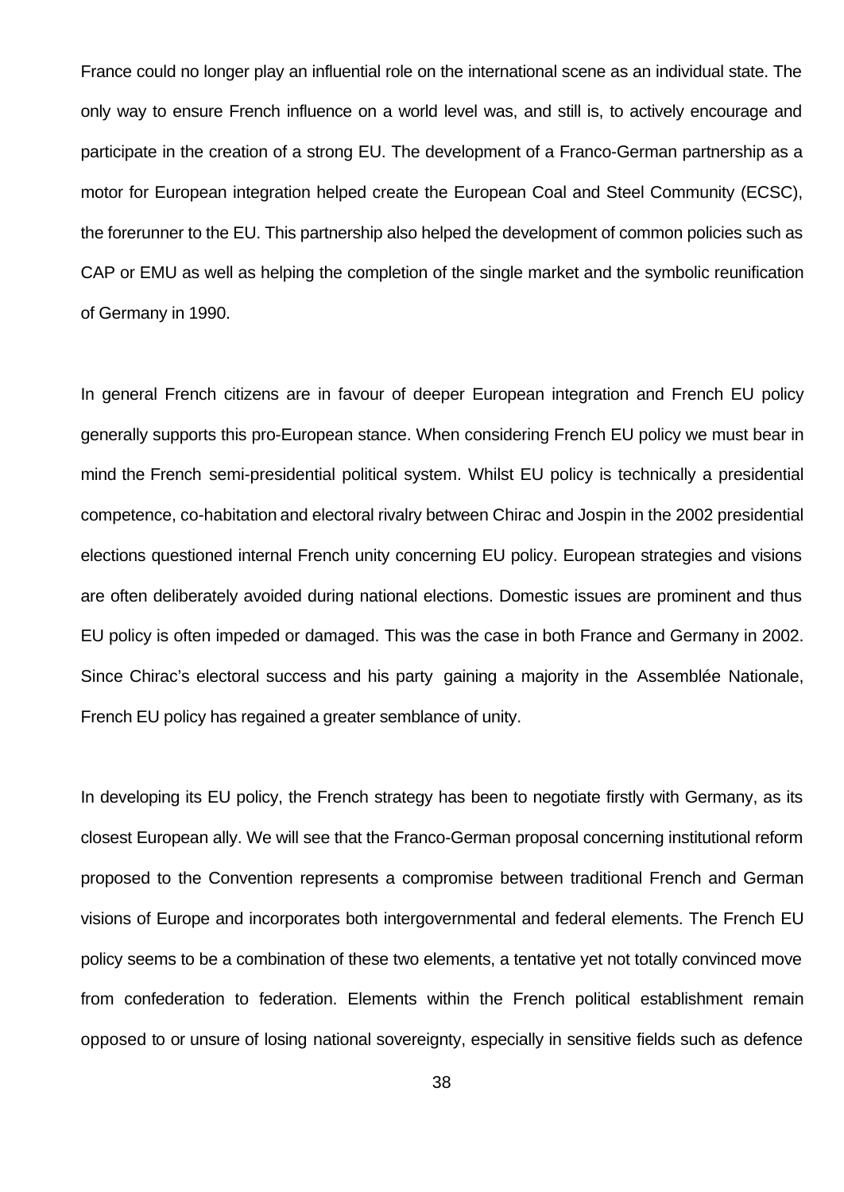France could no longer play an influential role on the international scene as an individual state. The only way to ensure French influence on a world level was, and still is, to actively encourage and participate in the creation of a strong EU. The development of a Franco-German partnership as a motor for European integration helped create the European Coal and Steel Community (ECSC), the forerunner to the EU. This partnership also helped the development of common policies such as CAP or EMU as well as helping the completion of the single market and the symbolic reunification of Germany in 1990.

In general French citizens are in favour of deeper European integration and French EU policy generally supports this pro-European stance. When considering French EU policy we must bear in mind the French semi-presidential political system. Whilst EU policy is technically a presidential competence, co-habitation and electoral rivalry between Chirac and Jospin in the 2002 presidential elections questioned internal French unity concerning EU policy. European strategies and visions are often deliberately avoided during national elections. Domestic issues are prominent and thus EU policy is often impeded or damaged. This was the case in both France and Germany in 2002. Since Chirac's electoral success and his party gaining a majority in the Assemblée Nationale, French EU policy has regained a greater semblance of unity.

In developing its EU policy, the French strategy has been to negotiate firstly with Germany, as its closest European ally. We will see that the Franco-German proposal concerning institutional reform proposed to the Convention represents a compromise between traditional French and German visions of Europe and incorporates both intergovernmental and federal elements. The French EU policy seems to be a combination of these two elements, a tentative yet not totally convinced move from confederation to federation. Elements within the French political establishment remain opposed to or unsure of losing national sovereignty, especially in sensitive fields such as defence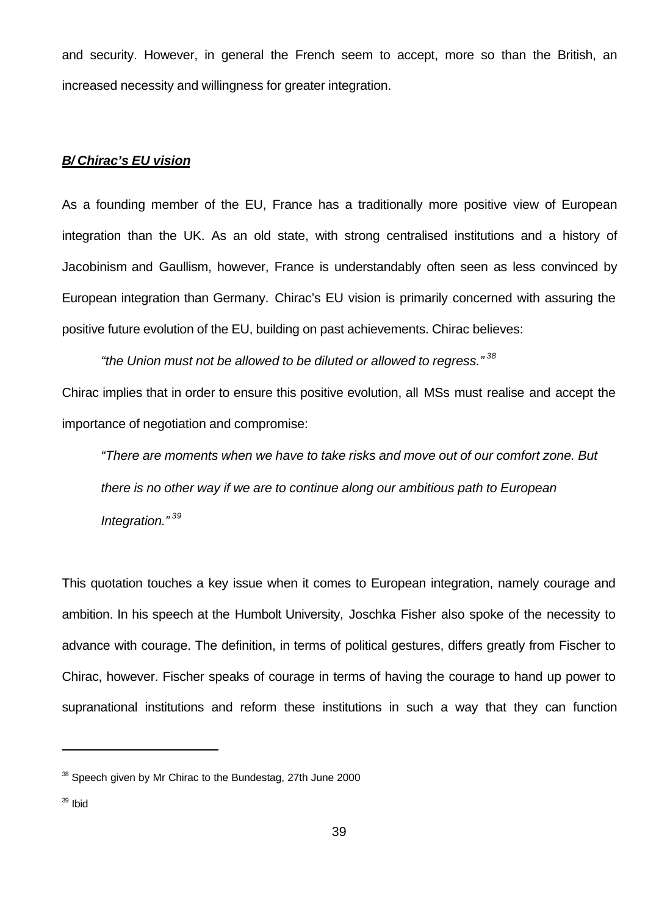and security. However, in general the French seem to accept, more so than the British, an increased necessity and willingness for greater integration.

***B/ Chirac's EU vision***

As a founding member of the EU, France has a traditionally more positive view of European integration than the UK. As an old state, with strong centralised institutions and a history of Jacobinism and Gaullism, however, France is understandably often seen as less convinced by European integration than Germany. Chirac's EU vision is primarily concerned with assuring the positive future evolution of the EU, building on past achievements. Chirac believes:

> *"the Union must not be allowed to be diluted or allowed to regress."* [38]

Chirac implies that in order to ensure this positive evolution, all MSs must realise and accept the importance of negotiation and compromise:

> *"There are moments when we have to take risks and move out of our comfort zone. But there is no other way if we are to continue along our ambitious path to European Integration."* [39]

This quotation touches a key issue when it comes to European integration, namely courage and ambition. In his speech at the Humbolt University, Joschka Fisher also spoke of the necessity to advance with courage. The definition, in terms of political gestures, differs greatly from Fischer to Chirac, however. Fischer speaks of courage in terms of having the courage to hand up power to supranational institutions and reform these institutions in such a way that they can function

---

[38] Speech given by Mr Chirac to the Bundestag, 27th June 2000

[39] Ibid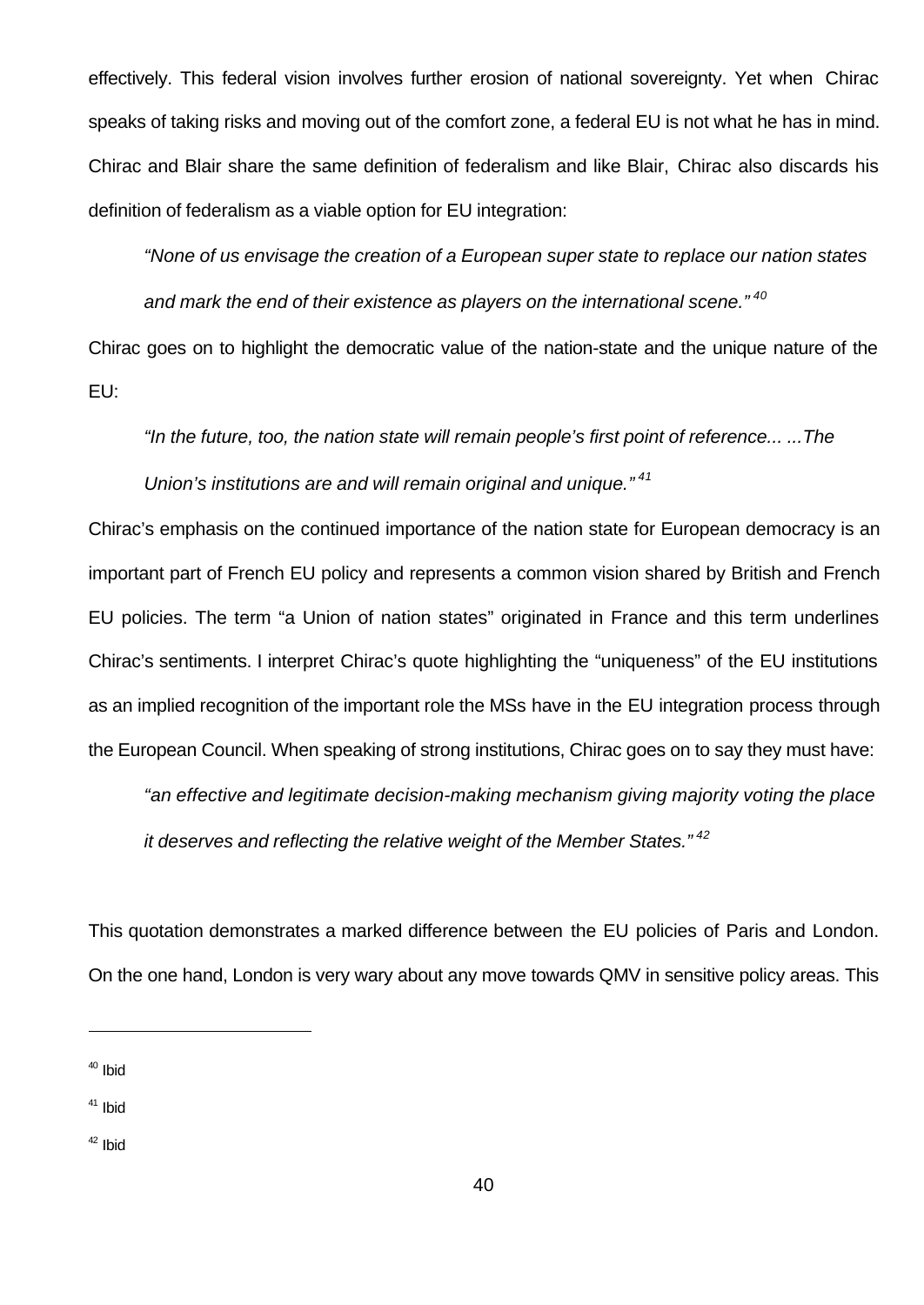effectively. This federal vision involves further erosion of national sovereignty. Yet when Chirac speaks of taking risks and moving out of the comfort zone, a federal EU is not what he has in mind. Chirac and Blair share the same definition of federalism and like Blair, Chirac also discards his definition of federalism as a viable option for EU integration:

> *"None of us envisage the creation of a European super state to replace our nation states and mark the end of their existence as players on the international scene."*[40]

Chirac goes on to highlight the democratic value of the nation-state and the unique nature of the EU:

> *"In the future, too, the nation state will remain people's first point of reference... ...The Union's institutions are and will remain original and unique."*[41]

Chirac's emphasis on the continued importance of the nation state for European democracy is an important part of French EU policy and represents a common vision shared by British and French EU policies. The term "a Union of nation states" originated in France and this term underlines Chirac's sentiments. I interpret Chirac's quote highlighting the "uniqueness" of the EU institutions as an implied recognition of the important role the MSs have in the EU integration process through the European Council. When speaking of strong institutions, Chirac goes on to say they must have:

> *"an effective and legitimate decision-making mechanism giving majority voting the place it deserves and reflecting the relative weight of the Member States."*[42]

This quotation demonstrates a marked difference between the EU policies of Paris and London. On the one hand, London is very wary about any move towards QMV in sensitive policy areas. This

---

[40] Ibid

[41] Ibid

[42] Ibid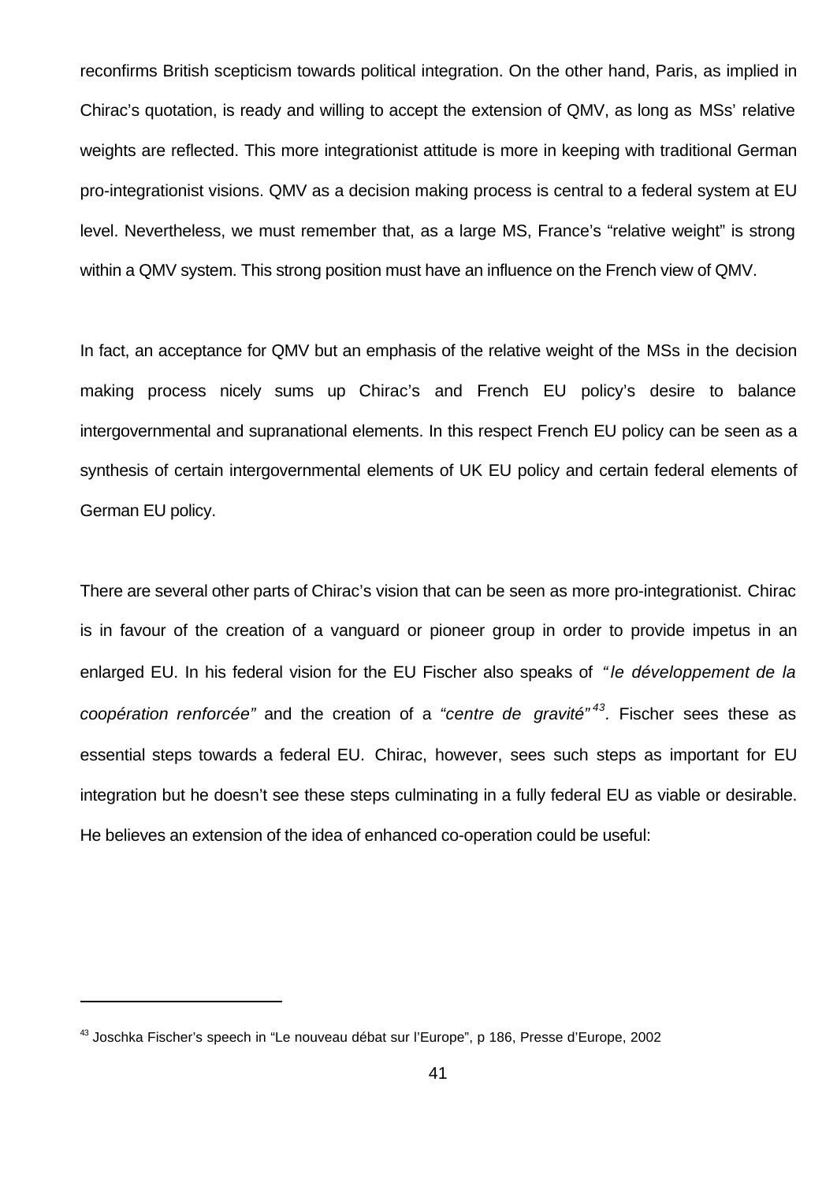reconfirms British scepticism towards political integration. On the other hand, Paris, as implied in Chirac's quotation, is ready and willing to accept the extension of QMV, as long as MSs' relative weights are reflected. This more integrationist attitude is more in keeping with traditional German pro-integrationist visions. QMV as a decision making process is central to a federal system at EU level. Nevertheless, we must remember that, as a large MS, France's "relative weight" is strong within a QMV system. This strong position must have an influence on the French view of QMV.

In fact, an acceptance for QMV but an emphasis of the relative weight of the MSs in the decision making process nicely sums up Chirac's and French EU policy's desire to balance intergovernmental and supranational elements. In this respect French EU policy can be seen as a synthesis of certain intergovernmental elements of UK EU policy and certain federal elements of German EU policy.

There are several other parts of Chirac's vision that can be seen as more pro-integrationist. Chirac is in favour of the creation of a vanguard or pioneer group in order to provide impetus in an enlarged EU. In his federal vision for the EU Fischer also speaks of *"le développement de la coopération renforcée"* and the creation of a *"centre de gravité"*[43]. Fischer sees these as essential steps towards a federal EU. Chirac, however, sees such steps as important for EU integration but he doesn't see these steps culminating in a fully federal EU as viable or desirable. He believes an extension of the idea of enhanced co-operation could be useful:

---

[43] Joschka Fischer's speech in "Le nouveau débat sur l'Europe", p 186, Presse d'Europe, 2002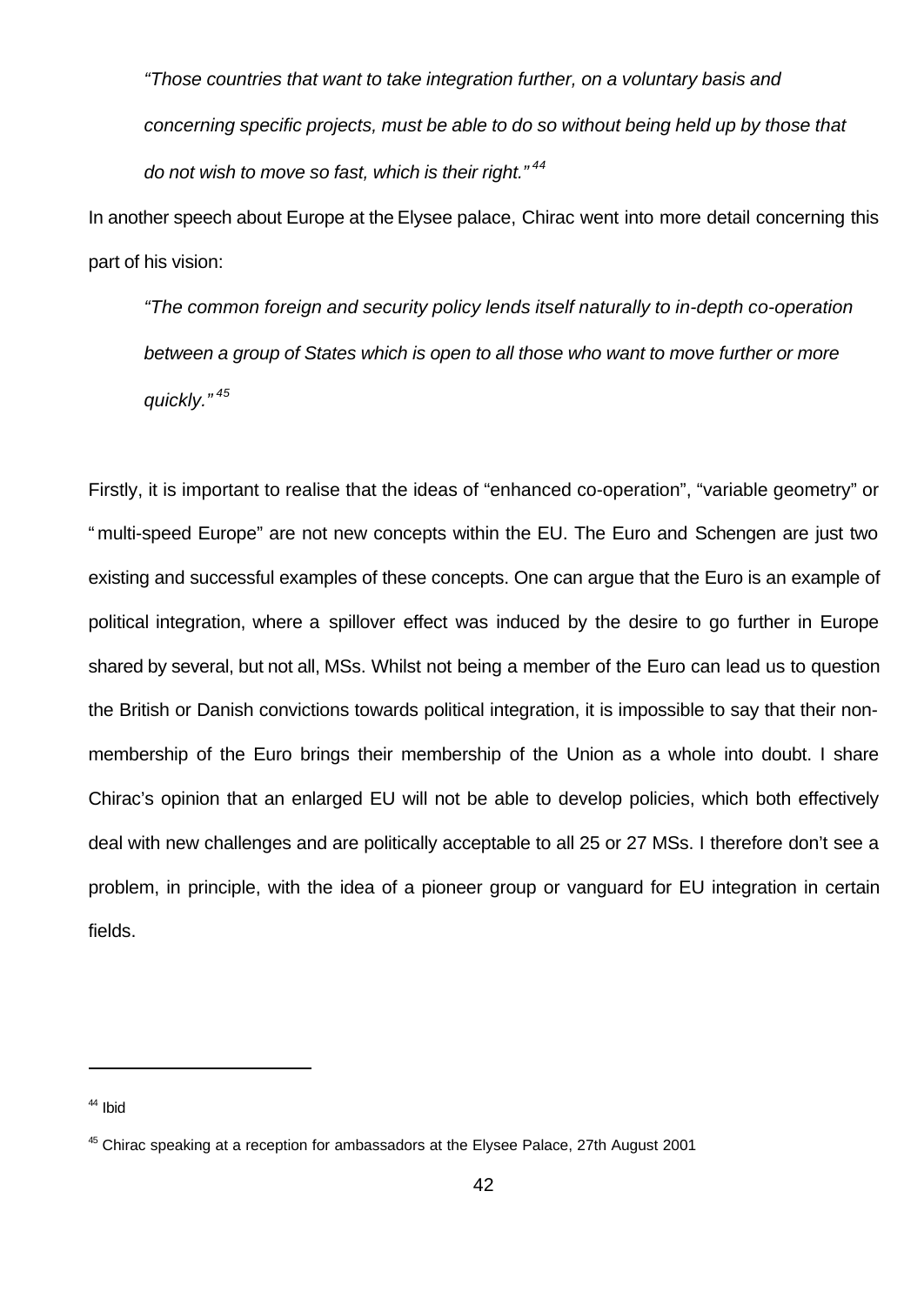> *"Those countries that want to take integration further, on a voluntary basis and concerning specific projects, must be able to do so without being held up by those that do not wish to move so fast, which is their right."* [44]

In another speech about Europe at the Elysee palace, Chirac went into more detail concerning this part of his vision:

> *"The common foreign and security policy lends itself naturally to in-depth co-operation between a group of States which is open to all those who want to move further or more quickly."* [45]

Firstly, it is important to realise that the ideas of "enhanced co-operation", "variable geometry" or "multi-speed Europe" are not new concepts within the EU. The Euro and Schengen are just two existing and successful examples of these concepts. One can argue that the Euro is an example of political integration, where a spillover effect was induced by the desire to go further in Europe shared by several, but not all, MSs. Whilst not being a member of the Euro can lead us to question the British or Danish convictions towards political integration, it is impossible to say that their non-membership of the Euro brings their membership of the Union as a whole into doubt. I share Chirac's opinion that an enlarged EU will not be able to develop policies, which both effectively deal with new challenges and are politically acceptable to all 25 or 27 MSs. I therefore don't see a problem, in principle, with the idea of a pioneer group or vanguard for EU integration in certain fields.

---

[44] Ibid

[45] Chirac speaking at a reception for ambassadors at the Elysee Palace, 27th August 2001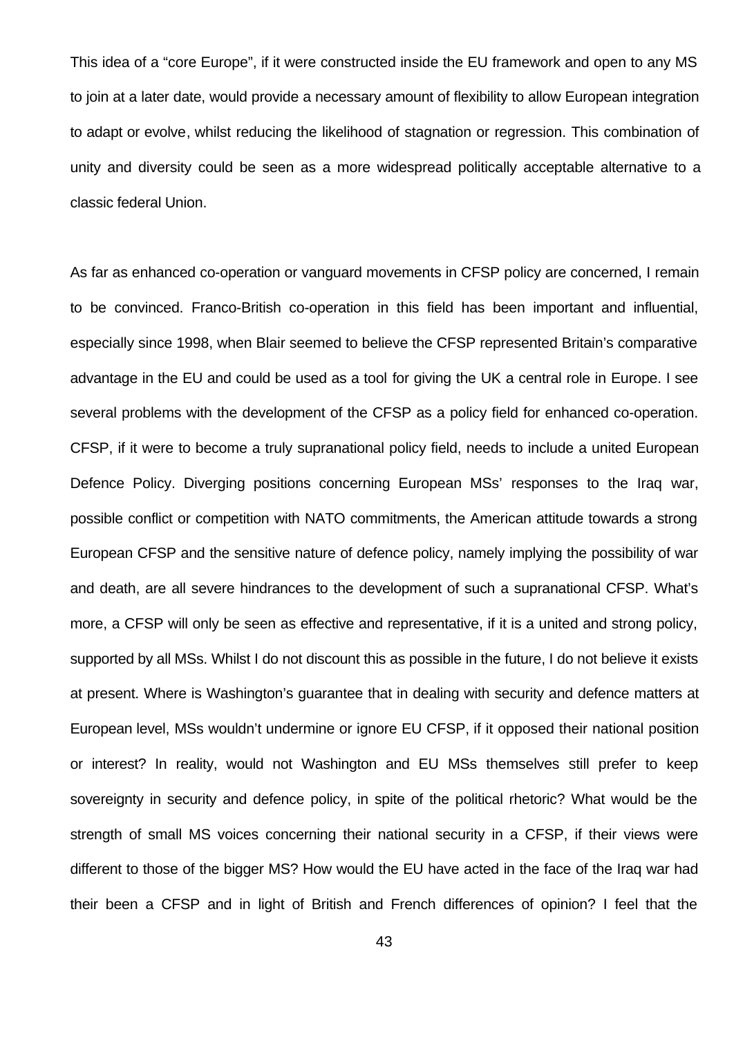This idea of a "core Europe", if it were constructed inside the EU framework and open to any MS to join at a later date, would provide a necessary amount of flexibility to allow European integration to adapt or evolve, whilst reducing the likelihood of stagnation or regression. This combination of unity and diversity could be seen as a more widespread politically acceptable alternative to a classic federal Union.

As far as enhanced co-operation or vanguard movements in CFSP policy are concerned, I remain to be convinced. Franco-British co-operation in this field has been important and influential, especially since 1998, when Blair seemed to believe the CFSP represented Britain's comparative advantage in the EU and could be used as a tool for giving the UK a central role in Europe. I see several problems with the development of the CFSP as a policy field for enhanced co-operation. CFSP, if it were to become a truly supranational policy field, needs to include a united European Defence Policy. Diverging positions concerning European MSs' responses to the Iraq war, possible conflict or competition with NATO commitments, the American attitude towards a strong European CFSP and the sensitive nature of defence policy, namely implying the possibility of war and death, are all severe hindrances to the development of such a supranational CFSP. What's more, a CFSP will only be seen as effective and representative, if it is a united and strong policy, supported by all MSs. Whilst I do not discount this as possible in the future, I do not believe it exists at present. Where is Washington's guarantee that in dealing with security and defence matters at European level, MSs wouldn't undermine or ignore EU CFSP, if it opposed their national position or interest? In reality, would not Washington and EU MSs themselves still prefer to keep sovereignty in security and defence policy, in spite of the political rhetoric? What would be the strength of small MS voices concerning their national security in a CFSP, if their views were different to those of the bigger MS? How would the EU have acted in the face of the Iraq war had their been a CFSP and in light of British and French differences of opinion? I feel that the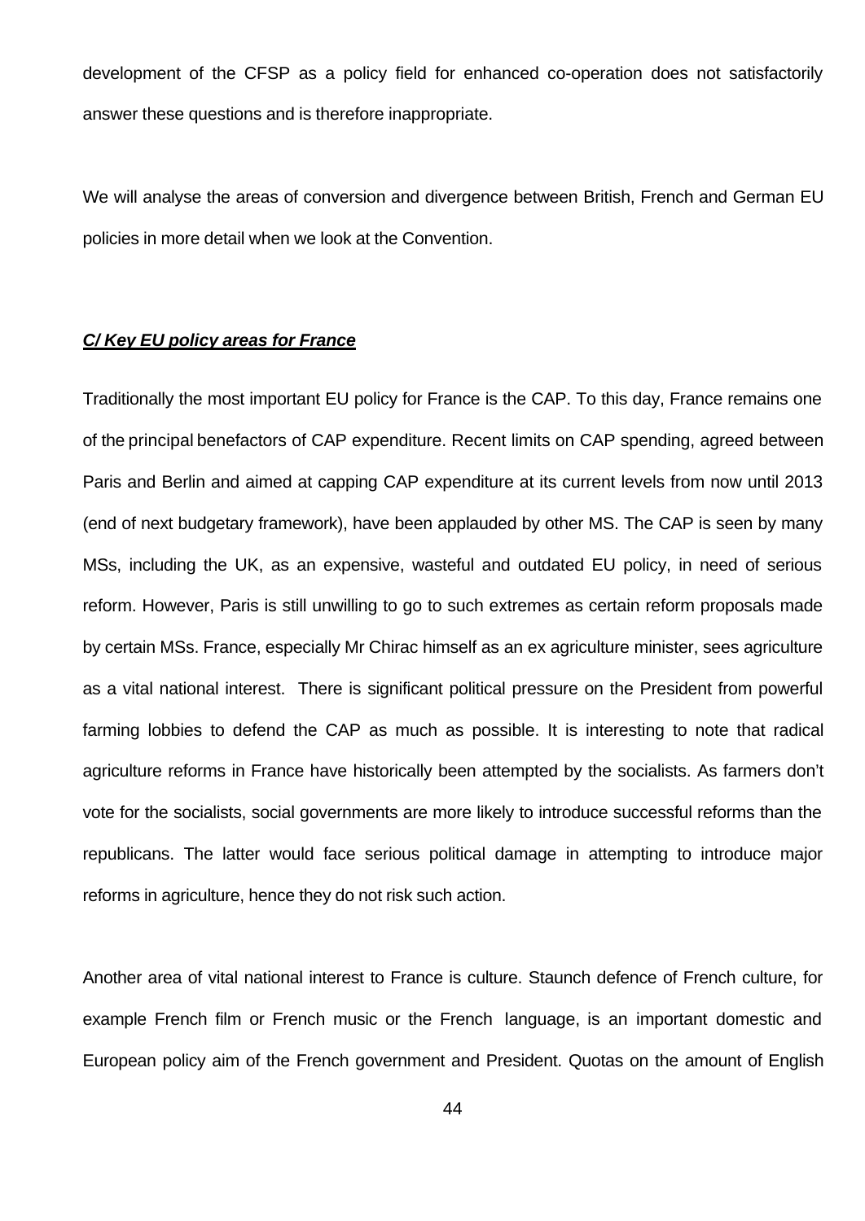development of the CFSP as a policy field for enhanced co-operation does not satisfactorily answer these questions and is therefore inappropriate.

We will analyse the areas of conversion and divergence between British, French and German EU policies in more detail when we look at the Convention.

***C/ Key EU policy areas for France***

Traditionally the most important EU policy for France is the CAP. To this day, France remains one of the principal benefactors of CAP expenditure. Recent limits on CAP spending, agreed between Paris and Berlin and aimed at capping CAP expenditure at its current levels from now until 2013 (end of next budgetary framework), have been applauded by other MS. The CAP is seen by many MSs, including the UK, as an expensive, wasteful and outdated EU policy, in need of serious reform. However, Paris is still unwilling to go to such extremes as certain reform proposals made by certain MSs. France, especially Mr Chirac himself as an ex agriculture minister, sees agriculture as a vital national interest. There is significant political pressure on the President from powerful farming lobbies to defend the CAP as much as possible. It is interesting to note that radical agriculture reforms in France have historically been attempted by the socialists. As farmers don't vote for the socialists, social governments are more likely to introduce successful reforms than the republicans. The latter would face serious political damage in attempting to introduce major reforms in agriculture, hence they do not risk such action.

Another area of vital national interest to France is culture. Staunch defence of French culture, for example French film or French music or the French language, is an important domestic and European policy aim of the French government and President. Quotas on the amount of English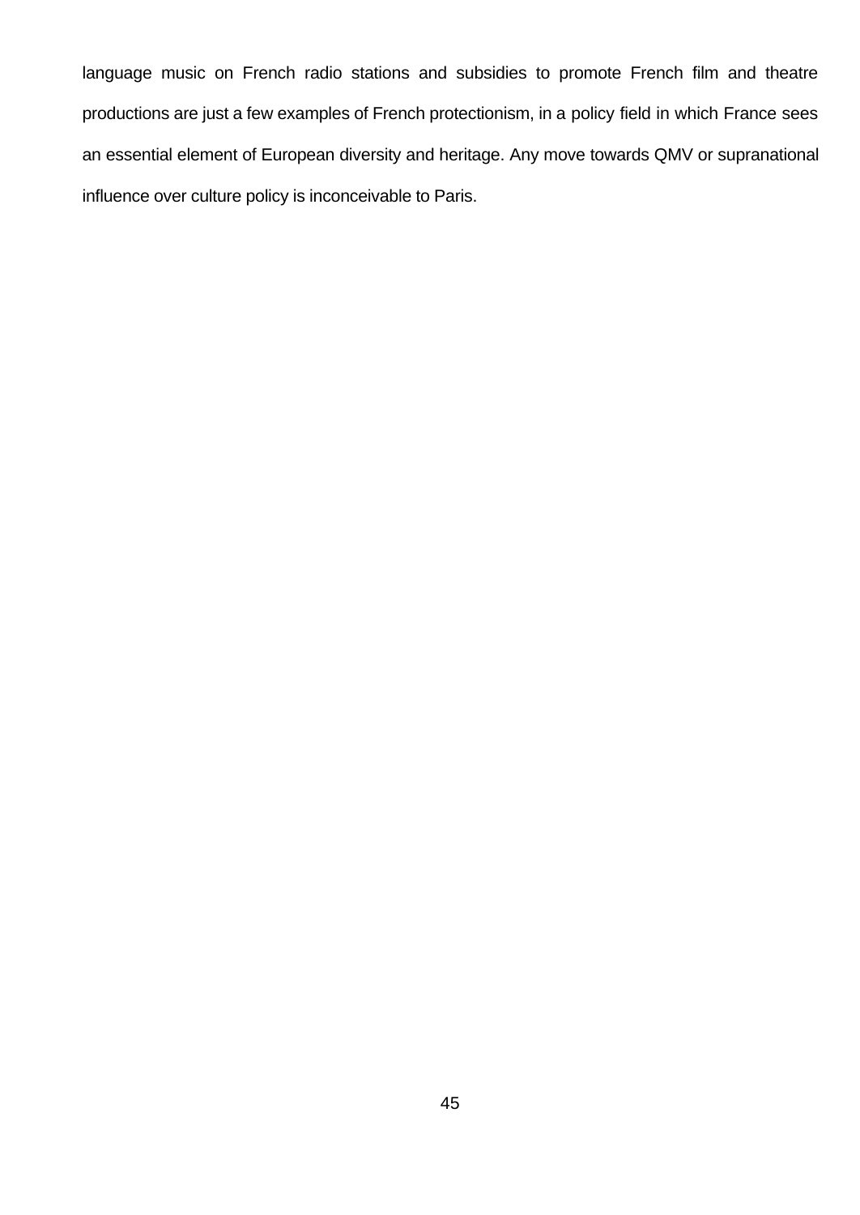language music on French radio stations and subsidies to promote French film and theatre productions are just a few examples of French protectionism, in a policy field in which France sees an essential element of European diversity and heritage. Any move towards QMV or supranational influence over culture policy is inconceivable to Paris.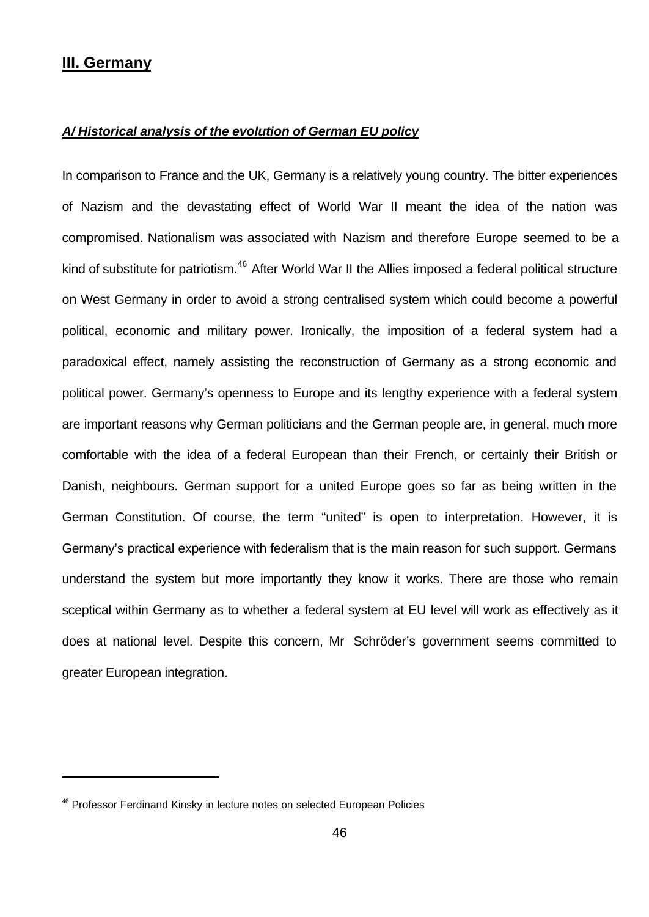## III. Germany

### *A/ Historical analysis of the evolution of German EU policy*

In comparison to France and the UK, Germany is a relatively young country. The bitter experiences of Nazism and the devastating effect of World War II meant the idea of the nation was compromised. Nationalism was associated with Nazism and therefore Europe seemed to be a kind of substitute for patriotism.[46] After World War II the Allies imposed a federal political structure on West Germany in order to avoid a strong centralised system which could become a powerful political, economic and military power. Ironically, the imposition of a federal system had a paradoxical effect, namely assisting the reconstruction of Germany as a strong economic and political power. Germany's openness to Europe and its lengthy experience with a federal system are important reasons why German politicians and the German people are, in general, much more comfortable with the idea of a federal European than their French, or certainly their British or Danish, neighbours. German support for a united Europe goes so far as being written in the German Constitution. Of course, the term "united" is open to interpretation. However, it is Germany's practical experience with federalism that is the main reason for such support. Germans understand the system but more importantly they know it works. There are those who remain sceptical within Germany as to whether a federal system at EU level will work as effectively as it does at national level. Despite this concern, Mr Schröder's government seems committed to greater European integration.

---

[46] Professor Ferdinand Kinsky in lecture notes on selected European Policies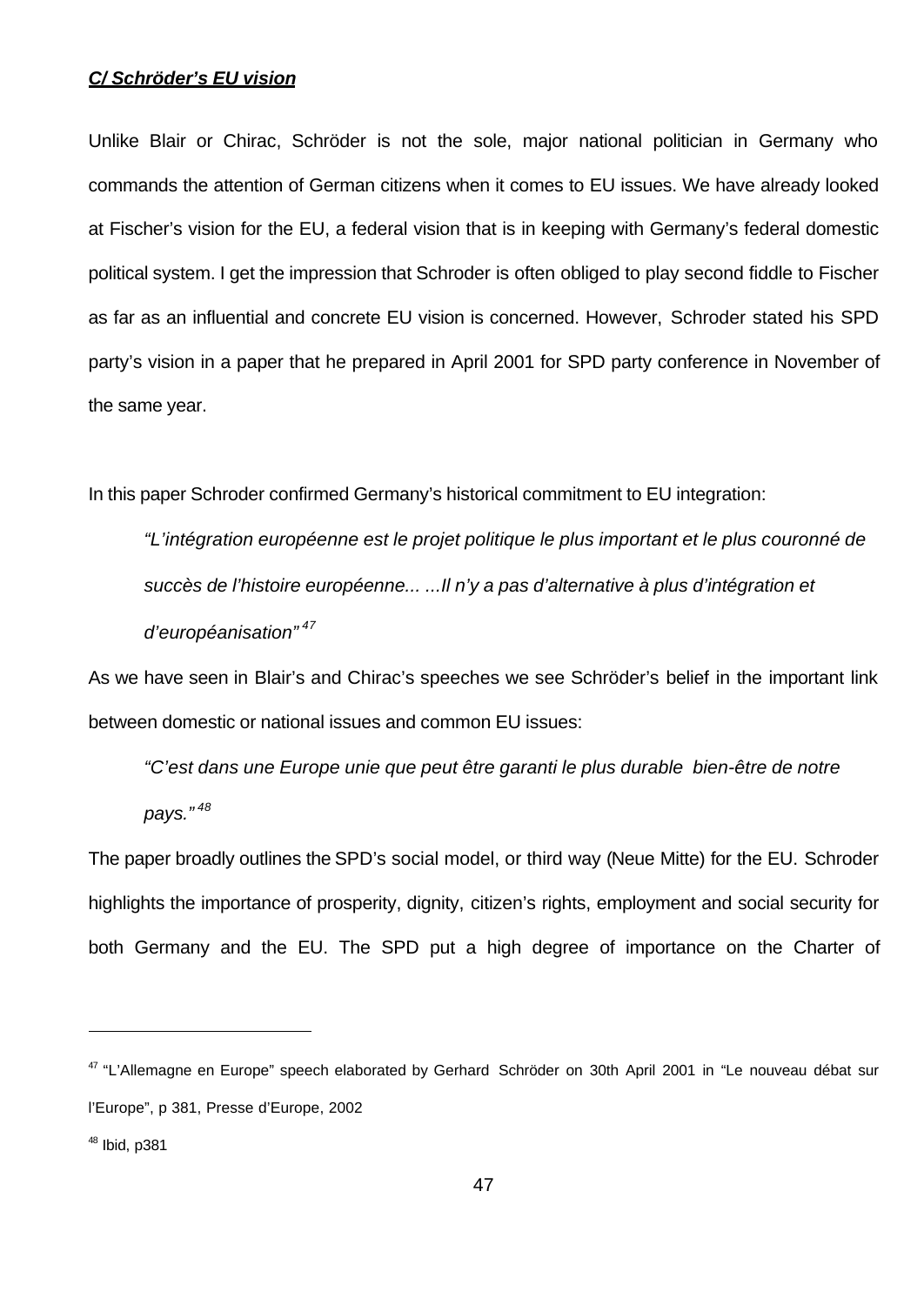***C/ Schröder's EU vision***

Unlike Blair or Chirac, Schröder is not the sole, major national politician in Germany who commands the attention of German citizens when it comes to EU issues. We have already looked at Fischer's vision for the EU, a federal vision that is in keeping with Germany's federal domestic political system. I get the impression that Schroder is often obliged to play second fiddle to Fischer as far as an influential and concrete EU vision is concerned. However, Schroder stated his SPD party's vision in a paper that he prepared in April 2001 for SPD party conference in November of the same year.

In this paper Schroder confirmed Germany's historical commitment to EU integration:

> *"L'intégration européenne est le projet politique le plus important et le plus couronné de succès de l'histoire européenne... ...Il n'y a pas d'alternative à plus d'intégration et d'européanisation"* [47]

As we have seen in Blair's and Chirac's speeches we see Schröder's belief in the important link between domestic or national issues and common EU issues:

> *"C'est dans une Europe unie que peut être garanti le plus durable bien-être de notre pays."* [48]

The paper broadly outlines the SPD's social model, or third way (Neue Mitte) for the EU. Schroder highlights the importance of prosperity, dignity, citizen's rights, employment and social security for both Germany and the EU. The SPD put a high degree of importance on the Charter of

---

[47] "L'Allemagne en Europe" speech elaborated by Gerhard Schröder on 30th April 2001 in "Le nouveau débat sur l'Europe", p 381, Presse d'Europe, 2002

[48] Ibid, p381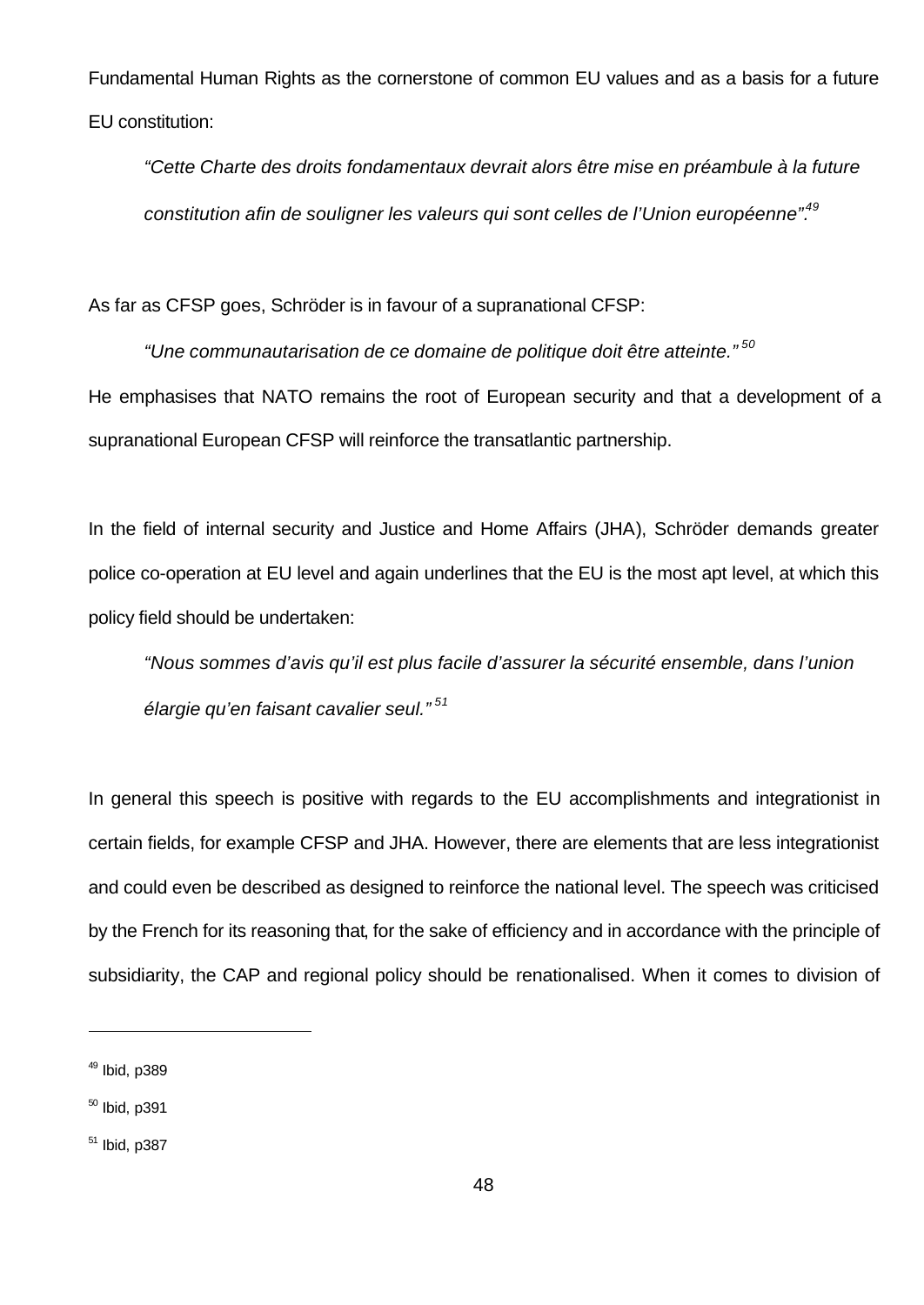Fundamental Human Rights as the cornerstone of common EU values and as a basis for a future EU constitution:

> *“Cette Charte des droits fondamentaux devrait alors être mise en préambule à la future constitution afin de souligner les valeurs qui sont celles de l’Union européenne”.*[49]

As far as CFSP goes, Schröder is in favour of a supranational CFSP:

> *“Une communautarisation de ce domaine de politique doit être atteinte.”*[50]

He emphasises that NATO remains the root of European security and that a development of a supranational European CFSP will reinforce the transatlantic partnership.

In the field of internal security and Justice and Home Affairs (JHA), Schröder demands greater police co-operation at EU level and again underlines that the EU is the most apt level, at which this policy field should be undertaken:

> *“Nous sommes d’avis qu’il est plus facile d’assurer la sécurité ensemble, dans l’union élargie qu’en faisant cavalier seul.”*[51]

In general this speech is positive with regards to the EU accomplishments and integrationist in certain fields, for example CFSP and JHA. However, there are elements that are less integrationist and could even be described as designed to reinforce the national level. The speech was criticised by the French for its reasoning that, for the sake of efficiency and in accordance with the principle of subsidiarity, the CAP and regional policy should be renationalised. When it comes to division of

---

[49] Ibid, p389

[50] Ibid, p391

[51] Ibid, p387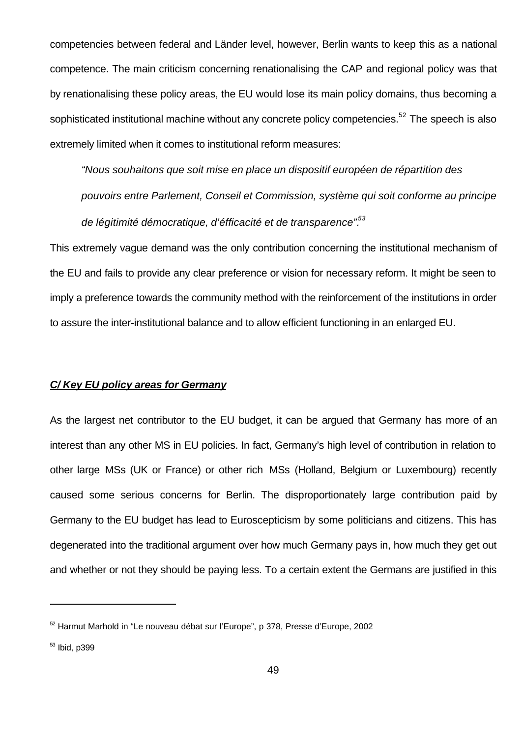competencies between federal and Länder level, however, Berlin wants to keep this as a national competence. The main criticism concerning renationalising the CAP and regional policy was that by renationalising these policy areas, the EU would lose its main policy domains, thus becoming a sophisticated institutional machine without any concrete policy competencies.[52] The speech is also extremely limited when it comes to institutional reform measures:

> *"Nous souhaitons que soit mise en place un dispositif européen de répartition des pouvoirs entre Parlement, Conseil et Commission, système qui soit conforme au principe de légitimité démocratique, d'éfficacité et de transparence".[53]*

This extremely vague demand was the only contribution concerning the institutional mechanism of the EU and fails to provide any clear preference or vision for necessary reform. It might be seen to imply a preference towards the community method with the reinforcement of the institutions in order to assure the inter-institutional balance and to allow efficient functioning in an enlarged EU.

### ***C/ Key EU policy areas for Germany***

As the largest net contributor to the EU budget, it can be argued that Germany has more of an interest than any other MS in EU policies. In fact, Germany's high level of contribution in relation to other large MSs (UK or France) or other rich MSs (Holland, Belgium or Luxembourg) recently caused some serious concerns for Berlin. The disproportionately large contribution paid by Germany to the EU budget has lead to Euroscepticism by some politicians and citizens. This has degenerated into the traditional argument over how much Germany pays in, how much they get out and whether or not they should be paying less. To a certain extent the Germans are justified in this

---

[52] Harmut Marhold in "Le nouveau débat sur l'Europe", p 378, Presse d'Europe, 2002

[53] Ibid, p399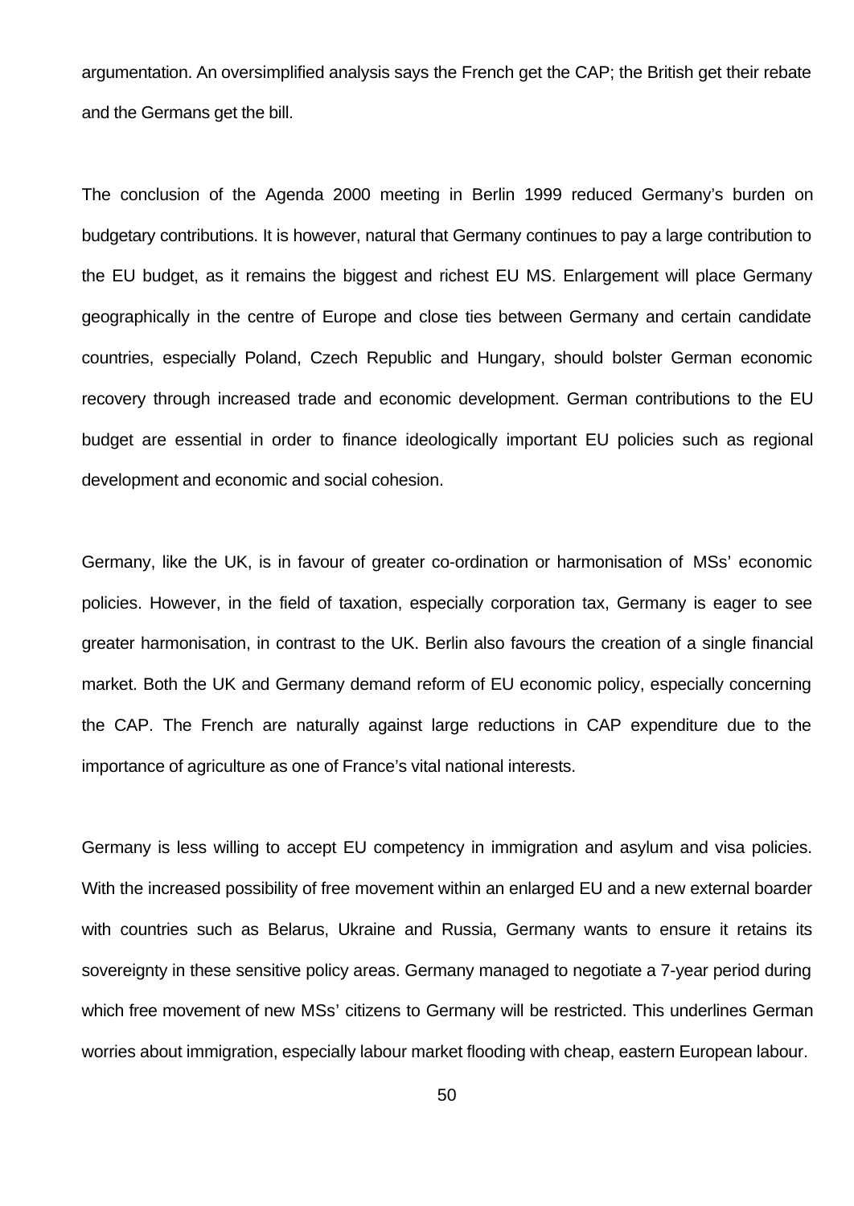argumentation. An oversimplified analysis says the French get the CAP; the British get their rebate and the Germans get the bill.

The conclusion of the Agenda 2000 meeting in Berlin 1999 reduced Germany's burden on budgetary contributions. It is however, natural that Germany continues to pay a large contribution to the EU budget, as it remains the biggest and richest EU MS. Enlargement will place Germany geographically in the centre of Europe and close ties between Germany and certain candidate countries, especially Poland, Czech Republic and Hungary, should bolster German economic recovery through increased trade and economic development. German contributions to the EU budget are essential in order to finance ideologically important EU policies such as regional development and economic and social cohesion.

Germany, like the UK, is in favour of greater co-ordination or harmonisation of MSs' economic policies. However, in the field of taxation, especially corporation tax, Germany is eager to see greater harmonisation, in contrast to the UK. Berlin also favours the creation of a single financial market. Both the UK and Germany demand reform of EU economic policy, especially concerning the CAP. The French are naturally against large reductions in CAP expenditure due to the importance of agriculture as one of France's vital national interests.

Germany is less willing to accept EU competency in immigration and asylum and visa policies. With the increased possibility of free movement within an enlarged EU and a new external boarder with countries such as Belarus, Ukraine and Russia, Germany wants to ensure it retains its sovereignty in these sensitive policy areas. Germany managed to negotiate a 7-year period during which free movement of new MSs' citizens to Germany will be restricted. This underlines German worries about immigration, especially labour market flooding with cheap, eastern European labour.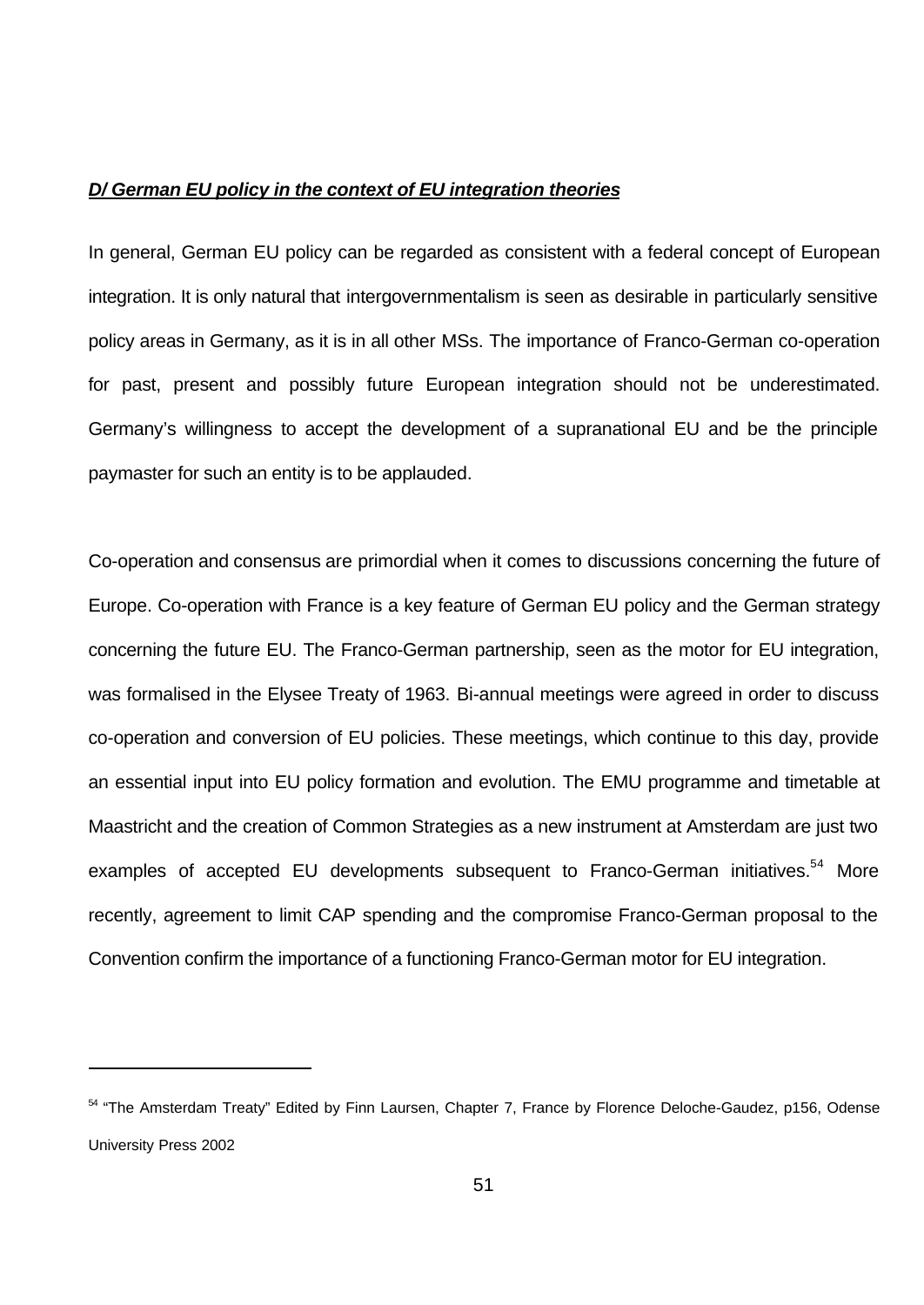***D/ German EU policy in the context of EU integration theories***

In general, German EU policy can be regarded as consistent with a federal concept of European integration. It is only natural that intergovernmentalism is seen as desirable in particularly sensitive policy areas in Germany, as it is in all other MSs. The importance of Franco-German co-operation for past, present and possibly future European integration should not be underestimated. Germany's willingness to accept the development of a supranational EU and be the principle paymaster for such an entity is to be applauded.

Co-operation and consensus are primordial when it comes to discussions concerning the future of Europe. Co-operation with France is a key feature of German EU policy and the German strategy concerning the future EU. The Franco-German partnership, seen as the motor for EU integration, was formalised in the Elysee Treaty of 1963. Bi-annual meetings were agreed in order to discuss co-operation and conversion of EU policies. These meetings, which continue to this day, provide an essential input into EU policy formation and evolution. The EMU programme and timetable at Maastricht and the creation of Common Strategies as a new instrument at Amsterdam are just two examples of accepted EU developments subsequent to Franco-German initiatives.[54] More recently, agreement to limit CAP spending and the compromise Franco-German proposal to the Convention confirm the importance of a functioning Franco-German motor for EU integration.

---

[54] "The Amsterdam Treaty" Edited by Finn Laursen, Chapter 7, France by Florence Deloche-Gaudez, p156, Odense University Press 2002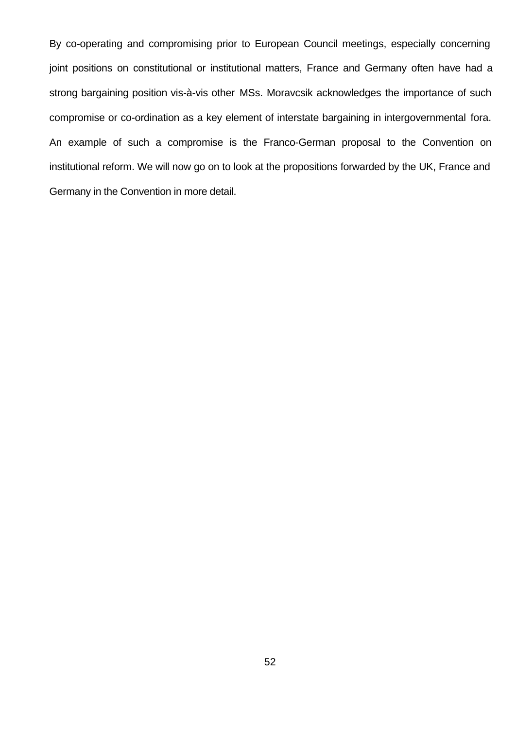By co-operating and compromising prior to European Council meetings, especially concerning joint positions on constitutional or institutional matters, France and Germany often have had a strong bargaining position vis-à-vis other MSs. Moravcsik acknowledges the importance of such compromise or co-ordination as a key element of interstate bargaining in intergovernmental fora. An example of such a compromise is the Franco-German proposal to the Convention on institutional reform. We will now go on to look at the propositions forwarded by the UK, France and Germany in the Convention in more detail.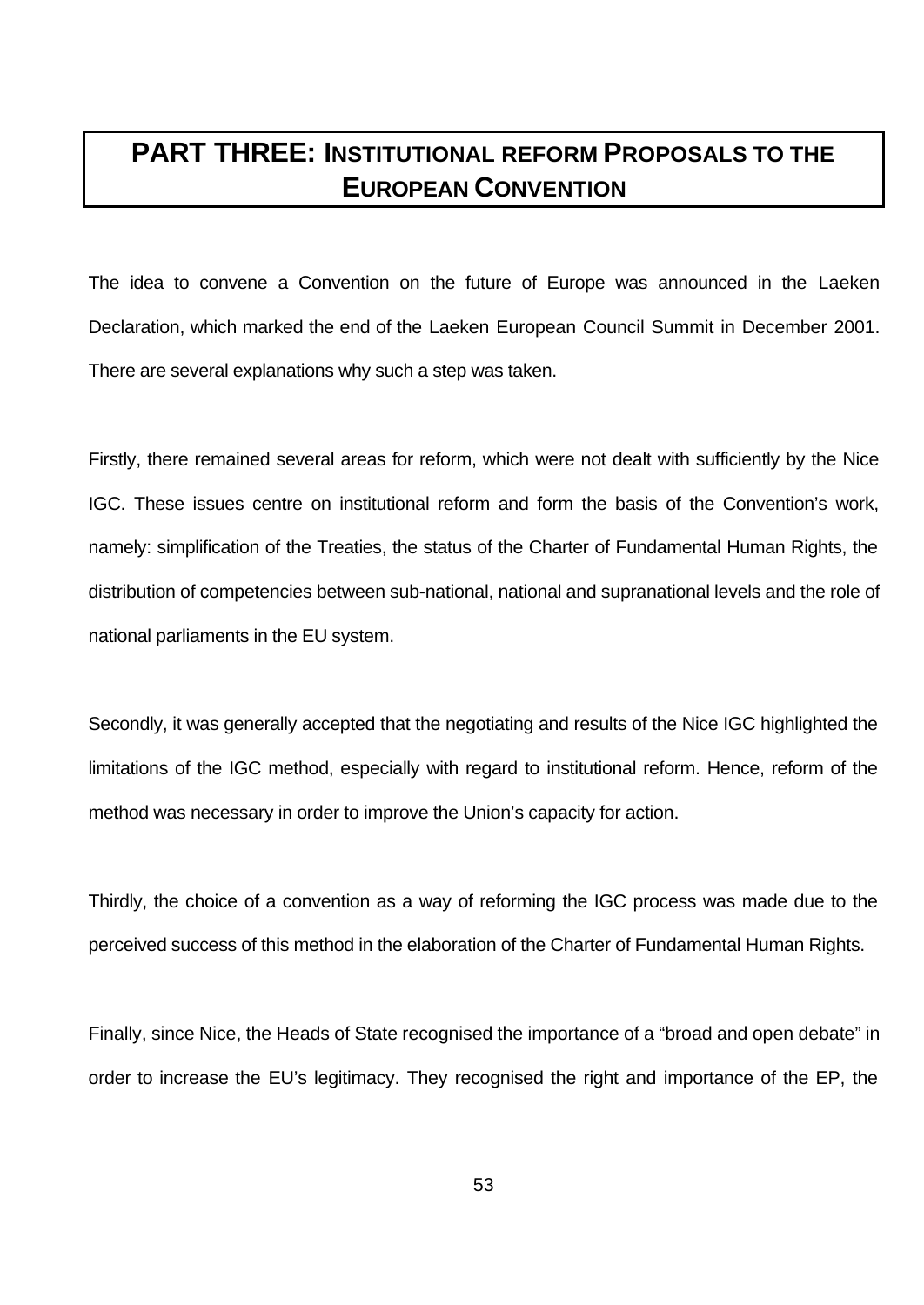# PART THREE: INSTITUTIONAL REFORM PROPOSALS TO THE EUROPEAN CONVENTION

The idea to convene a Convention on the future of Europe was announced in the Laeken Declaration, which marked the end of the Laeken European Council Summit in December 2001. There are several explanations why such a step was taken.

Firstly, there remained several areas for reform, which were not dealt with sufficiently by the Nice IGC. These issues centre on institutional reform and form the basis of the Convention's work, namely: simplification of the Treaties, the status of the Charter of Fundamental Human Rights, the distribution of competencies between sub-national, national and supranational levels and the role of national parliaments in the EU system.

Secondly, it was generally accepted that the negotiating and results of the Nice IGC highlighted the limitations of the IGC method, especially with regard to institutional reform. Hence, reform of the method was necessary in order to improve the Union's capacity for action.

Thirdly, the choice of a convention as a way of reforming the IGC process was made due to the perceived success of this method in the elaboration of the Charter of Fundamental Human Rights.

Finally, since Nice, the Heads of State recognised the importance of a "broad and open debate" in order to increase the EU's legitimacy. They recognised the right and importance of the EP, the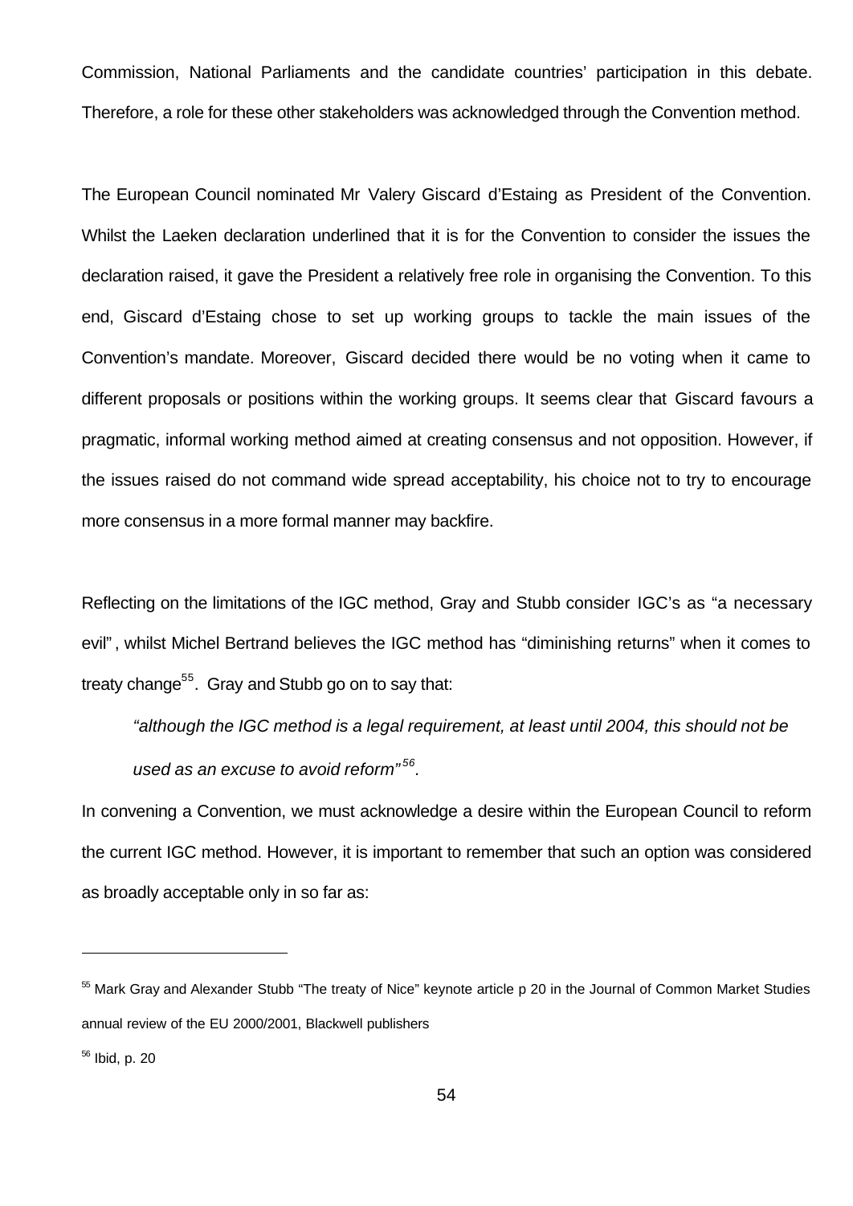Commission, National Parliaments and the candidate countries' participation in this debate. Therefore, a role for these other stakeholders was acknowledged through the Convention method.

The European Council nominated Mr Valery Giscard d'Estaing as President of the Convention. Whilst the Laeken declaration underlined that it is for the Convention to consider the issues the declaration raised, it gave the President a relatively free role in organising the Convention. To this end, Giscard d'Estaing chose to set up working groups to tackle the main issues of the Convention's mandate. Moreover, Giscard decided there would be no voting when it came to different proposals or positions within the working groups. It seems clear that Giscard favours a pragmatic, informal working method aimed at creating consensus and not opposition. However, if the issues raised do not command wide spread acceptability, his choice not to try to encourage more consensus in a more formal manner may backfire.

Reflecting on the limitations of the IGC method, Gray and Stubb consider IGC's as "a necessary evil", whilst Michel Bertrand believes the IGC method has "diminishing returns" when it comes to treaty change[55]. Gray and Stubb go on to say that:

> *"although the IGC method is a legal requirement, at least until 2004, this should not be used as an excuse to avoid reform"*[56].

In convening a Convention, we must acknowledge a desire within the European Council to reform the current IGC method. However, it is important to remember that such an option was considered as broadly acceptable only in so far as:

---

[55] Mark Gray and Alexander Stubb "The treaty of Nice" keynote article p 20 in the Journal of Common Market Studies annual review of the EU 2000/2001, Blackwell publishers

[56] Ibid, p. 20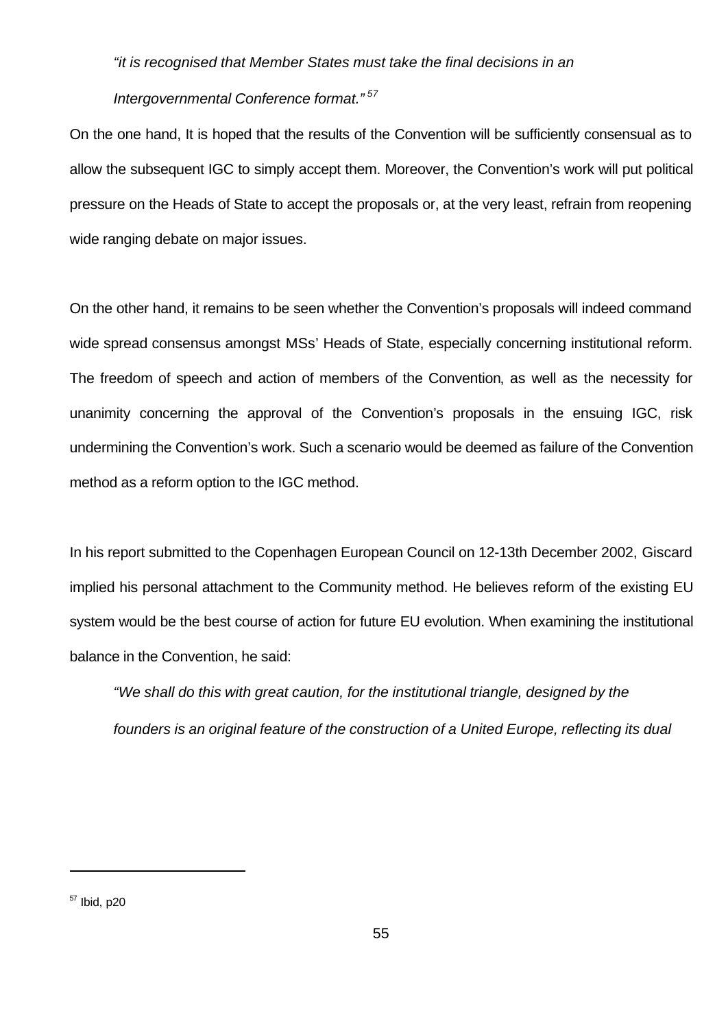> *"it is recognised that Member States must take the final decisions in an Intergovernmental Conference format."* [57]

On the one hand, It is hoped that the results of the Convention will be sufficiently consensual as to allow the subsequent IGC to simply accept them. Moreover, the Convention's work will put political pressure on the Heads of State to accept the proposals or, at the very least, refrain from reopening wide ranging debate on major issues.

On the other hand, it remains to be seen whether the Convention's proposals will indeed command wide spread consensus amongst MSs' Heads of State, especially concerning institutional reform. The freedom of speech and action of members of the Convention, as well as the necessity for unanimity concerning the approval of the Convention's proposals in the ensuing IGC, risk undermining the Convention's work. Such a scenario would be deemed as failure of the Convention method as a reform option to the IGC method.

In his report submitted to the Copenhagen European Council on 12-13th December 2002, Giscard implied his personal attachment to the Community method. He believes reform of the existing EU system would be the best course of action for future EU evolution. When examining the institutional balance in the Convention, he said:

> *"We shall do this with great caution, for the institutional triangle, designed by the founders is an original feature of the construction of a United Europe, reflecting its dual*

---

[57] Ibid, p20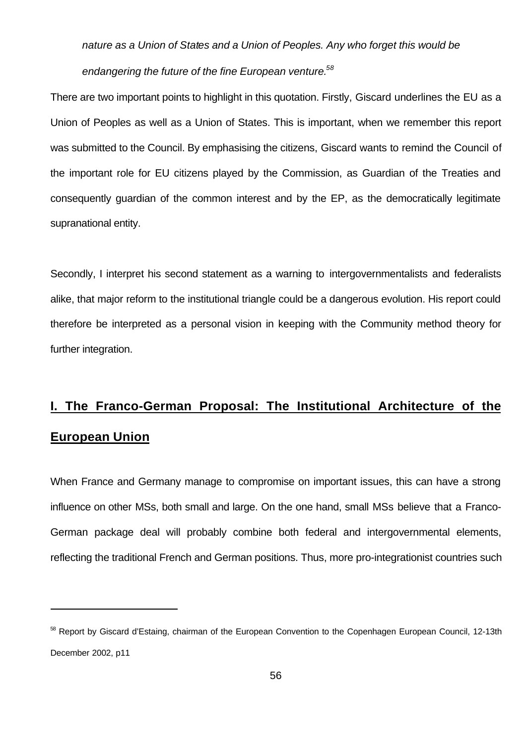*nature as a Union of States and a Union of Peoples. Any who forget this would be endangering the future of the fine European venture.*[58]

There are two important points to highlight in this quotation. Firstly, Giscard underlines the EU as a Union of Peoples as well as a Union of States. This is important, when we remember this report was submitted to the Council. By emphasising the citizens, Giscard wants to remind the Council of the important role for EU citizens played by the Commission, as Guardian of the Treaties and consequently guardian of the common interest and by the EP, as the democratically legitimate supranational entity.

Secondly, I interpret his second statement as a warning to intergovernmentalists and federalists alike, that major reform to the institutional triangle could be a dangerous evolution. His report could therefore be interpreted as a personal vision in keeping with the Community method theory for further integration.

## I. The Franco-German Proposal: The Institutional Architecture of the European Union

When France and Germany manage to compromise on important issues, this can have a strong influence on other MSs, both small and large. On the one hand, small MSs believe that a Franco-German package deal will probably combine both federal and intergovernmental elements, reflecting the traditional French and German positions. Thus, more pro-integrationist countries such

---

[58] Report by Giscard d'Estaing, chairman of the European Convention to the Copenhagen European Council, 12-13th December 2002, p11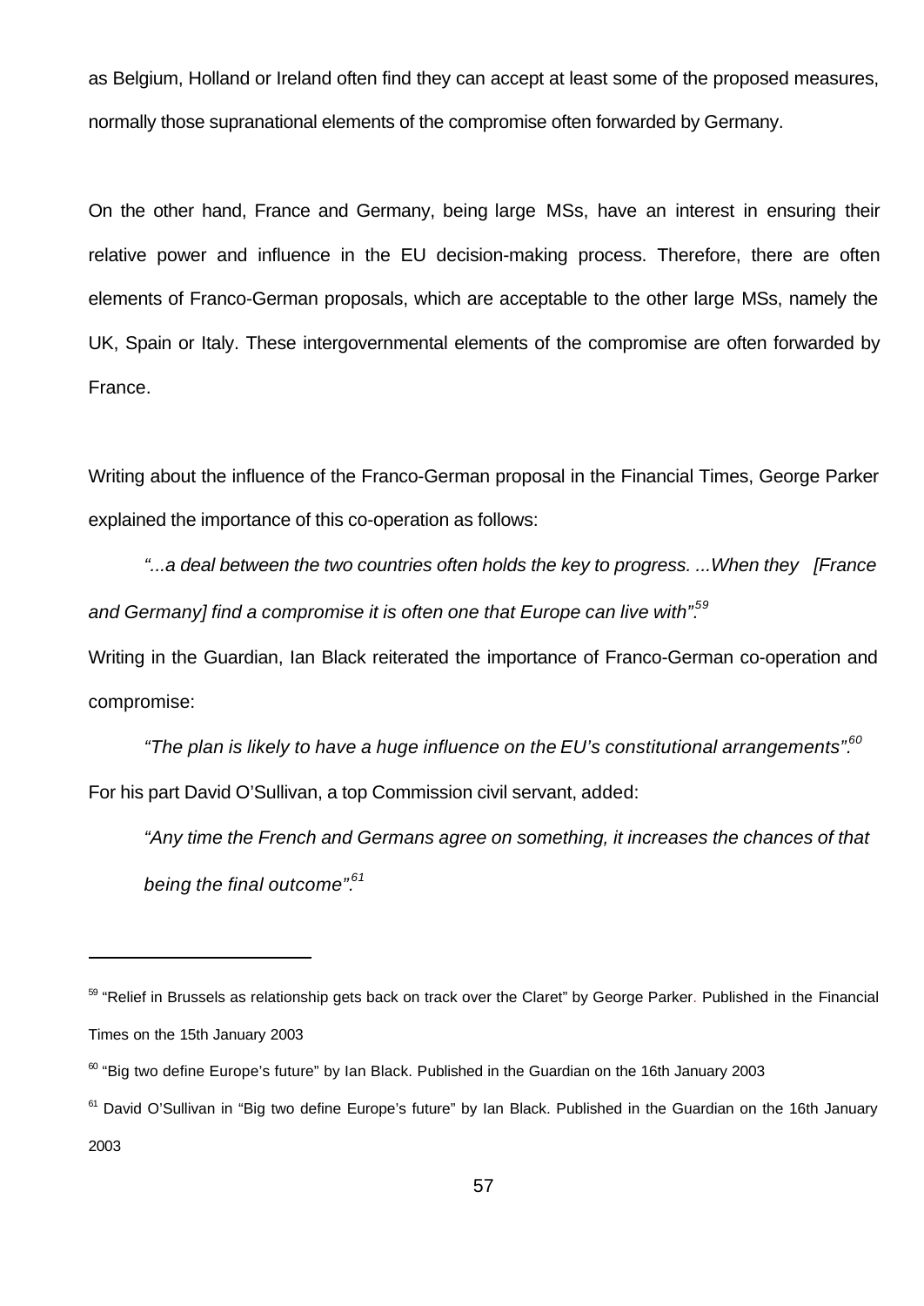as Belgium, Holland or Ireland often find they can accept at least some of the proposed measures, normally those supranational elements of the compromise often forwarded by Germany.

On the other hand, France and Germany, being large MSs, have an interest in ensuring their relative power and influence in the EU decision-making process. Therefore, there are often elements of Franco-German proposals, which are acceptable to the other large MSs, namely the UK, Spain or Italy. These intergovernmental elements of the compromise are often forwarded by France.

Writing about the influence of the Franco-German proposal in the Financial Times, George Parker explained the importance of this co-operation as follows:

> *"...a deal between the two countries often holds the key to progress. ...When they [France and Germany] find a compromise it is often one that Europe can live with".*[59]

Writing in the Guardian, Ian Black reiterated the importance of Franco-German co-operation and compromise:

> *"The plan is likely to have a huge influence on the EU's constitutional arrangements".*[60]

For his part David O'Sullivan, a top Commission civil servant, added:

> *"Any time the French and Germans agree on something, it increases the chances of that being the final outcome".*[61]

---

[59] "Relief in Brussels as relationship gets back on track over the Claret" by George Parker. Published in the Financial Times on the 15th January 2003

[60] "Big two define Europe's future" by Ian Black. Published in the Guardian on the 16th January 2003

[61] David O'Sullivan in "Big two define Europe's future" by Ian Black. Published in the Guardian on the 16th January 2003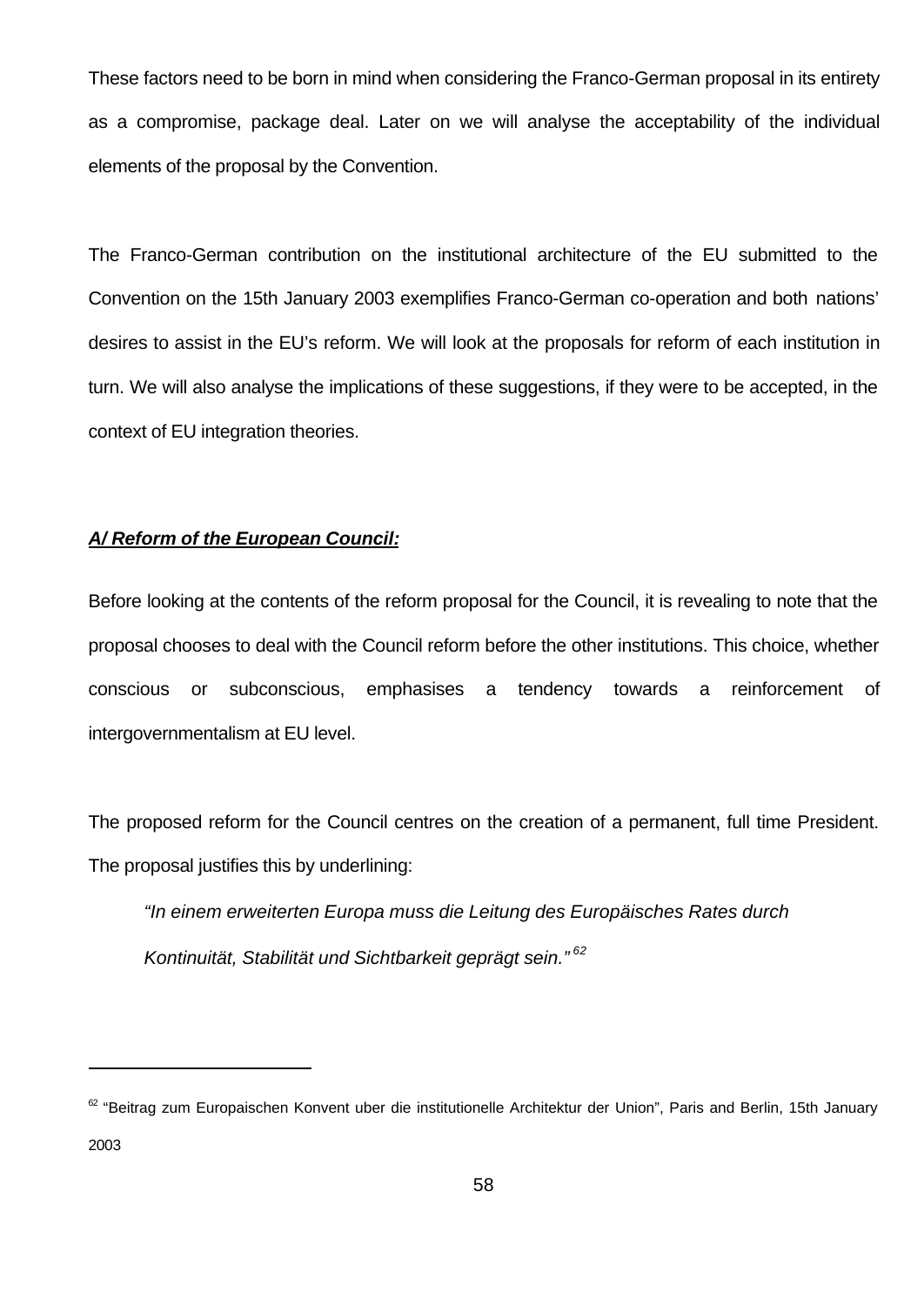These factors need to be born in mind when considering the Franco-German proposal in its entirety as a compromise, package deal. Later on we will analyse the acceptability of the individual elements of the proposal by the Convention.

The Franco-German contribution on the institutional architecture of the EU submitted to the Convention on the 15th January 2003 exemplifies Franco-German co-operation and both nations' desires to assist in the EU's reform. We will look at the proposals for reform of each institution in turn. We will also analyse the implications of these suggestions, if they were to be accepted, in the context of EU integration theories.

***A/ Reform of the European Council:***

Before looking at the contents of the reform proposal for the Council, it is revealing to note that the proposal chooses to deal with the Council reform before the other institutions. This choice, whether conscious or subconscious, emphasises a tendency towards a reinforcement of intergovernmentalism at EU level.

The proposed reform for the Council centres on the creation of a permanent, full time President. The proposal justifies this by underlining:

> *"In einem erweiterten Europa muss die Leitung des Europäisches Rates durch Kontinuität, Stabilität und Sichtbarkeit geprägt sein."* [62]

---

[62] "Beitrag zum Europaischen Konvent uber die institutionelle Architektur der Union", Paris and Berlin, 15th January 2003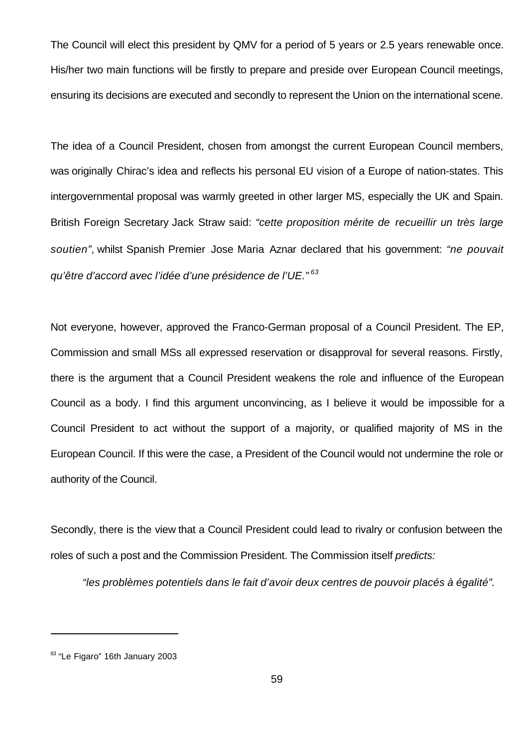The Council will elect this president by QMV for a period of 5 years or 2.5 years renewable once. His/her two main functions will be firstly to prepare and preside over European Council meetings, ensuring its decisions are executed and secondly to represent the Union on the international scene.

The idea of a Council President, chosen from amongst the current European Council members, was originally Chirac's idea and reflects his personal EU vision of a Europe of nation-states. This intergovernmental proposal was warmly greeted in other larger MS, especially the UK and Spain. British Foreign Secretary Jack Straw said: *"cette proposition mérite de recueillir un très large soutien",* whilst Spanish Premier Jose Maria Aznar declared that his government: *"ne pouvait qu'être d'accord avec l'idée d'une présidence de l'UE."* [63]

Not everyone, however, approved the Franco-German proposal of a Council President. The EP, Commission and small MSs all expressed reservation or disapproval for several reasons. Firstly, there is the argument that a Council President weakens the role and influence of the European Council as a body. I find this argument unconvincing, as I believe it would be impossible for a Council President to act without the support of a majority, or qualified majority of MS in the European Council. If this were the case, a President of the Council would not undermine the role or authority of the Council.

Secondly, there is the view that a Council President could lead to rivalry or confusion between the roles of such a post and the Commission President. The Commission itself *predicts:*

> *"les problèmes potentiels dans le fait d'avoir deux centres de pouvoir placés à égalité".*

---

[63] "Le Figaro" 16th January 2003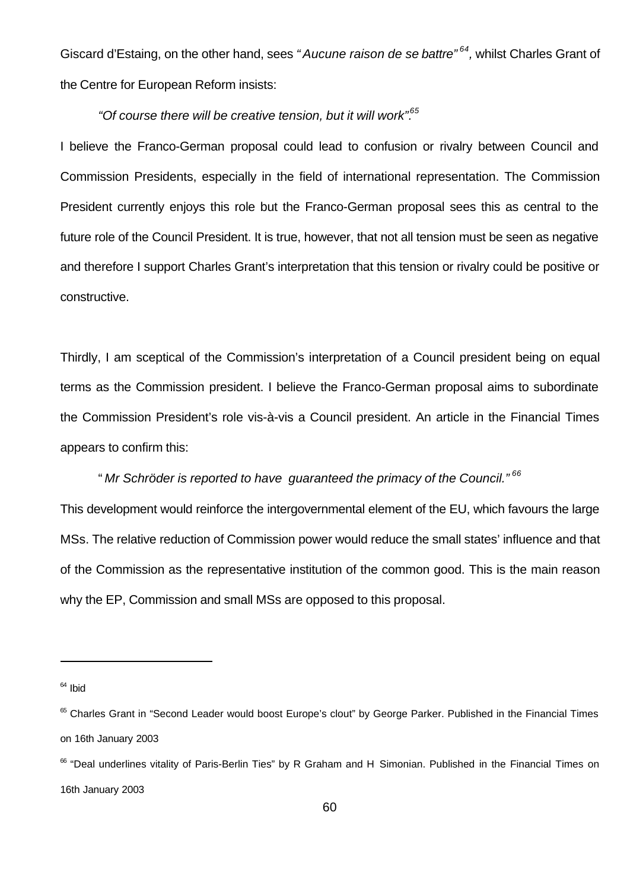Giscard d'Estaing, on the other hand, sees "*Aucune raison de se battre*"[64], whilst Charles Grant of the Centre for European Reform insists:

> *"Of course there will be creative tension, but it will work".*[65]

I believe the Franco-German proposal could lead to confusion or rivalry between Council and Commission Presidents, especially in the field of international representation. The Commission President currently enjoys this role but the Franco-German proposal sees this as central to the future role of the Council President. It is true, however, that not all tension must be seen as negative and therefore I support Charles Grant's interpretation that this tension or rivalry could be positive or constructive.

Thirdly, I am sceptical of the Commission's interpretation of a Council president being on equal terms as the Commission president. I believe the Franco-German proposal aims to subordinate the Commission President's role vis-à-vis a Council president. An article in the Financial Times appears to confirm this:

> "*Mr Schröder is reported to have guaranteed the primacy of the Council.*"[66]

This development would reinforce the intergovernmental element of the EU, which favours the large MSs. The relative reduction of Commission power would reduce the small states' influence and that of the Commission as the representative institution of the common good. This is the main reason why the EP, Commission and small MSs are opposed to this proposal.

---

[64] Ibid

[65] Charles Grant in "Second Leader would boost Europe's clout" by George Parker. Published in the Financial Times on 16th January 2003

[66] "Deal underlines vitality of Paris-Berlin Ties" by R Graham and H Simonian. Published in the Financial Times on 16th January 2003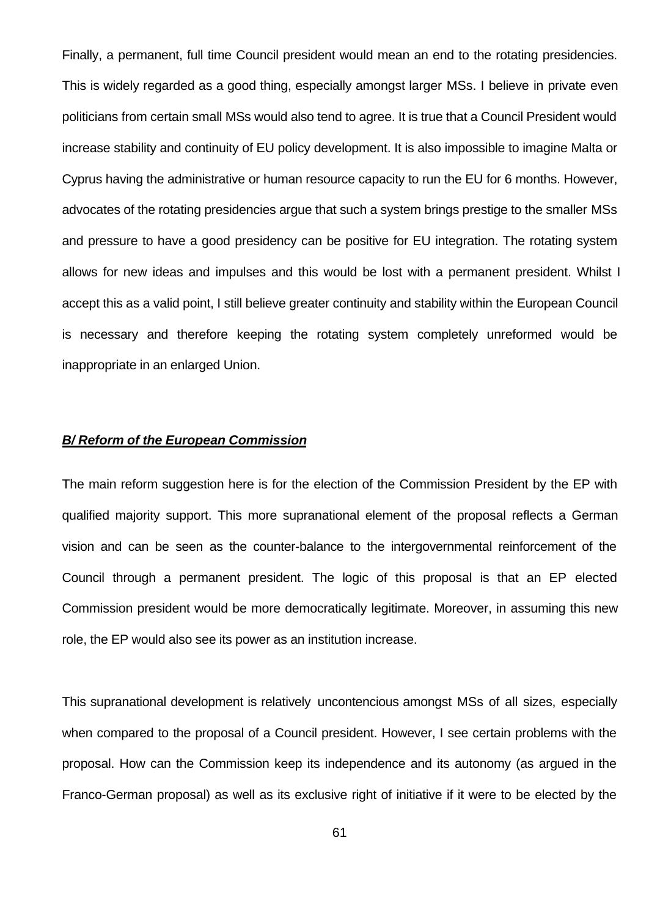Finally, a permanent, full time Council president would mean an end to the rotating presidencies. This is widely regarded as a good thing, especially amongst larger MSs. I believe in private even politicians from certain small MSs would also tend to agree. It is true that a Council President would increase stability and continuity of EU policy development. It is also impossible to imagine Malta or Cyprus having the administrative or human resource capacity to run the EU for 6 months. However, advocates of the rotating presidencies argue that such a system brings prestige to the smaller MSs and pressure to have a good presidency can be positive for EU integration. The rotating system allows for new ideas and impulses and this would be lost with a permanent president. Whilst I accept this as a valid point, I still believe greater continuity and stability within the European Council is necessary and therefore keeping the rotating system completely unreformed would be inappropriate in an enlarged Union.

***B/ Reform of the European Commission***

The main reform suggestion here is for the election of the Commission President by the EP with qualified majority support. This more supranational element of the proposal reflects a German vision and can be seen as the counter-balance to the intergovernmental reinforcement of the Council through a permanent president. The logic of this proposal is that an EP elected Commission president would be more democratically legitimate. Moreover, in assuming this new role, the EP would also see its power as an institution increase.

This supranational development is relatively uncontencious amongst MSs of all sizes, especially when compared to the proposal of a Council president. However, I see certain problems with the proposal. How can the Commission keep its independence and its autonomy (as argued in the Franco-German proposal) as well as its exclusive right of initiative if it were to be elected by the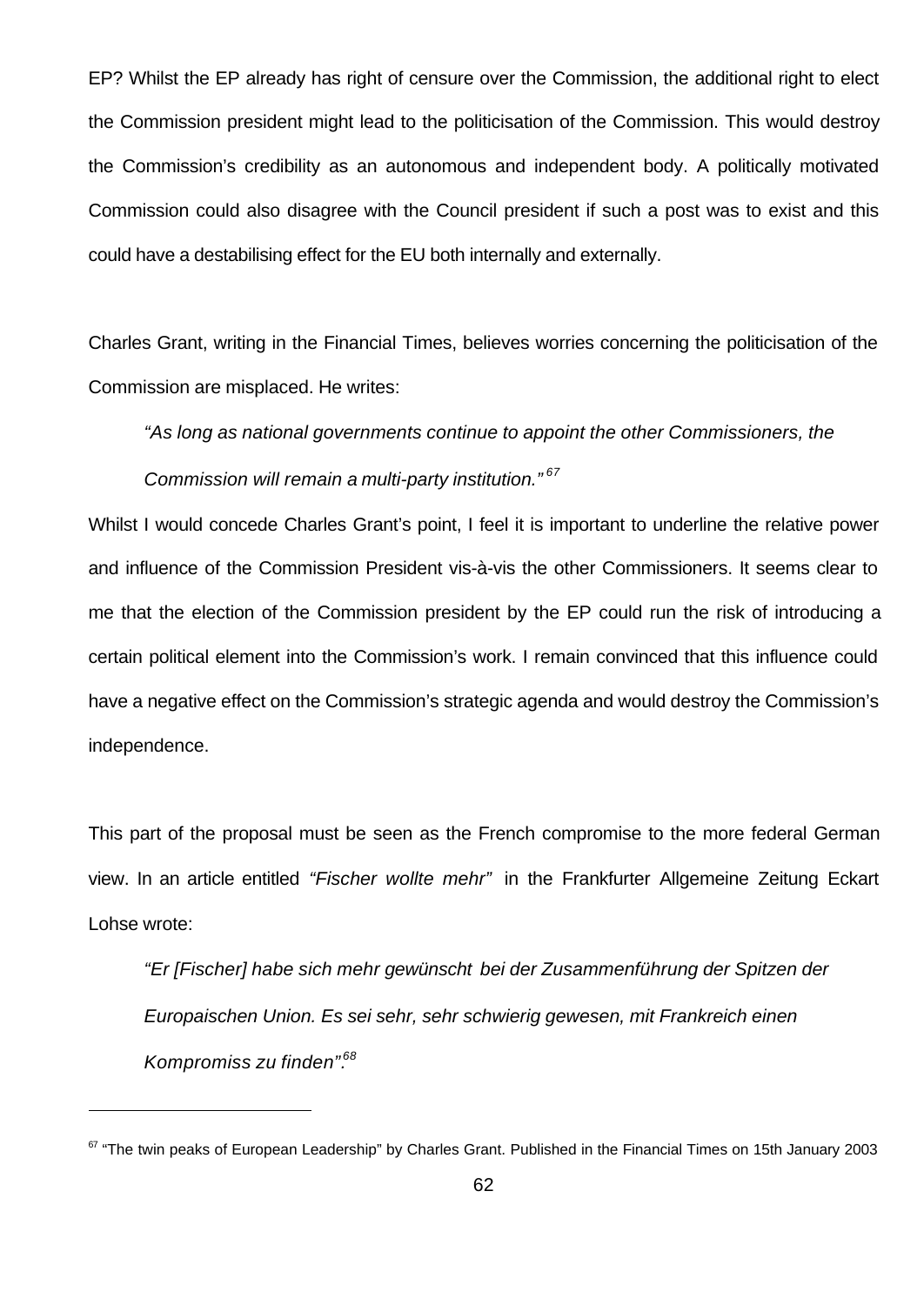EP? Whilst the EP already has right of censure over the Commission, the additional right to elect the Commission president might lead to the politicisation of the Commission. This would destroy the Commission's credibility as an autonomous and independent body. A politically motivated Commission could also disagree with the Council president if such a post was to exist and this could have a destabilising effect for the EU both internally and externally.

Charles Grant, writing in the Financial Times, believes worries concerning the politicisation of the Commission are misplaced. He writes:

> *"As long as national governments continue to appoint the other Commissioners, the Commission will remain a multi-party institution."* [67]

Whilst I would concede Charles Grant's point, I feel it is important to underline the relative power and influence of the Commission President vis-à-vis the other Commissioners. It seems clear to me that the election of the Commission president by the EP could run the risk of introducing a certain political element into the Commission's work. I remain convinced that this influence could have a negative effect on the Commission's strategic agenda and would destroy the Commission's independence.

This part of the proposal must be seen as the French compromise to the more federal German view. In an article entitled *"Fischer wollte mehr"* in the Frankfurter Allgemeine Zeitung Eckart Lohse wrote:

> *"Er [Fischer] habe sich mehr gewünscht bei der Zusammenführung der Spitzen der Europaischen Union. Es sei sehr, sehr schwierig gewesen, mit Frankreich einen Kompromiss zu finden".*[68]

---

[67] "The twin peaks of European Leadership" by Charles Grant. Published in the Financial Times on 15th January 2003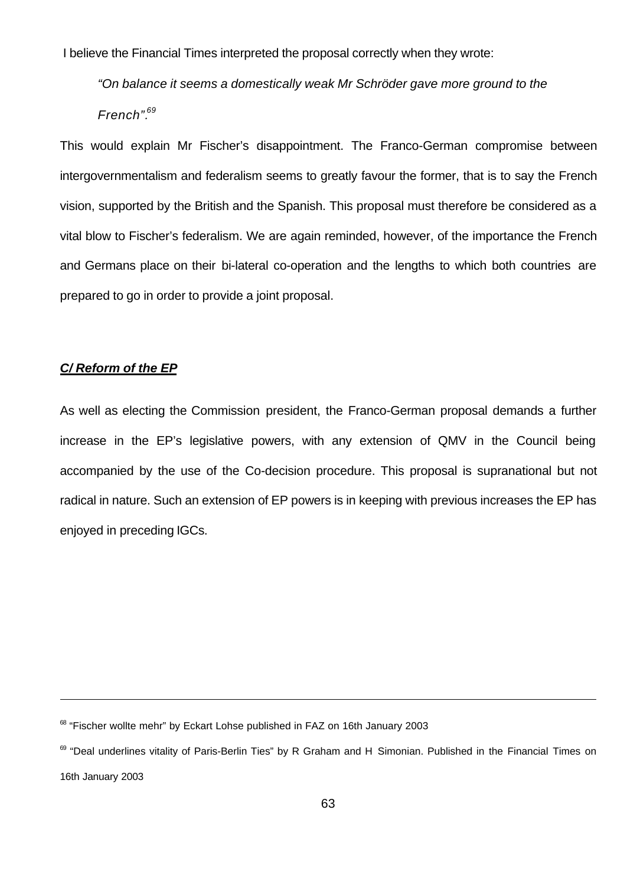I believe the Financial Times interpreted the proposal correctly when they wrote:

> *"On balance it seems a domestically weak Mr Schröder gave more ground to the French".*[69]

This would explain Mr Fischer's disappointment. The Franco-German compromise between intergovernmentalism and federalism seems to greatly favour the former, that is to say the French vision, supported by the British and the Spanish. This proposal must therefore be considered as a vital blow to Fischer's federalism. We are again reminded, however, of the importance the French and Germans place on their bi-lateral co-operation and the lengths to which both countries are prepared to go in order to provide a joint proposal.

***C/ Reform of the EP***

As well as electing the Commission president, the Franco-German proposal demands a further increase in the EP's legislative powers, with any extension of QMV in the Council being accompanied by the use of the Co-decision procedure. This proposal is supranational but not radical in nature. Such an extension of EP powers is in keeping with previous increases the EP has enjoyed in preceding IGCs.

---

[68] "Fischer wollte mehr" by Eckart Lohse published in FAZ on 16th January 2003

[69] "Deal underlines vitality of Paris-Berlin Ties" by R Graham and H Simonian. Published in the Financial Times on 16th January 2003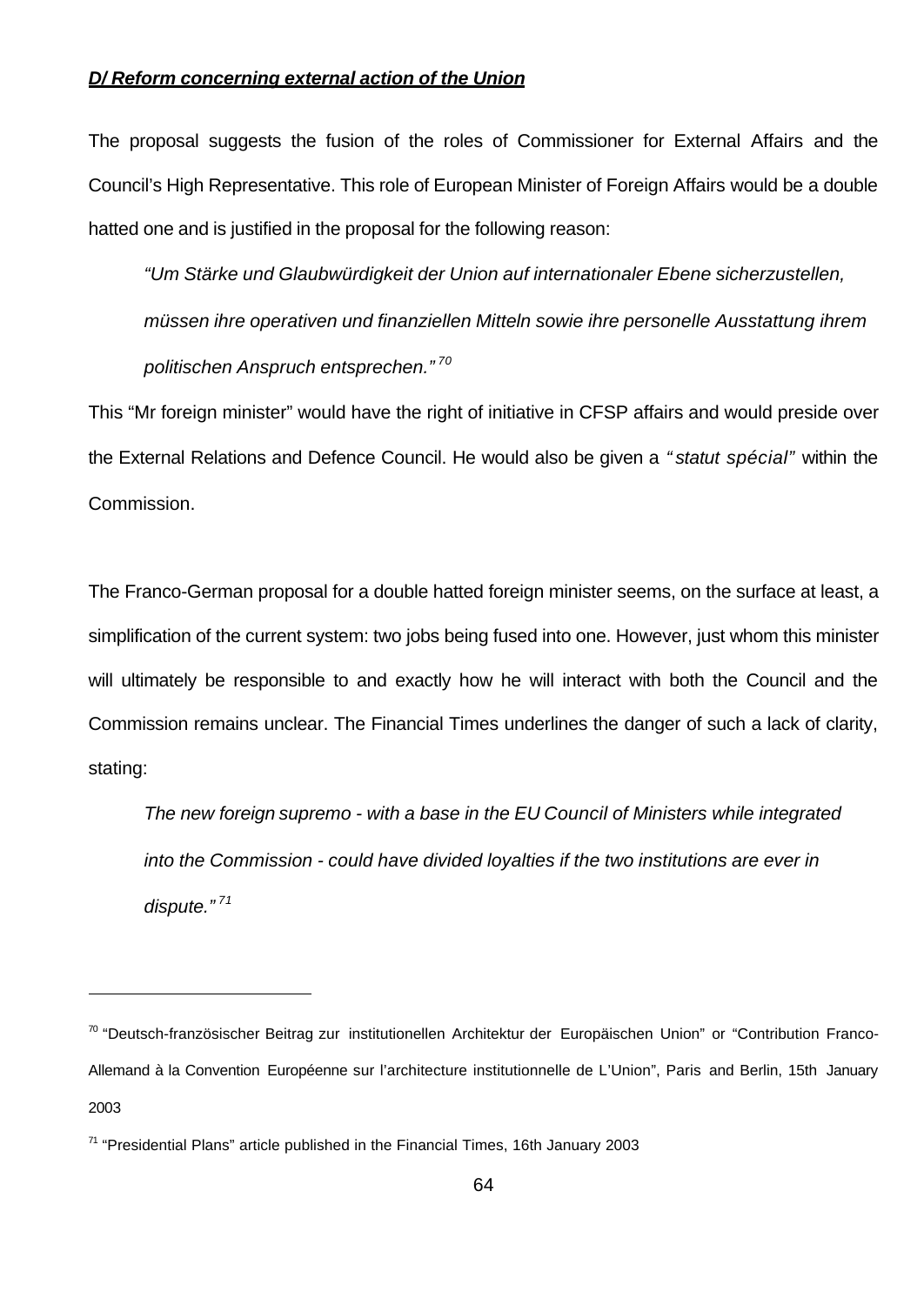***D/ Reform concerning external action of the Union***

The proposal suggests the fusion of the roles of Commissioner for External Affairs and the Council's High Representative. This role of European Minister of Foreign Affairs would be a double hatted one and is justified in the proposal for the following reason:

> *"Um Stärke und Glaubwürdigkeit der Union auf internationaler Ebene sicherzustellen, müssen ihre operativen und finanziellen Mitteln sowie ihre personelle Ausstattung ihrem politischen Anspruch entsprechen."* [70]

This "Mr foreign minister" would have the right of initiative in CFSP affairs and would preside over the External Relations and Defence Council. He would also be given a *"statut spécial"* within the Commission.

The Franco-German proposal for a double hatted foreign minister seems, on the surface at least, a simplification of the current system: two jobs being fused into one. However, just whom this minister will ultimately be responsible to and exactly how he will interact with both the Council and the Commission remains unclear. The Financial Times underlines the danger of such a lack of clarity, stating:

> *The new foreign supremo - with a base in the EU Council of Ministers while integrated into the Commission - could have divided loyalties if the two institutions are ever in dispute."* [71]

---

[70] "Deutsch-französischer Beitrag zur institutionellen Architektur der Europäischen Union" or "Contribution Franco-Allemand à la Convention Européenne sur l'architecture institutionnelle de L'Union", Paris and Berlin, 15th January 2003

[71] "Presidential Plans" article published in the Financial Times, 16th January 2003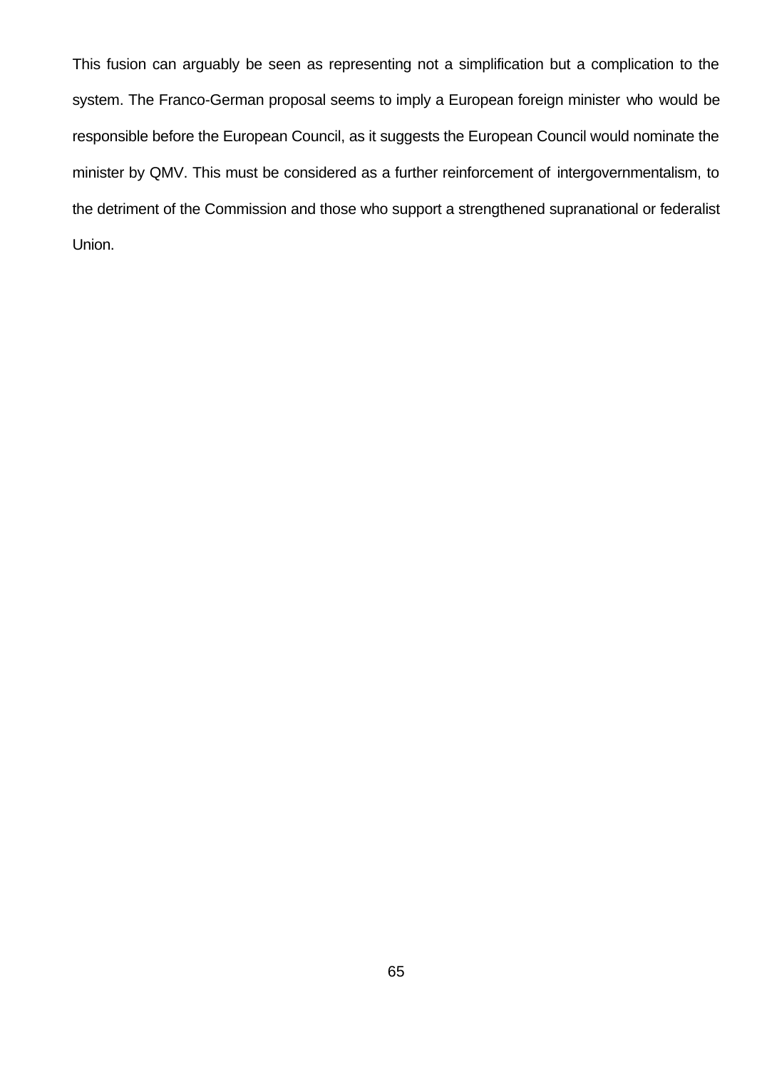This fusion can arguably be seen as representing not a simplification but a complication to the system. The Franco-German proposal seems to imply a European foreign minister who would be responsible before the European Council, as it suggests the European Council would nominate the minister by QMV. This must be considered as a further reinforcement of intergovernmentalism, to the detriment of the Commission and those who support a strengthened supranational or federalist Union.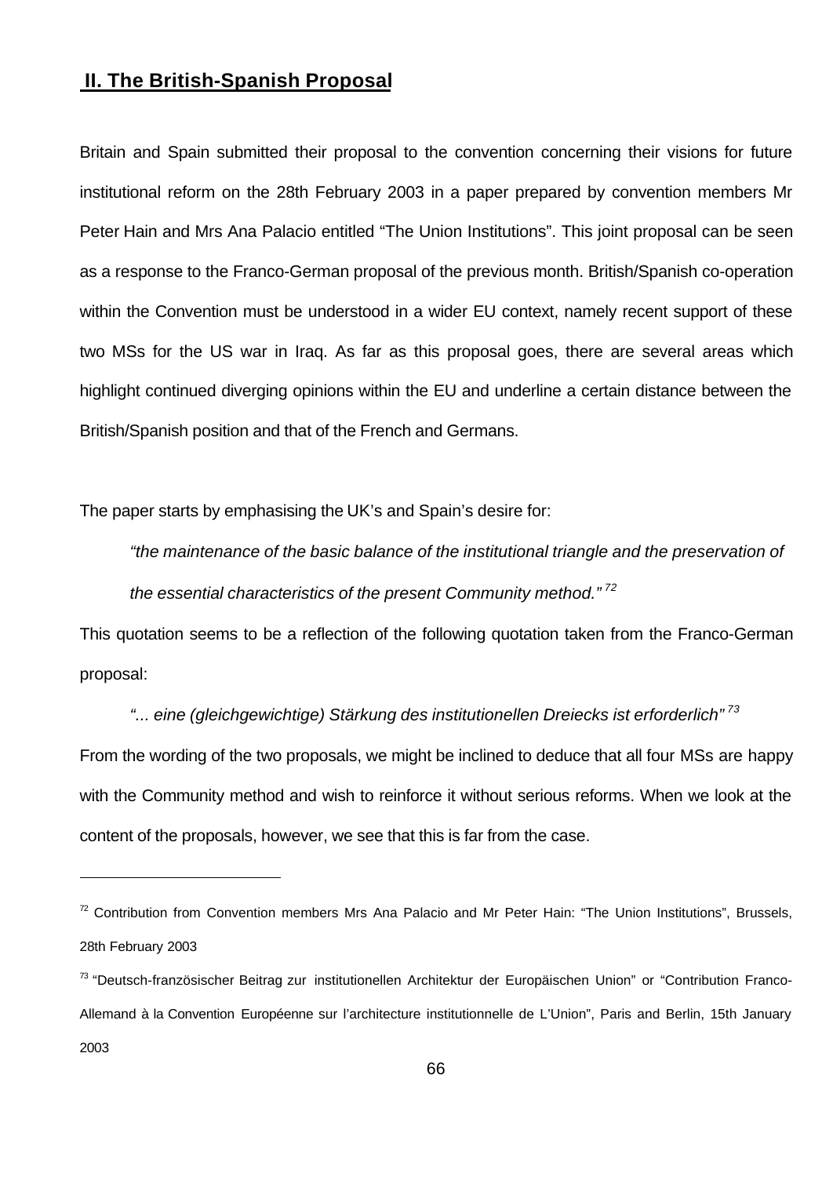## II. The British-Spanish Proposal

Britain and Spain submitted their proposal to the convention concerning their visions for future institutional reform on the 28th February 2003 in a paper prepared by convention members Mr Peter Hain and Mrs Ana Palacio entitled "The Union Institutions". This joint proposal can be seen as a response to the Franco-German proposal of the previous month. British/Spanish co-operation within the Convention must be understood in a wider EU context, namely recent support of these two MSs for the US war in Iraq. As far as this proposal goes, there are several areas which highlight continued diverging opinions within the EU and underline a certain distance between the British/Spanish position and that of the French and Germans.

The paper starts by emphasising the UK's and Spain's desire for:

> *"the maintenance of the basic balance of the institutional triangle and the preservation of the essential characteristics of the present Community method."* [72]

This quotation seems to be a reflection of the following quotation taken from the Franco-German proposal:

> *"... eine (gleichgewichtige) Stärkung des institutionellen Dreiecks ist erforderlich"* [73]

From the wording of the two proposals, we might be inclined to deduce that all four MSs are happy with the Community method and wish to reinforce it without serious reforms. When we look at the content of the proposals, however, we see that this is far from the case.

---

[72] Contribution from Convention members Mrs Ana Palacio and Mr Peter Hain: "The Union Institutions", Brussels, 28th February 2003

[73] "Deutsch-französischer Beitrag zur institutionellen Architektur der Europäischen Union" or "Contribution Franco-Allemand à la Convention Européenne sur l'architecture institutionnelle de L'Union", Paris and Berlin, 15th January 2003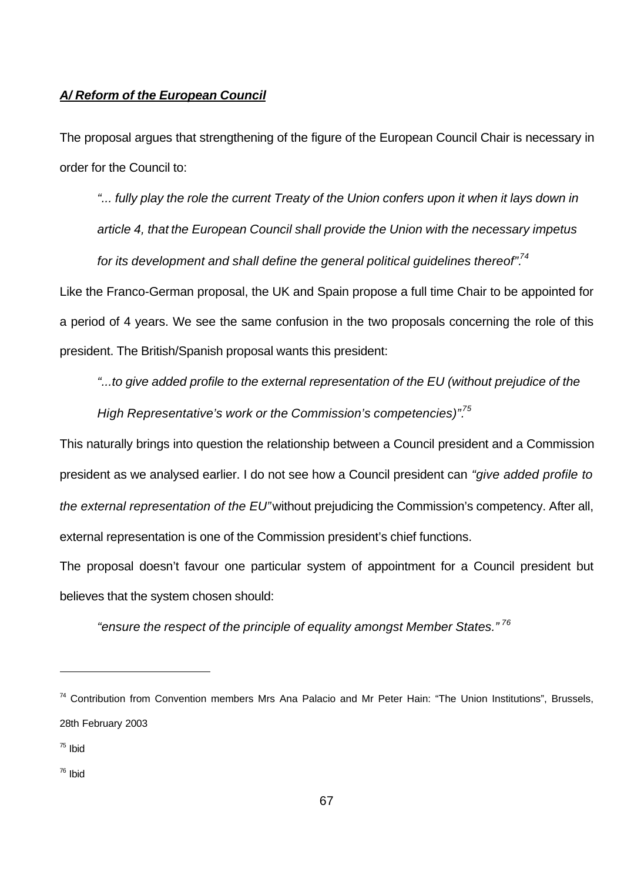***A/ Reform of the European Council***

The proposal argues that strengthening of the figure of the European Council Chair is necessary in order for the Council to:

> *"... fully play the role the current Treaty of the Union confers upon it when it lays down in article 4, that the European Council shall provide the Union with the necessary impetus for its development and shall define the general political guidelines thereof".*[74]

Like the Franco-German proposal, the UK and Spain propose a full time Chair to be appointed for a period of 4 years. We see the same confusion in the two proposals concerning the role of this president. The British/Spanish proposal wants this president:

> *"...to give added profile to the external representation of the EU (without prejudice of the High Representative's work or the Commission's competencies)".*[75]

This naturally brings into question the relationship between a Council president and a Commission president as we analysed earlier. I do not see how a Council president can *"give added profile to the external representation of the EU"* without prejudicing the Commission's competency. After all, external representation is one of the Commission president's chief functions.

The proposal doesn't favour one particular system of appointment for a Council president but believes that the system chosen should:

> *"ensure the respect of the principle of equality amongst Member States."* [76]

---

[74] Contribution from Convention members Mrs Ana Palacio and Mr Peter Hain: "The Union Institutions", Brussels, 28th February 2003

[75] Ibid

[76] Ibid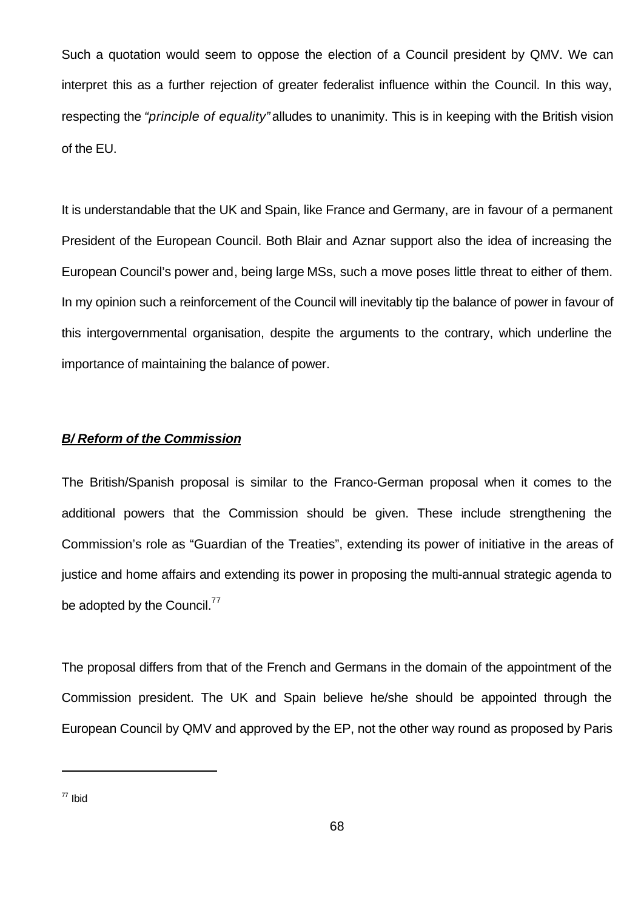Such a quotation would seem to oppose the election of a Council president by QMV. We can interpret this as a further rejection of greater federalist influence within the Council. In this way, respecting the *"principle of equality"* alludes to unanimity. This is in keeping with the British vision of the EU.

It is understandable that the UK and Spain, like France and Germany, are in favour of a permanent President of the European Council. Both Blair and Aznar support also the idea of increasing the European Council's power and, being large MSs, such a move poses little threat to either of them. In my opinion such a reinforcement of the Council will inevitably tip the balance of power in favour of this intergovernmental organisation, despite the arguments to the contrary, which underline the importance of maintaining the balance of power.

***B/ Reform of the Commission***

The British/Spanish proposal is similar to the Franco-German proposal when it comes to the additional powers that the Commission should be given. These include strengthening the Commission's role as "Guardian of the Treaties", extending its power of initiative in the areas of justice and home affairs and extending its power in proposing the multi-annual strategic agenda to be adopted by the Council.[77]

The proposal differs from that of the French and Germans in the domain of the appointment of the Commission president. The UK and Spain believe he/she should be appointed through the European Council by QMV and approved by the EP, not the other way round as proposed by Paris

[77] Ibid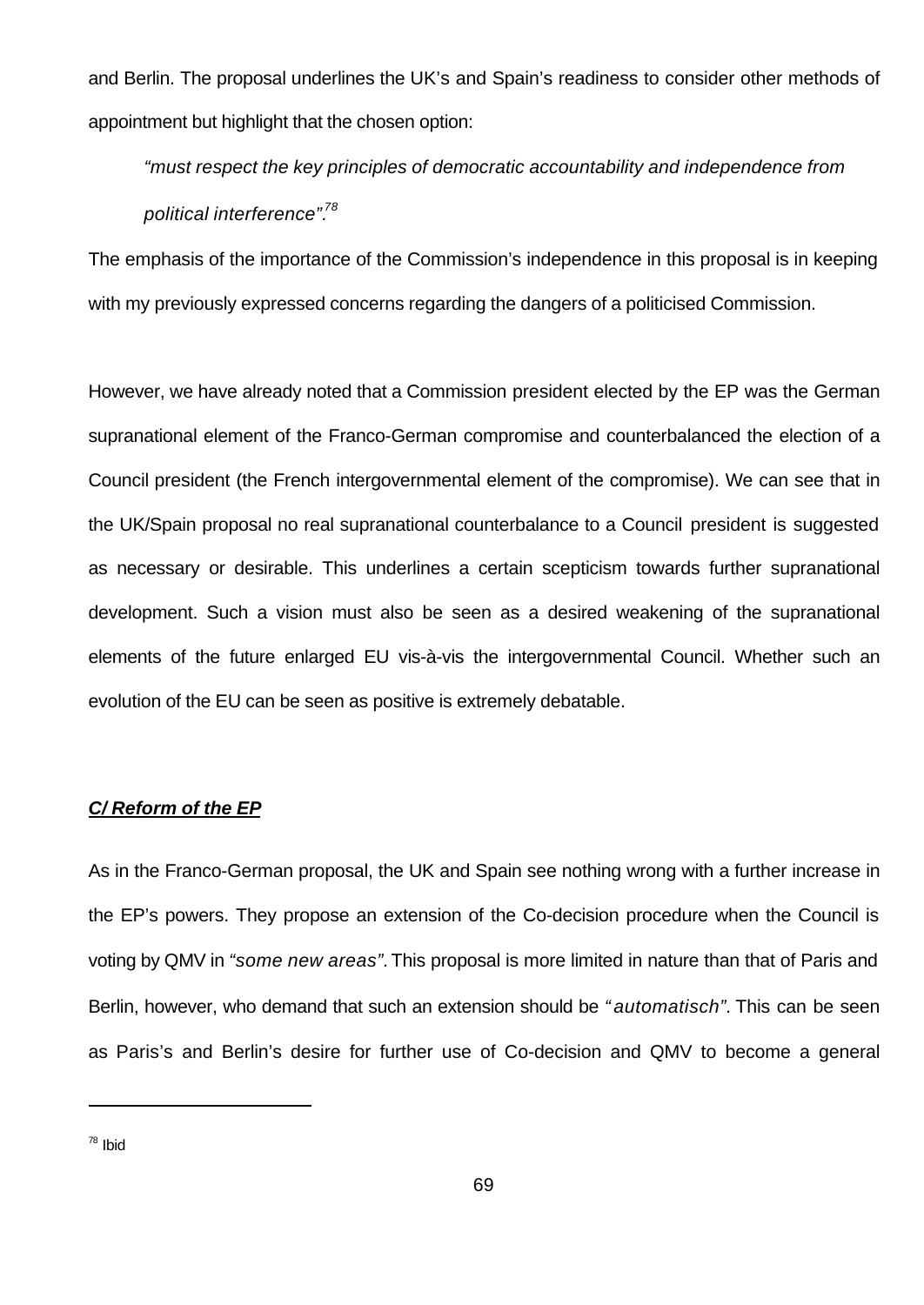and Berlin. The proposal underlines the UK's and Spain's readiness to consider other methods of appointment but highlight that the chosen option:

> *"must respect the key principles of democratic accountability and independence from political interference".*[78]

The emphasis of the importance of the Commission's independence in this proposal is in keeping with my previously expressed concerns regarding the dangers of a politicised Commission.

However, we have already noted that a Commission president elected by the EP was the German supranational element of the Franco-German compromise and counterbalanced the election of a Council president (the French intergovernmental element of the compromise). We can see that in the UK/Spain proposal no real supranational counterbalance to a Council president is suggested as necessary or desirable. This underlines a certain scepticism towards further supranational development. Such a vision must also be seen as a desired weakening of the supranational elements of the future enlarged EU vis-à-vis the intergovernmental Council. Whether such an evolution of the EU can be seen as positive is extremely debatable.

***C/ Reform of the EP***

As in the Franco-German proposal, the UK and Spain see nothing wrong with a further increase in the EP's powers. They propose an extension of the Co-decision procedure when the Council is voting by QMV in *"some new areas"*. This proposal is more limited in nature than that of Paris and Berlin, however, who demand that such an extension should be *"automatisch"*. This can be seen as Paris's and Berlin's desire for further use of Co-decision and QMV to become a general

---

[78] Ibid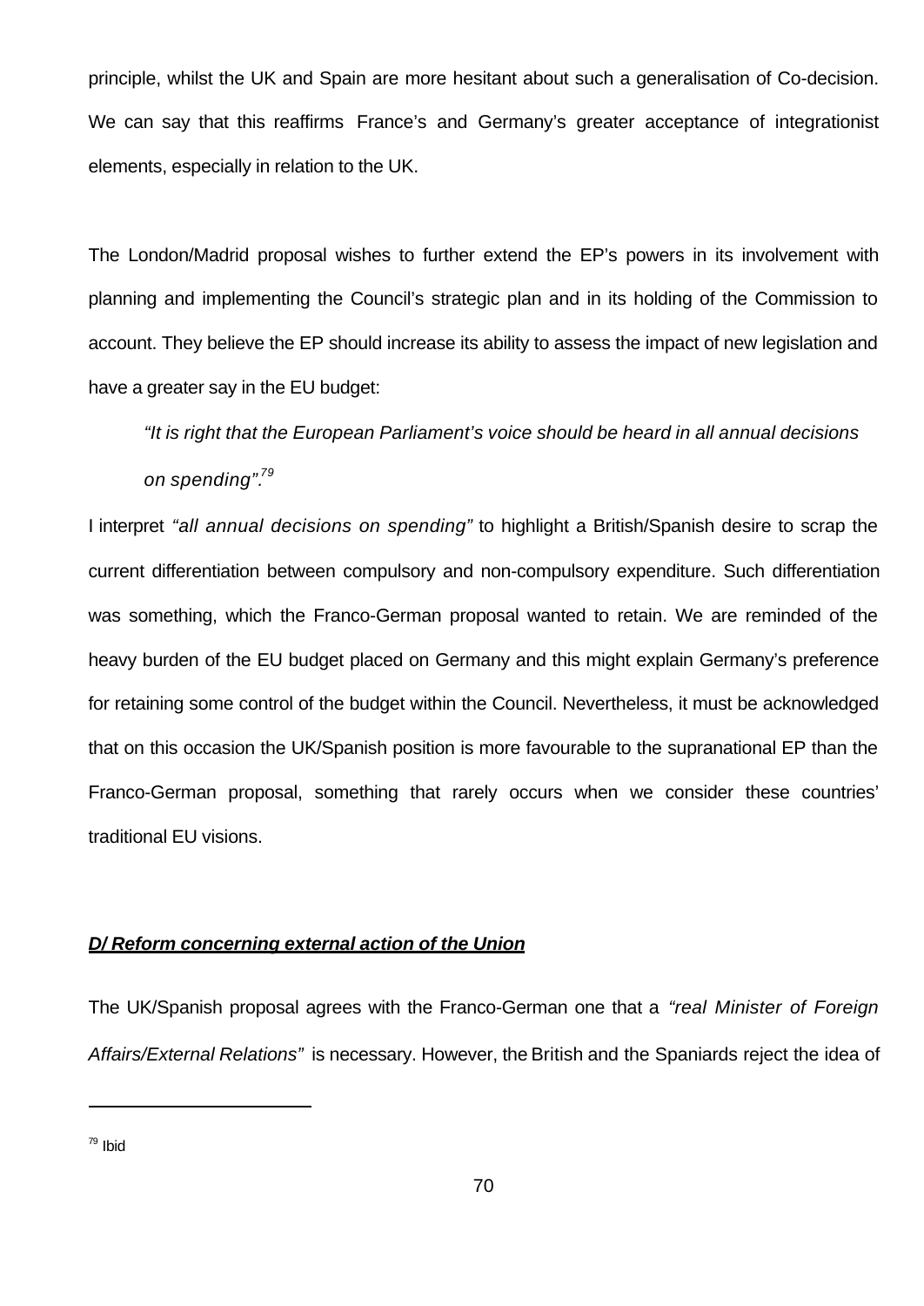principle, whilst the UK and Spain are more hesitant about such a generalisation of Co-decision. We can say that this reaffirms France's and Germany's greater acceptance of integrationist elements, especially in relation to the UK.

The London/Madrid proposal wishes to further extend the EP's powers in its involvement with planning and implementing the Council's strategic plan and in its holding of the Commission to account. They believe the EP should increase its ability to assess the impact of new legislation and have a greater say in the EU budget:

> *"It is right that the European Parliament's voice should be heard in all annual decisions on spending".*[79]

I interpret *"all annual decisions on spending"* to highlight a British/Spanish desire to scrap the current differentiation between compulsory and non-compulsory expenditure. Such differentiation was something, which the Franco-German proposal wanted to retain. We are reminded of the heavy burden of the EU budget placed on Germany and this might explain Germany's preference for retaining some control of the budget within the Council. Nevertheless, it must be acknowledged that on this occasion the UK/Spanish position is more favourable to the supranational EP than the Franco-German proposal, something that rarely occurs when we consider these countries' traditional EU visions.

***D/ Reform concerning external action of the Union***

The UK/Spanish proposal agrees with the Franco-German one that a *"real Minister of Foreign Affairs/External Relations"* is necessary. However, the British and the Spaniards reject the idea of

---

[79] Ibid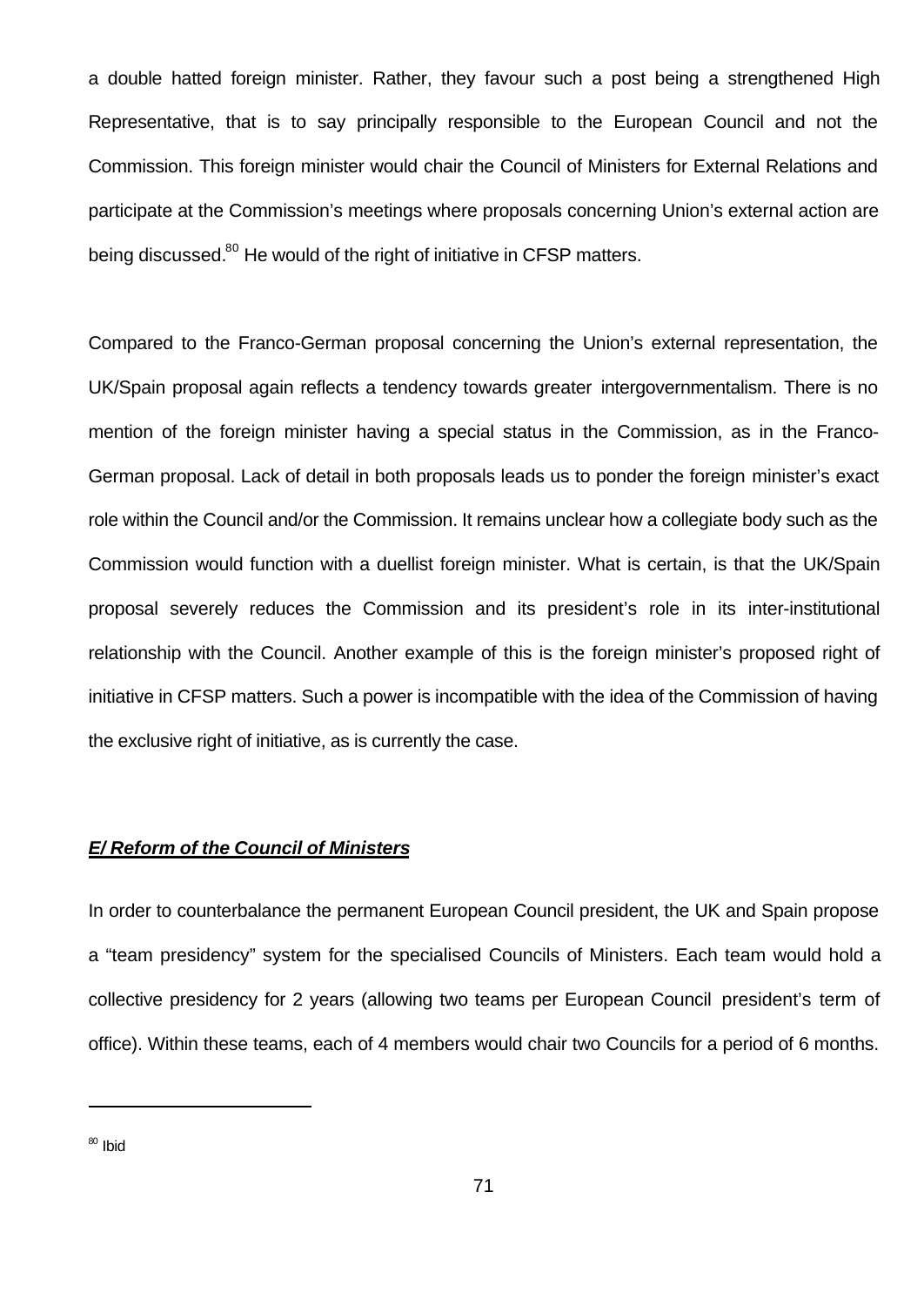a double hatted foreign minister. Rather, they favour such a post being a strengthened High Representative, that is to say principally responsible to the European Council and not the Commission. This foreign minister would chair the Council of Ministers for External Relations and participate at the Commission's meetings where proposals concerning Union's external action are being discussed.[80] He would of the right of initiative in CFSP matters.

Compared to the Franco-German proposal concerning the Union's external representation, the UK/Spain proposal again reflects a tendency towards greater intergovernmentalism. There is no mention of the foreign minister having a special status in the Commission, as in the Franco-German proposal. Lack of detail in both proposals leads us to ponder the foreign minister's exact role within the Council and/or the Commission. It remains unclear how a collegiate body such as the Commission would function with a duellist foreign minister. What is certain, is that the UK/Spain proposal severely reduces the Commission and its president's role in its inter-institutional relationship with the Council. Another example of this is the foreign minister's proposed right of initiative in CFSP matters. Such a power is incompatible with the idea of the Commission of having the exclusive right of initiative, as is currently the case.

### ***E/ Reform of the Council of Ministers***

In order to counterbalance the permanent European Council president, the UK and Spain propose a "team presidency" system for the specialised Councils of Ministers. Each team would hold a collective presidency for 2 years (allowing two teams per European Council president's term of office). Within these teams, each of 4 members would chair two Councils for a period of 6 months.

---

[80] Ibid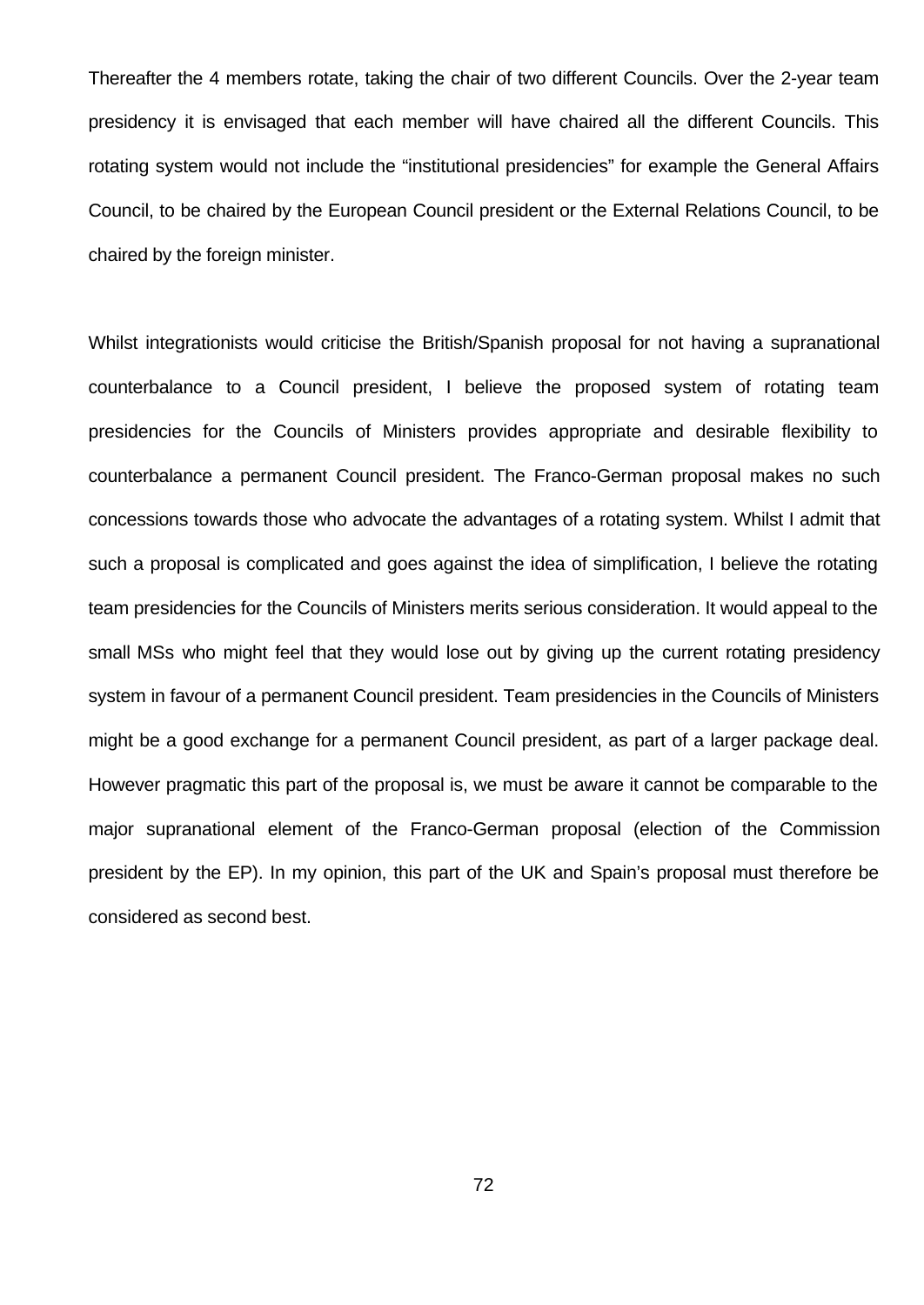Thereafter the 4 members rotate, taking the chair of two different Councils. Over the 2-year team presidency it is envisaged that each member will have chaired all the different Councils. This rotating system would not include the "institutional presidencies" for example the General Affairs Council, to be chaired by the European Council president or the External Relations Council, to be chaired by the foreign minister.

Whilst integrationists would criticise the British/Spanish proposal for not having a supranational counterbalance to a Council president, I believe the proposed system of rotating team presidencies for the Councils of Ministers provides appropriate and desirable flexibility to counterbalance a permanent Council president. The Franco-German proposal makes no such concessions towards those who advocate the advantages of a rotating system. Whilst I admit that such a proposal is complicated and goes against the idea of simplification, I believe the rotating team presidencies for the Councils of Ministers merits serious consideration. It would appeal to the small MSs who might feel that they would lose out by giving up the current rotating presidency system in favour of a permanent Council president. Team presidencies in the Councils of Ministers might be a good exchange for a permanent Council president, as part of a larger package deal. However pragmatic this part of the proposal is, we must be aware it cannot be comparable to the major supranational element of the Franco-German proposal (election of the Commission president by the EP). In my opinion, this part of the UK and Spain's proposal must therefore be considered as second best.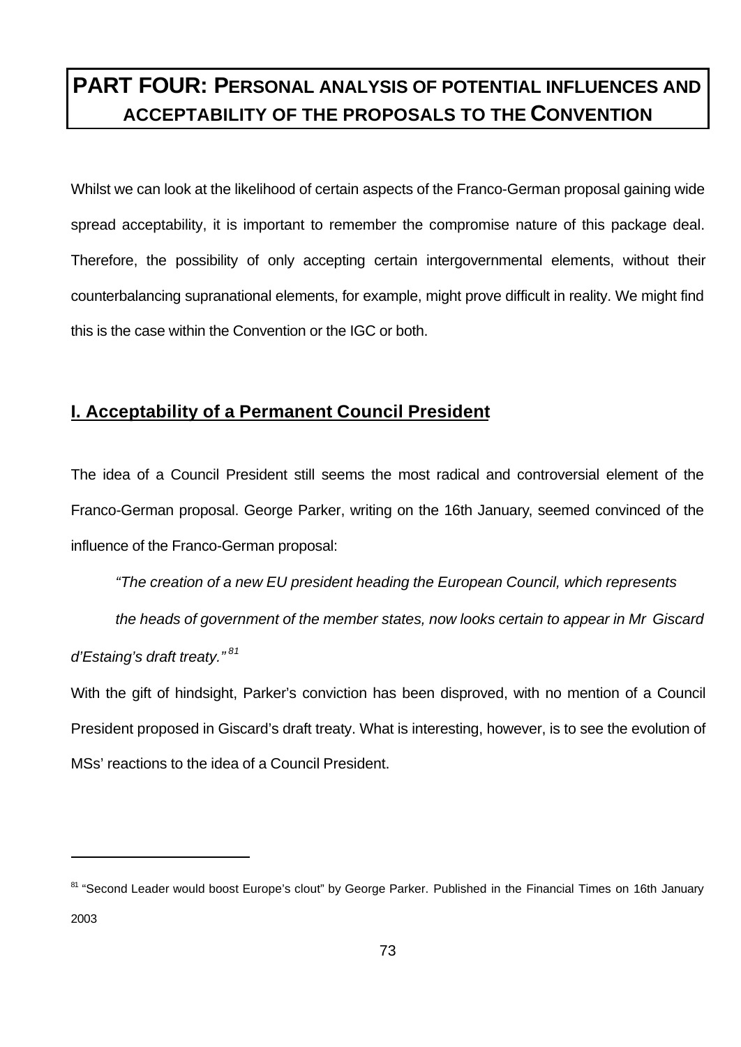# PART FOUR: PERSONAL ANALYSIS OF POTENTIAL INFLUENCES AND ACCEPTABILITY OF THE PROPOSALS TO THE CONVENTION

Whilst we can look at the likelihood of certain aspects of the Franco-German proposal gaining wide spread acceptability, it is important to remember the compromise nature of this package deal. Therefore, the possibility of only accepting certain intergovernmental elements, without their counterbalancing supranational elements, for example, might prove difficult in reality. We might find this is the case within the Convention or the IGC or both.

## I. Acceptability of a Permanent Council President

The idea of a Council President still seems the most radical and controversial element of the Franco-German proposal. George Parker, writing on the 16th January, seemed convinced of the influence of the Franco-German proposal:

> *"The creation of a new EU president heading the European Council, which represents the heads of government of the member states, now looks certain to appear in Mr Giscard d'Estaing's draft treaty."*[81]

With the gift of hindsight, Parker's conviction has been disproved, with no mention of a Council President proposed in Giscard's draft treaty. What is interesting, however, is to see the evolution of MSs' reactions to the idea of a Council President.

---

[81] "Second Leader would boost Europe's clout" by George Parker. Published in the Financial Times on 16th January 2003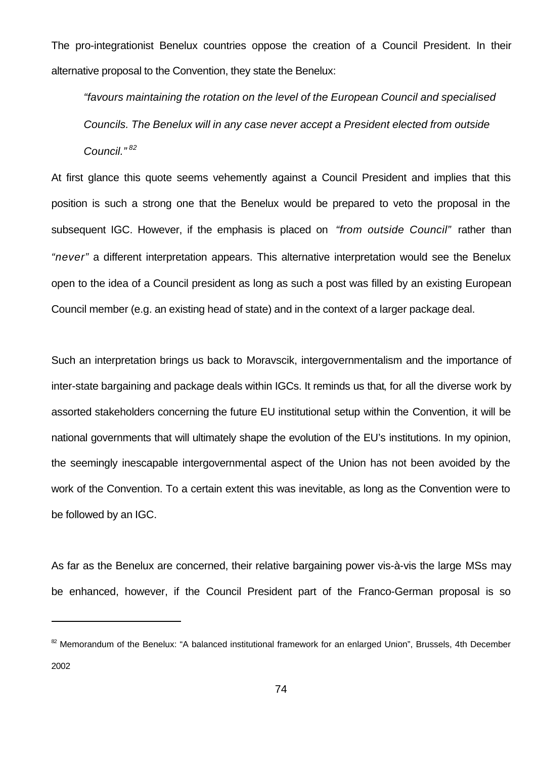The pro-integrationist Benelux countries oppose the creation of a Council President. In their alternative proposal to the Convention, they state the Benelux:

> *"favours maintaining the rotation on the level of the European Council and specialised Councils. The Benelux will in any case never accept a President elected from outside Council."* [82]

At first glance this quote seems vehemently against a Council President and implies that this position is such a strong one that the Benelux would be prepared to veto the proposal in the subsequent IGC. However, if the emphasis is placed on *"from outside Council"* rather than *"never"* a different interpretation appears. This alternative interpretation would see the Benelux open to the idea of a Council president as long as such a post was filled by an existing European Council member (e.g. an existing head of state) and in the context of a larger package deal.

Such an interpretation brings us back to Moravscik, intergovernmentalism and the importance of inter-state bargaining and package deals within IGCs. It reminds us that, for all the diverse work by assorted stakeholders concerning the future EU institutional setup within the Convention, it will be national governments that will ultimately shape the evolution of the EU's institutions. In my opinion, the seemingly inescapable intergovernmental aspect of the Union has not been avoided by the work of the Convention. To a certain extent this was inevitable, as long as the Convention were to be followed by an IGC.

As far as the Benelux are concerned, their relative bargaining power vis-à-vis the large MSs may be enhanced, however, if the Council President part of the Franco-German proposal is so

---

[82] Memorandum of the Benelux: "A balanced institutional framework for an enlarged Union", Brussels, 4th December 2002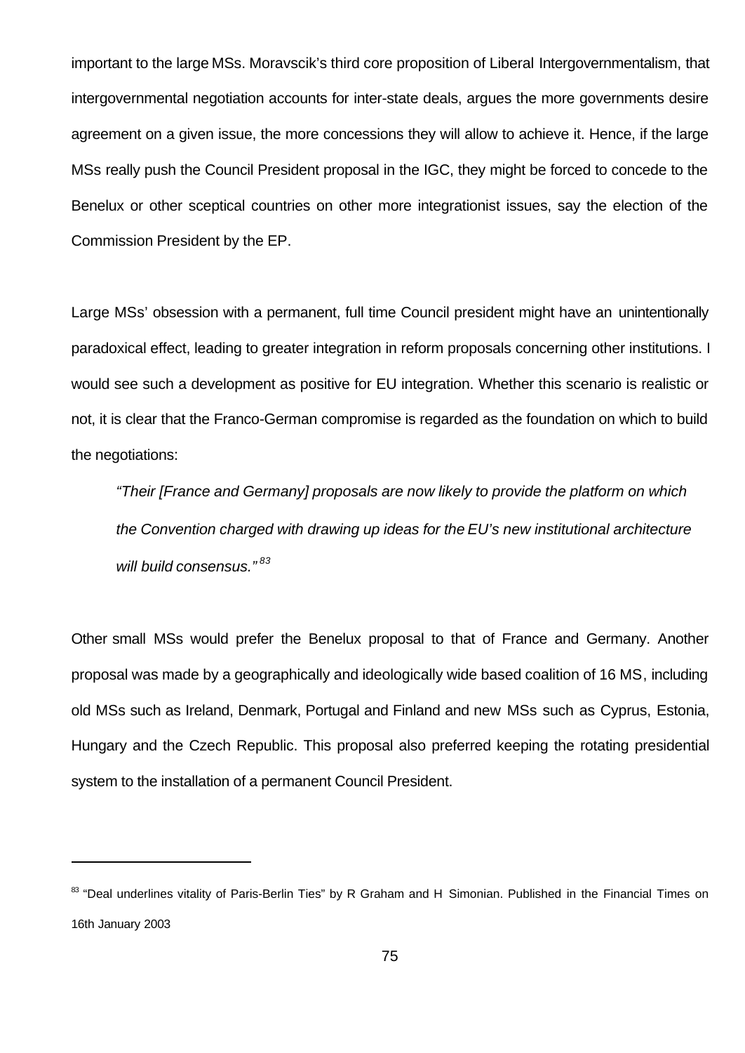important to the large MSs. Moravscik's third core proposition of Liberal Intergovernmentalism, that intergovernmental negotiation accounts for inter-state deals, argues the more governments desire agreement on a given issue, the more concessions they will allow to achieve it. Hence, if the large MSs really push the Council President proposal in the IGC, they might be forced to concede to the Benelux or other sceptical countries on other more integrationist issues, say the election of the Commission President by the EP.

Large MSs' obsession with a permanent, full time Council president might have an unintentionally paradoxical effect, leading to greater integration in reform proposals concerning other institutions. I would see such a development as positive for EU integration. Whether this scenario is realistic or not, it is clear that the Franco-German compromise is regarded as the foundation on which to build the negotiations:

> *"Their [France and Germany] proposals are now likely to provide the platform on which the Convention charged with drawing up ideas for the EU's new institutional architecture will build consensus."* [83]

Other small MSs would prefer the Benelux proposal to that of France and Germany. Another proposal was made by a geographically and ideologically wide based coalition of 16 MS, including old MSs such as Ireland, Denmark, Portugal and Finland and new MSs such as Cyprus, Estonia, Hungary and the Czech Republic. This proposal also preferred keeping the rotating presidential system to the installation of a permanent Council President.

---

[83] "Deal underlines vitality of Paris-Berlin Ties" by R Graham and H Simonian. Published in the Financial Times on 16th January 2003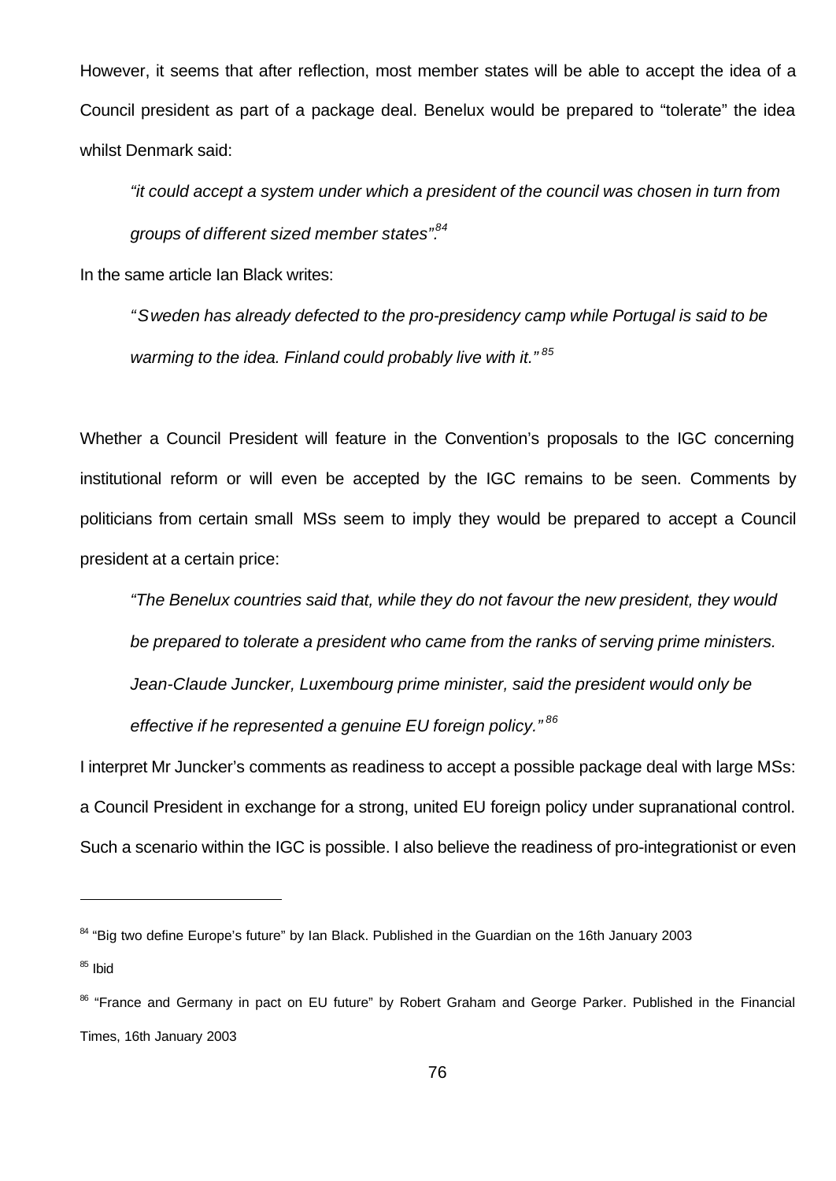However, it seems that after reflection, most member states will be able to accept the idea of a Council president as part of a package deal. Benelux would be prepared to “tolerate” the idea whilst Denmark said:

> *“it could accept a system under which a president of the council was chosen in turn from groups of different sized member states”.*[84]

In the same article Ian Black writes:

> *“Sweden has already defected to the pro-presidency camp while Portugal is said to be warming to the idea. Finland could probably live with it.”*[85]

Whether a Council President will feature in the Convention’s proposals to the IGC concerning institutional reform or will even be accepted by the IGC remains to be seen. Comments by politicians from certain small MSs seem to imply they would be prepared to accept a Council president at a certain price:

> *“The Benelux countries said that, while they do not favour the new president, they would be prepared to tolerate a president who came from the ranks of serving prime ministers. Jean-Claude Juncker, Luxembourg prime minister, said the president would only be effective if he represented a genuine EU foreign policy.”*[86]

I interpret Mr Juncker’s comments as readiness to accept a possible package deal with large MSs: a Council President in exchange for a strong, united EU foreign policy under supranational control. Such a scenario within the IGC is possible. I also believe the readiness of pro-integrationist or even

---

[84] “Big two define Europe’s future” by Ian Black. Published in the Guardian on the 16th January 2003

[85] Ibid

[86] “France and Germany in pact on EU future” by Robert Graham and George Parker. Published in the Financial Times, 16th January 2003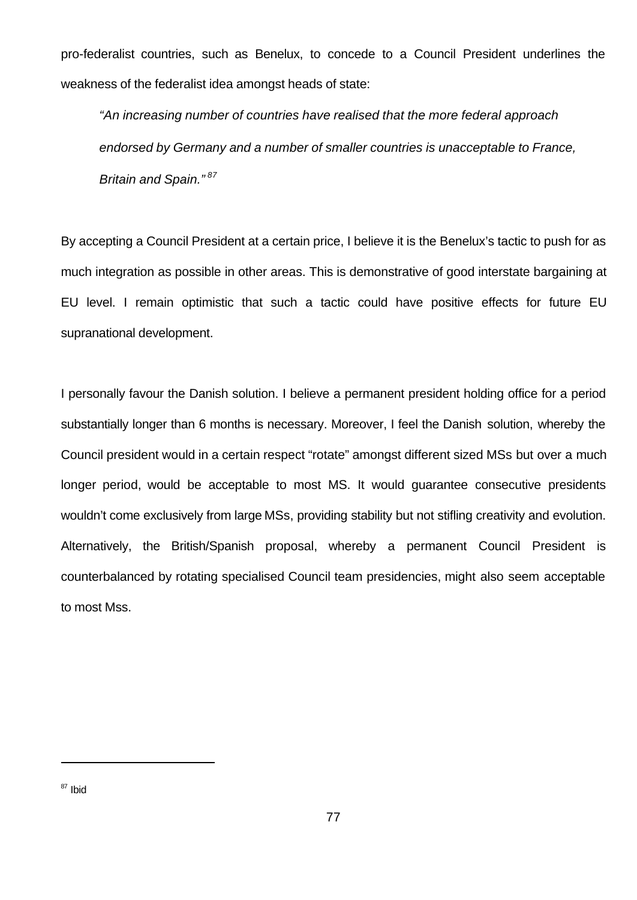pro-federalist countries, such as Benelux, to concede to a Council President underlines the weakness of the federalist idea amongst heads of state:

> *"An increasing number of countries have realised that the more federal approach endorsed by Germany and a number of smaller countries is unacceptable to France, Britain and Spain."* [87]

By accepting a Council President at a certain price, I believe it is the Benelux's tactic to push for as much integration as possible in other areas. This is demonstrative of good interstate bargaining at EU level. I remain optimistic that such a tactic could have positive effects for future EU supranational development.

I personally favour the Danish solution. I believe a permanent president holding office for a period substantially longer than 6 months is necessary. Moreover, I feel the Danish solution, whereby the Council president would in a certain respect "rotate" amongst different sized MSs but over a much longer period, would be acceptable to most MS. It would guarantee consecutive presidents wouldn't come exclusively from large MSs, providing stability but not stifling creativity and evolution. Alternatively, the British/Spanish proposal, whereby a permanent Council President is counterbalanced by rotating specialised Council team presidencies, might also seem acceptable to most Mss.

---

[87] Ibid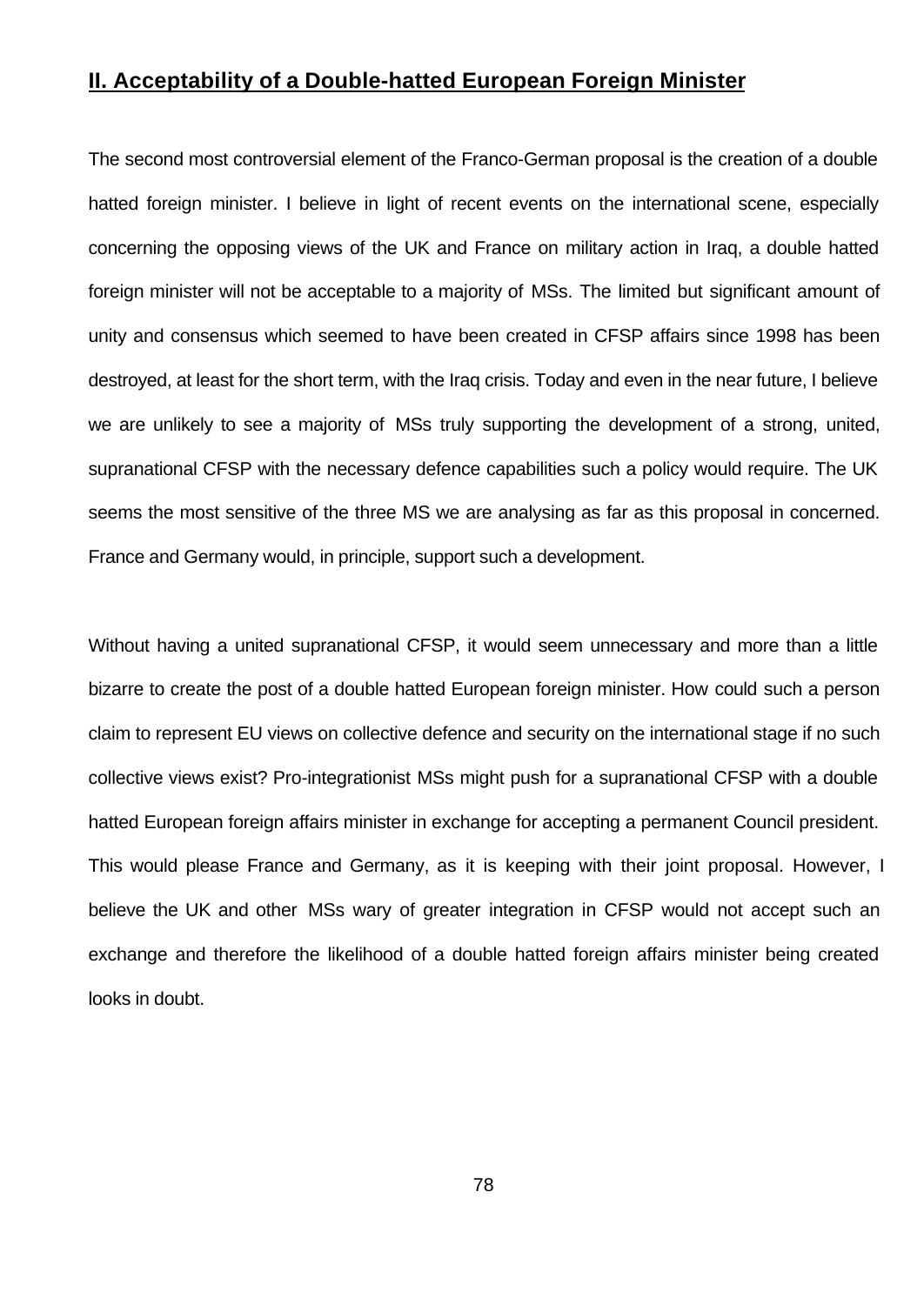## II. Acceptability of a Double-hatted European Foreign Minister

The second most controversial element of the Franco-German proposal is the creation of a double hatted foreign minister. I believe in light of recent events on the international scene, especially concerning the opposing views of the UK and France on military action in Iraq, a double hatted foreign minister will not be acceptable to a majority of MSs. The limited but significant amount of unity and consensus which seemed to have been created in CFSP affairs since 1998 has been destroyed, at least for the short term, with the Iraq crisis. Today and even in the near future, I believe we are unlikely to see a majority of MSs truly supporting the development of a strong, united, supranational CFSP with the necessary defence capabilities such a policy would require. The UK seems the most sensitive of the three MS we are analysing as far as this proposal in concerned. France and Germany would, in principle, support such a development.

Without having a united supranational CFSP, it would seem unnecessary and more than a little bizarre to create the post of a double hatted European foreign minister. How could such a person claim to represent EU views on collective defence and security on the international stage if no such collective views exist? Pro-integrationist MSs might push for a supranational CFSP with a double hatted European foreign affairs minister in exchange for accepting a permanent Council president. This would please France and Germany, as it is keeping with their joint proposal. However, I believe the UK and other MSs wary of greater integration in CFSP would not accept such an exchange and therefore the likelihood of a double hatted foreign affairs minister being created looks in doubt.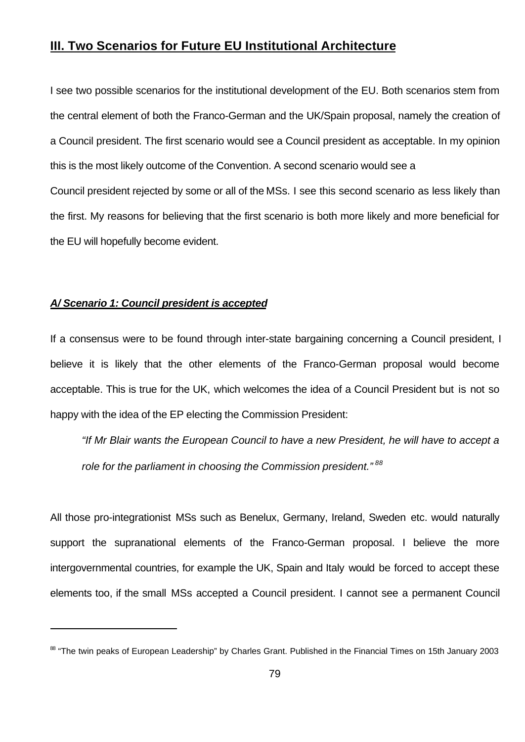## **III. Two Scenarios for Future EU Institutional Architecture**

I see two possible scenarios for the institutional development of the EU. Both scenarios stem from the central element of both the Franco-German and the UK/Spain proposal, namely the creation of a Council president. The first scenario would see a Council president as acceptable. In my opinion this is the most likely outcome of the Convention. A second scenario would see a Council president rejected by some or all of the MSs. I see this second scenario as less likely than the first. My reasons for believing that the first scenario is both more likely and more beneficial for the EU will hopefully become evident.

### ***A/ Scenario 1: Council president is accepted***

If a consensus were to be found through inter-state bargaining concerning a Council president, I believe it is likely that the other elements of the Franco-German proposal would become acceptable. This is true for the UK, which welcomes the idea of a Council President but is not so happy with the idea of the EP electing the Commission President:

> *"If Mr Blair wants the European Council to have a new President, he will have to accept a role for the parliament in choosing the Commission president."* [88]

All those pro-integrationist MSs such as Benelux, Germany, Ireland, Sweden etc. would naturally support the supranational elements of the Franco-German proposal. I believe the more intergovernmental countries, for example the UK, Spain and Italy would be forced to accept these elements too, if the small MSs accepted a Council president. I cannot see a permanent Council

---

[88] "The twin peaks of European Leadership" by Charles Grant. Published in the Financial Times on 15th January 2003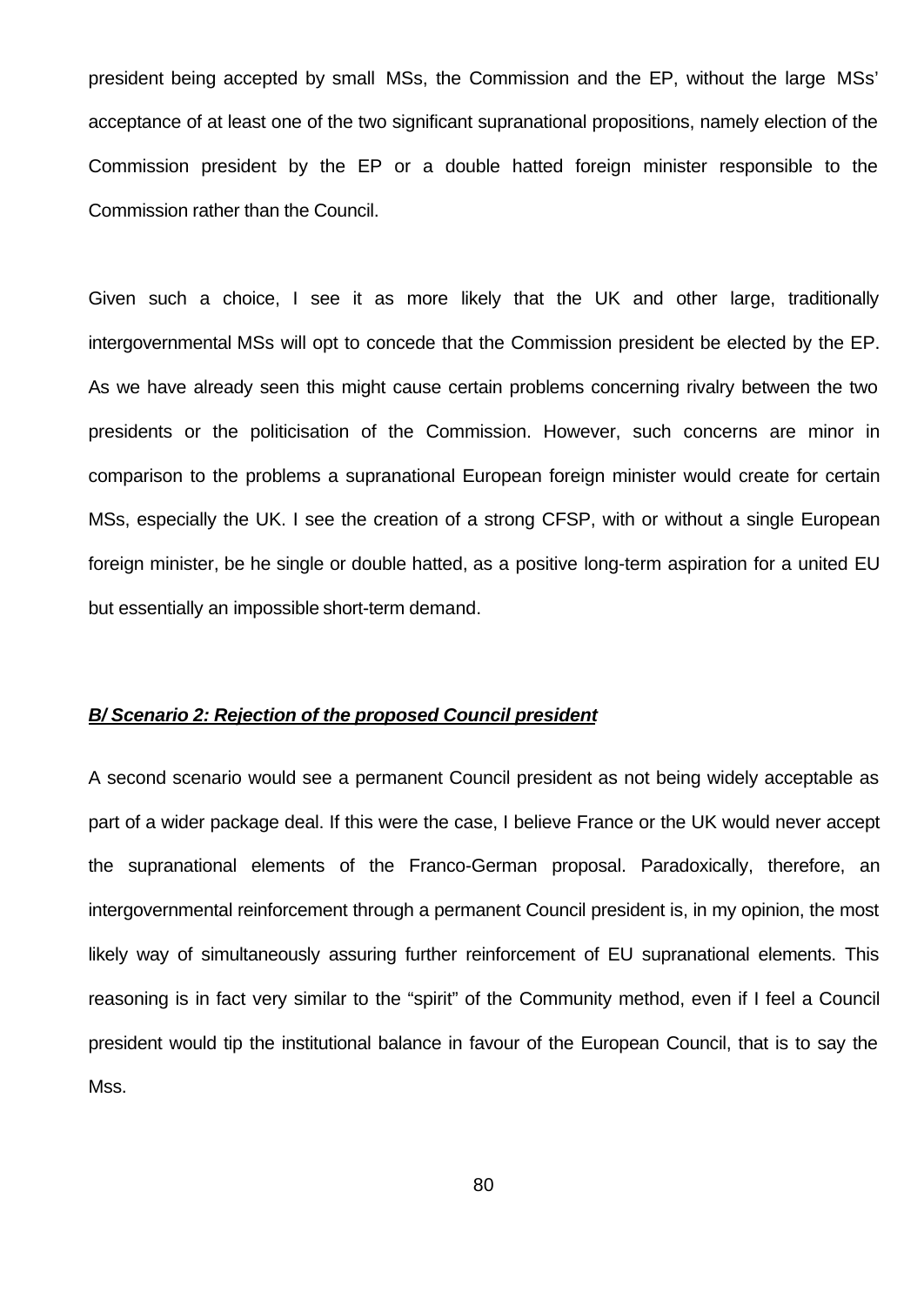president being accepted by small MSs, the Commission and the EP, without the large MSs' acceptance of at least one of the two significant supranational propositions, namely election of the Commission president by the EP or a double hatted foreign minister responsible to the Commission rather than the Council.

Given such a choice, I see it as more likely that the UK and other large, traditionally intergovernmental MSs will opt to concede that the Commission president be elected by the EP. As we have already seen this might cause certain problems concerning rivalry between the two presidents or the politicisation of the Commission. However, such concerns are minor in comparison to the problems a supranational European foreign minister would create for certain MSs, especially the UK. I see the creation of a strong CFSP, with or without a single European foreign minister, be he single or double hatted, as a positive long-term aspiration for a united EU but essentially an impossible short-term demand.

***B/ Scenario 2: Rejection of the proposed Council president***

A second scenario would see a permanent Council president as not being widely acceptable as part of a wider package deal. If this were the case, I believe France or the UK would never accept the supranational elements of the Franco-German proposal. Paradoxically, therefore, an intergovernmental reinforcement through a permanent Council president is, in my opinion, the most likely way of simultaneously assuring further reinforcement of EU supranational elements. This reasoning is in fact very similar to the "spirit" of the Community method, even if I feel a Council president would tip the institutional balance in favour of the European Council, that is to say the Mss.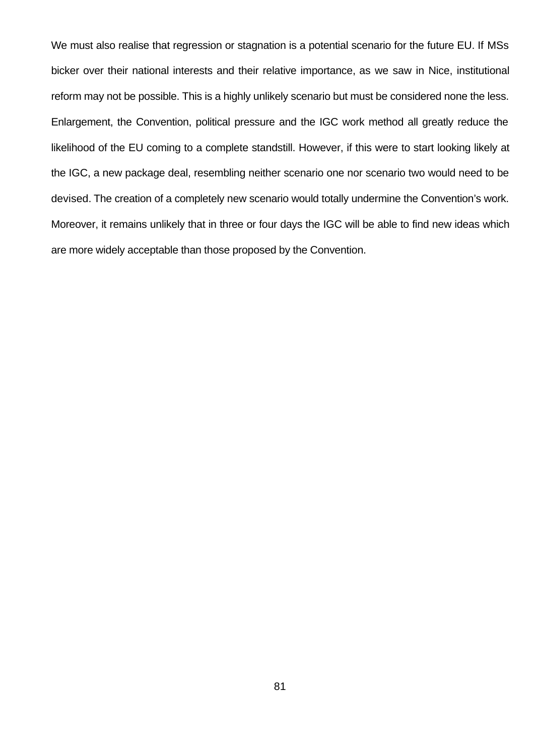We must also realise that regression or stagnation is a potential scenario for the future EU. If MSs bicker over their national interests and their relative importance, as we saw in Nice, institutional reform may not be possible. This is a highly unlikely scenario but must be considered none the less. Enlargement, the Convention, political pressure and the IGC work method all greatly reduce the likelihood of the EU coming to a complete standstill. However, if this were to start looking likely at the IGC, a new package deal, resembling neither scenario one nor scenario two would need to be devised. The creation of a completely new scenario would totally undermine the Convention's work. Moreover, it remains unlikely that in three or four days the IGC will be able to find new ideas which are more widely acceptable than those proposed by the Convention.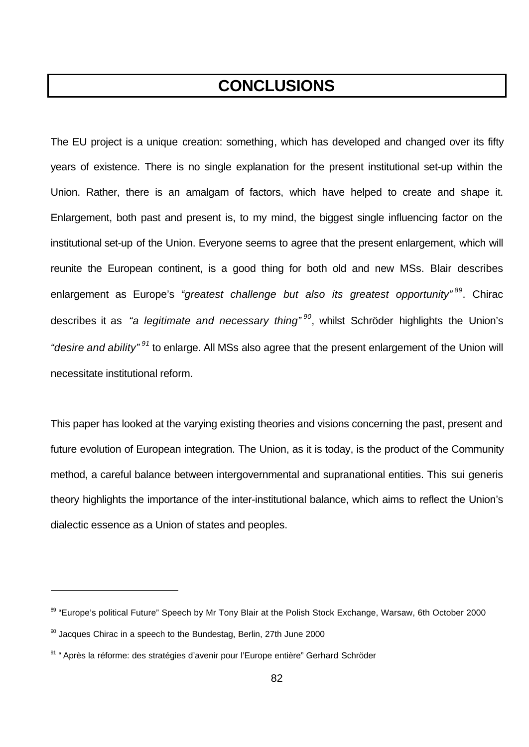# CONCLUSIONS

The EU project is a unique creation: something, which has developed and changed over its fifty years of existence. There is no single explanation for the present institutional set-up within the Union. Rather, there is an amalgam of factors, which have helped to create and shape it. Enlargement, both past and present is, to my mind, the biggest single influencing factor on the institutional set-up of the Union. Everyone seems to agree that the present enlargement, which will reunite the European continent, is a good thing for both old and new MSs. Blair describes enlargement as Europe's *"greatest challenge but also its greatest opportunity"*[89]. Chirac describes it as *"a legitimate and necessary thing"*[90], whilst Schröder highlights the Union's *"desire and ability"*[91] to enlarge. All MSs also agree that the present enlargement of the Union will necessitate institutional reform.

This paper has looked at the varying existing theories and visions concerning the past, present and future evolution of European integration. The Union, as it is today, is the product of the Community method, a careful balance between intergovernmental and supranational entities. This sui generis theory highlights the importance of the inter-institutional balance, which aims to reflect the Union's dialectic essence as a Union of states and peoples.

---

[89] "Europe's political Future" Speech by Mr Tony Blair at the Polish Stock Exchange, Warsaw, 6th October 2000

[90] Jacques Chirac in a speech to the Bundestag, Berlin, 27th June 2000

[91] " Après la réforme: des stratégies d'avenir pour l'Europe entière" Gerhard Schröder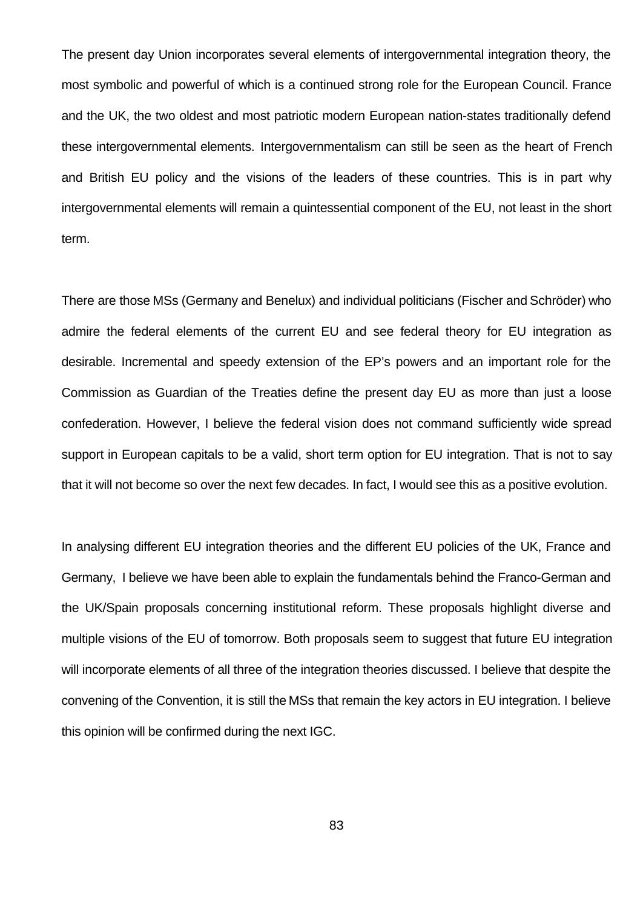The present day Union incorporates several elements of intergovernmental integration theory, the most symbolic and powerful of which is a continued strong role for the European Council. France and the UK, the two oldest and most patriotic modern European nation-states traditionally defend these intergovernmental elements. Intergovernmentalism can still be seen as the heart of French and British EU policy and the visions of the leaders of these countries. This is in part why intergovernmental elements will remain a quintessential component of the EU, not least in the short term.

There are those MSs (Germany and Benelux) and individual politicians (Fischer and Schröder) who admire the federal elements of the current EU and see federal theory for EU integration as desirable. Incremental and speedy extension of the EP's powers and an important role for the Commission as Guardian of the Treaties define the present day EU as more than just a loose confederation. However, I believe the federal vision does not command sufficiently wide spread support in European capitals to be a valid, short term option for EU integration. That is not to say that it will not become so over the next few decades. In fact, I would see this as a positive evolution.

In analysing different EU integration theories and the different EU policies of the UK, France and Germany, I believe we have been able to explain the fundamentals behind the Franco-German and the UK/Spain proposals concerning institutional reform. These proposals highlight diverse and multiple visions of the EU of tomorrow. Both proposals seem to suggest that future EU integration will incorporate elements of all three of the integration theories discussed. I believe that despite the convening of the Convention, it is still the MSs that remain the key actors in EU integration. I believe this opinion will be confirmed during the next IGC.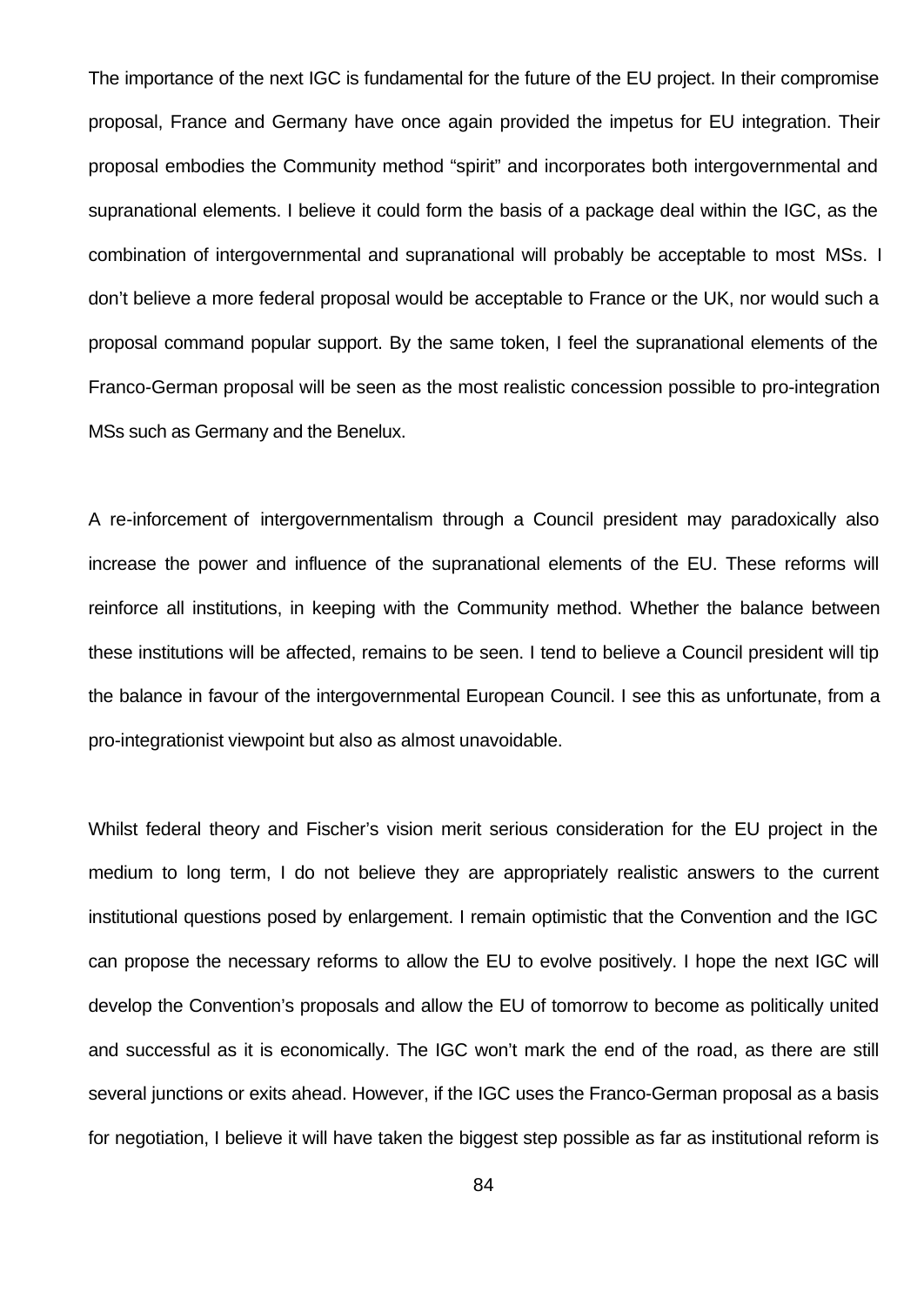The importance of the next IGC is fundamental for the future of the EU project. In their compromise proposal, France and Germany have once again provided the impetus for EU integration. Their proposal embodies the Community method "spirit" and incorporates both intergovernmental and supranational elements. I believe it could form the basis of a package deal within the IGC, as the combination of intergovernmental and supranational will probably be acceptable to most MSs. I don't believe a more federal proposal would be acceptable to France or the UK, nor would such a proposal command popular support. By the same token, I feel the supranational elements of the Franco-German proposal will be seen as the most realistic concession possible to pro-integration MSs such as Germany and the Benelux.

A re-inforcement of intergovernmentalism through a Council president may paradoxically also increase the power and influence of the supranational elements of the EU. These reforms will reinforce all institutions, in keeping with the Community method. Whether the balance between these institutions will be affected, remains to be seen. I tend to believe a Council president will tip the balance in favour of the intergovernmental European Council. I see this as unfortunate, from a pro-integrationist viewpoint but also as almost unavoidable.

Whilst federal theory and Fischer's vision merit serious consideration for the EU project in the medium to long term, I do not believe they are appropriately realistic answers to the current institutional questions posed by enlargement. I remain optimistic that the Convention and the IGC can propose the necessary reforms to allow the EU to evolve positively. I hope the next IGC will develop the Convention's proposals and allow the EU of tomorrow to become as politically united and successful as it is economically. The IGC won't mark the end of the road, as there are still several junctions or exits ahead. However, if the IGC uses the Franco-German proposal as a basis for negotiation, I believe it will have taken the biggest step possible as far as institutional reform is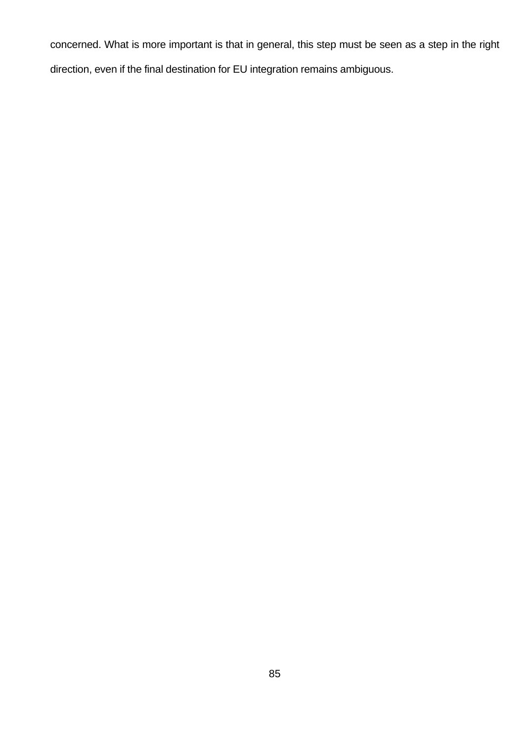concerned. What is more important is that in general, this step must be seen as a step in the right direction, even if the final destination for EU integration remains ambiguous.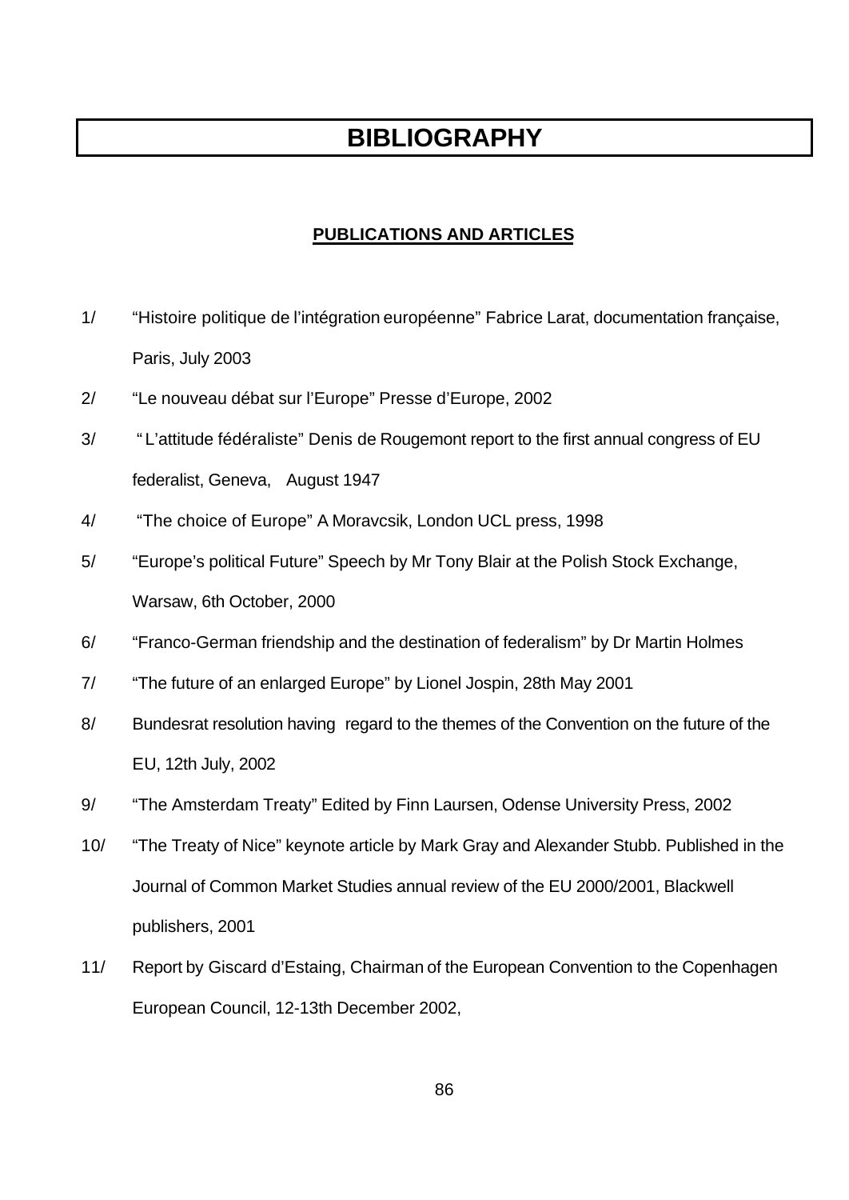# BIBLIOGRAPHY

## PUBLICATIONS AND ARTICLES

1/ "Histoire politique de l'intégration européenne" Fabrice Larat, documentation française, Paris, July 2003

2/ "Le nouveau débat sur l'Europe" Presse d'Europe, 2002

3/ " L'attitude fédéraliste" Denis de Rougemont report to the first annual congress of EU federalist, Geneva, August 1947

4/ "The choice of Europe" A Moravcsik, London UCL press, 1998

5/ "Europe's political Future" Speech by Mr Tony Blair at the Polish Stock Exchange, Warsaw, 6th October, 2000

6/ "Franco-German friendship and the destination of federalism" by Dr Martin Holmes

7/ "The future of an enlarged Europe" by Lionel Jospin, 28th May 2001

8/ Bundesrat resolution having regard to the themes of the Convention on the future of the EU, 12th July, 2002

9/ "The Amsterdam Treaty" Edited by Finn Laursen, Odense University Press, 2002

10/ "The Treaty of Nice" keynote article by Mark Gray and Alexander Stubb. Published in the Journal of Common Market Studies annual review of the EU 2000/2001, Blackwell publishers, 2001

11/ Report by Giscard d'Estaing, Chairman of the European Convention to the Copenhagen European Council, 12-13th December 2002,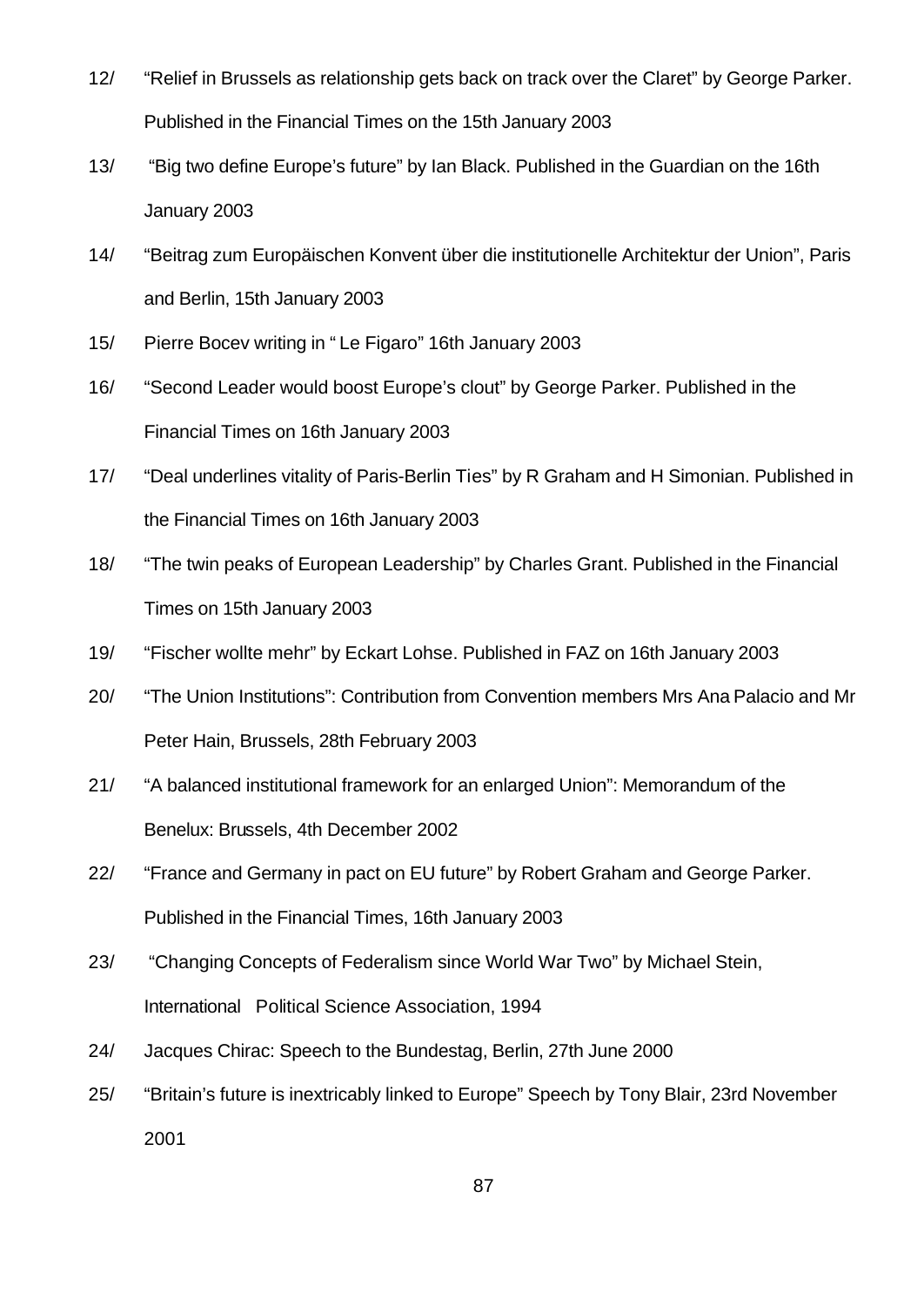12/ "Relief in Brussels as relationship gets back on track over the Claret" by George Parker. Published in the Financial Times on the 15th January 2003

13/ "Big two define Europe's future" by Ian Black. Published in the Guardian on the 16th January 2003

14/ "Beitrag zum Europäischen Konvent über die institutionelle Architektur der Union", Paris and Berlin, 15th January 2003

15/ Pierre Bocev writing in " Le Figaro" 16th January 2003

16/ "Second Leader would boost Europe's clout" by George Parker. Published in the Financial Times on 16th January 2003

17/ "Deal underlines vitality of Paris-Berlin Ties" by R Graham and H Simonian. Published in the Financial Times on 16th January 2003

18/ "The twin peaks of European Leadership" by Charles Grant. Published in the Financial Times on 15th January 2003

19/ "Fischer wollte mehr" by Eckart Lohse. Published in FAZ on 16th January 2003

20/ "The Union Institutions": Contribution from Convention members Mrs Ana Palacio and Mr Peter Hain, Brussels, 28th February 2003

21/ "A balanced institutional framework for an enlarged Union": Memorandum of the Benelux: Brussels, 4th December 2002

22/ "France and Germany in pact on EU future" by Robert Graham and George Parker. Published in the Financial Times, 16th January 2003

23/ "Changing Concepts of Federalism since World War Two" by Michael Stein, International Political Science Association, 1994

24/ Jacques Chirac: Speech to the Bundestag, Berlin, 27th June 2000

25/ "Britain's future is inextricably linked to Europe" Speech by Tony Blair, 23rd November 2001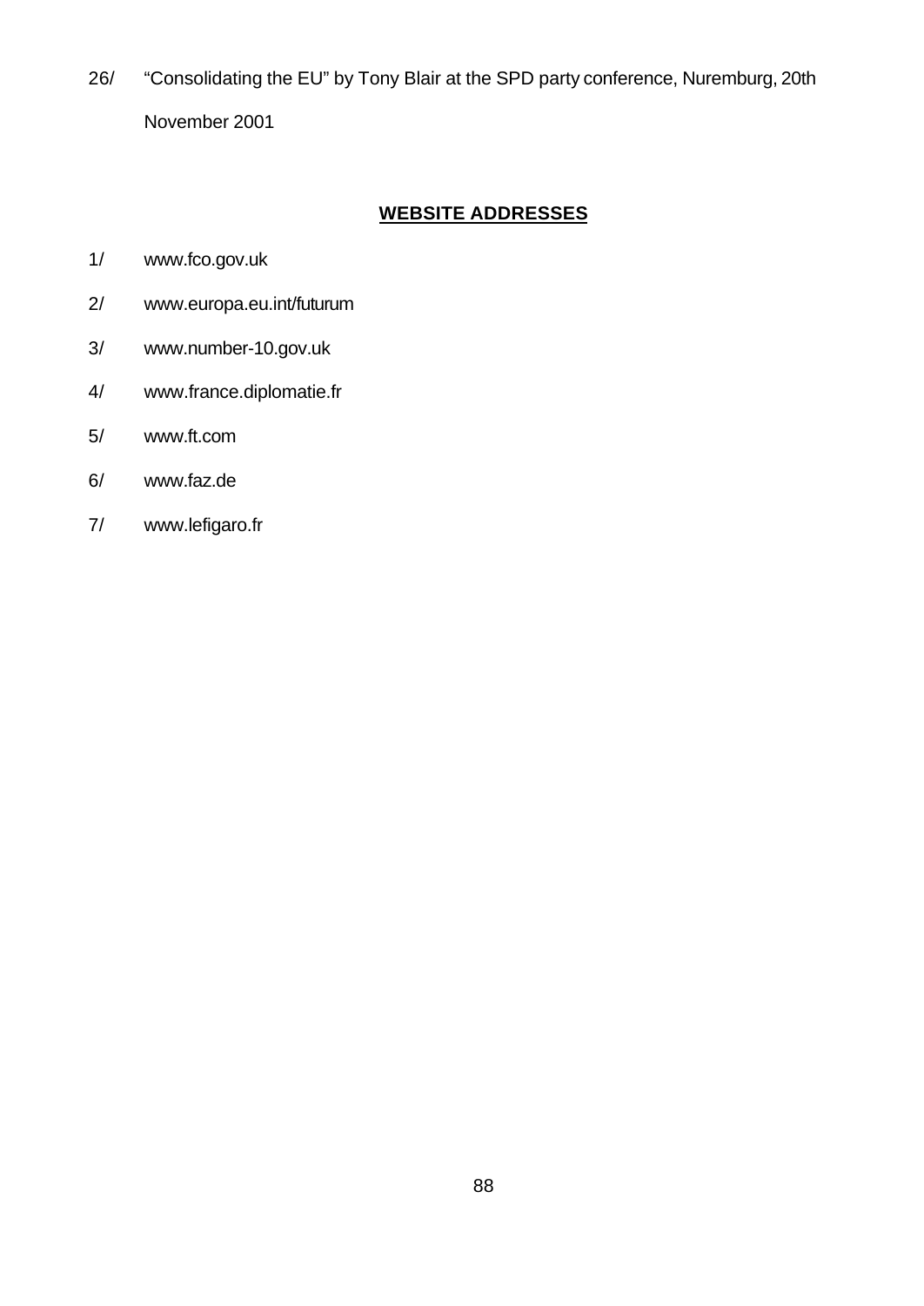26/ "Consolidating the EU" by Tony Blair at the SPD party conference, Nuremburg, 20th November 2001

## WEBSITE ADDRESSES

1/ www.fco.gov.uk

2/ www.europa.eu.int/futurum

3/ www.number-10.gov.uk

4/ www.france.diplomatie.fr

5/ www.ft.com

6/ www.faz.de

7/ www.lefigaro.fr